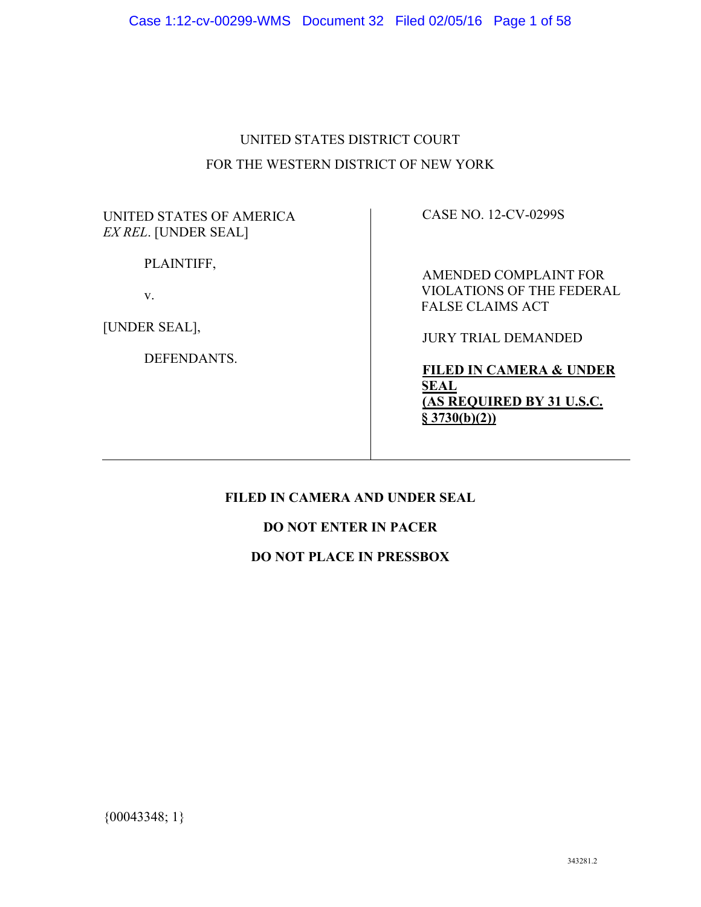UNITED STATES DISTRICT COURT

FOR THE WESTERN DISTRICT OF NEW YORK

| | |
|---|---|
| UNITED STATES OF AMERICA *EX REL*. [UNDER SEAL]<br><br>PLAINTIFF,<br><br>v.<br><br>[UNDER SEAL],<br><br>DEFENDANTS. | CASE NO. 12-CV-0299S<br><br>AMENDED COMPLAINT FOR VIOLATIONS OF THE FEDERAL FALSE CLAIMS ACT<br><br>JURY TRIAL DEMANDED<br><br>**FILED IN CAMERA & UNDER SEAL (AS REQUIRED BY 31 U.S.C. § 3730(b)(2))** |

**FILED IN CAMERA AND UNDER SEAL**

**DO NOT ENTER IN PACER**

**DO NOT PLACE IN PRESSBOX**

{00043348; 1}

343281.2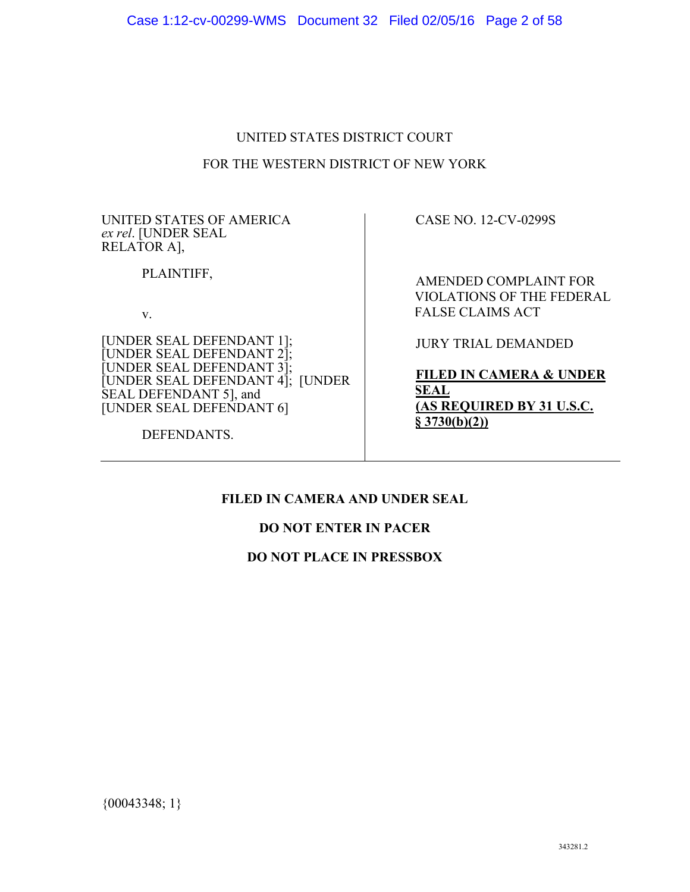UNITED STATES DISTRICT COURT

FOR THE WESTERN DISTRICT OF NEW YORK

| | |
|---|---|
| UNITED STATES OF AMERICA *ex rel*. [UNDER SEAL RELATOR A],<br><br>PLAINTIFF,<br><br>v.<br><br>[UNDER SEAL DEFENDANT 1]; [UNDER SEAL DEFENDANT 2]; [UNDER SEAL DEFENDANT 3]; [UNDER SEAL DEFENDANT 4]; [UNDER SEAL DEFENDANT 5], and [UNDER SEAL DEFENDANT 6]<br><br>DEFENDANTS. | CASE NO. 12-CV-0299S<br><br>AMENDED COMPLAINT FOR VIOLATIONS OF THE FEDERAL FALSE CLAIMS ACT<br><br>JURY TRIAL DEMANDED<br><br>**FILED IN CAMERA & UNDER SEAL (AS REQUIRED BY 31 U.S.C. § 3730(b)(2))** |

**FILED IN CAMERA AND UNDER SEAL**

**DO NOT ENTER IN PACER**

**DO NOT PLACE IN PRESSBOX**

{00043348; 1}

343281.2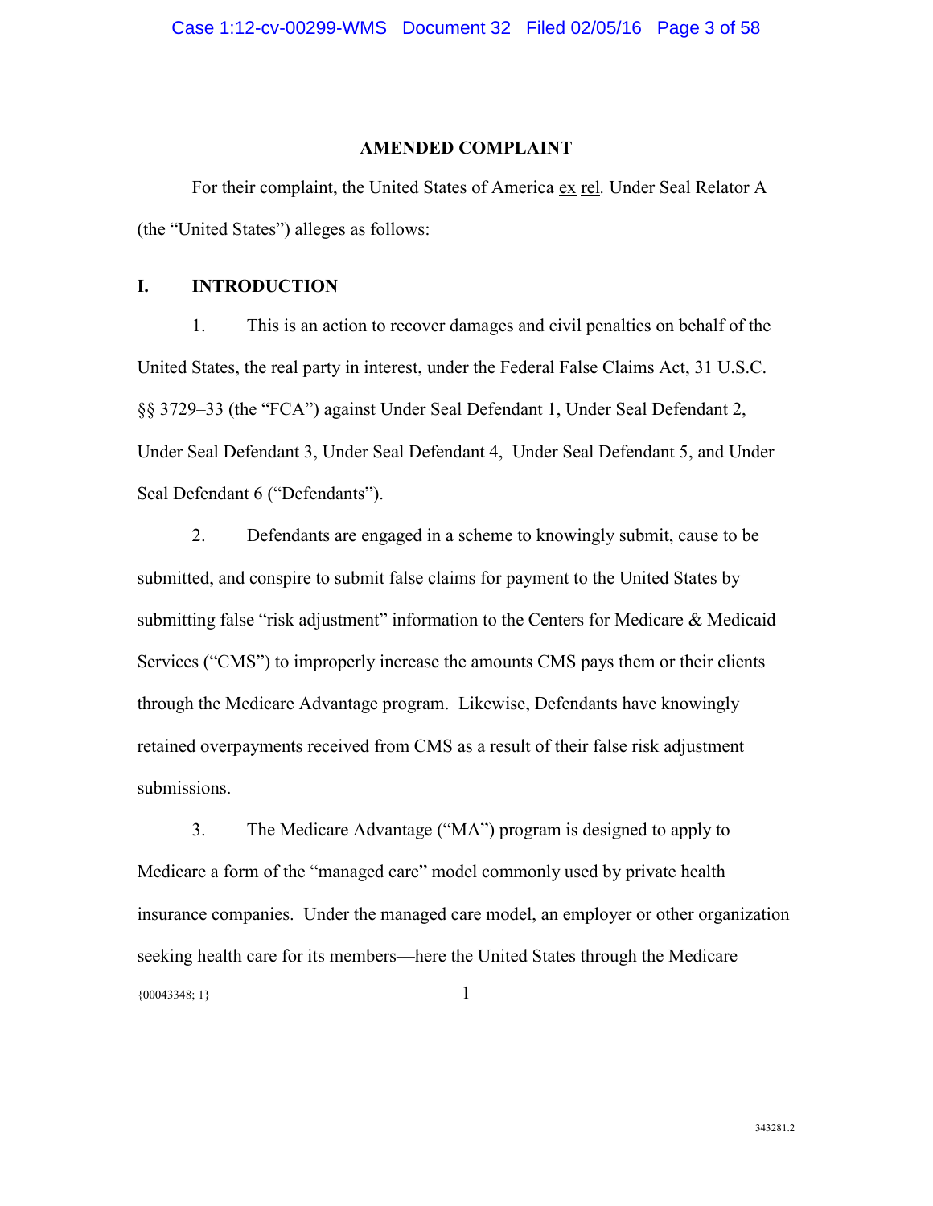## AMENDED COMPLAINT

For their complaint, the United States of America ex rel. Under Seal Relator A (the "United States") alleges as follows:

## I. INTRODUCTION

1. This is an action to recover damages and civil penalties on behalf of the United States, the real party in interest, under the Federal False Claims Act, 31 U.S.C. §§ 3729–33 (the "FCA") against Under Seal Defendant 1, Under Seal Defendant 2, Under Seal Defendant 3, Under Seal Defendant 4, Under Seal Defendant 5, and Under Seal Defendant 6 ("Defendants").

2. Defendants are engaged in a scheme to knowingly submit, cause to be submitted, and conspire to submit false claims for payment to the United States by submitting false "risk adjustment" information to the Centers for Medicare & Medicaid Services ("CMS") to improperly increase the amounts CMS pays them or their clients through the Medicare Advantage program. Likewise, Defendants have knowingly retained overpayments received from CMS as a result of their false risk adjustment submissions.

3. The Medicare Advantage ("MA") program is designed to apply to Medicare a form of the "managed care" model commonly used by private health insurance companies. Under the managed care model, an employer or other organization seeking health care for its members—here the United States through the Medicare

{00043348; 1}

343281.2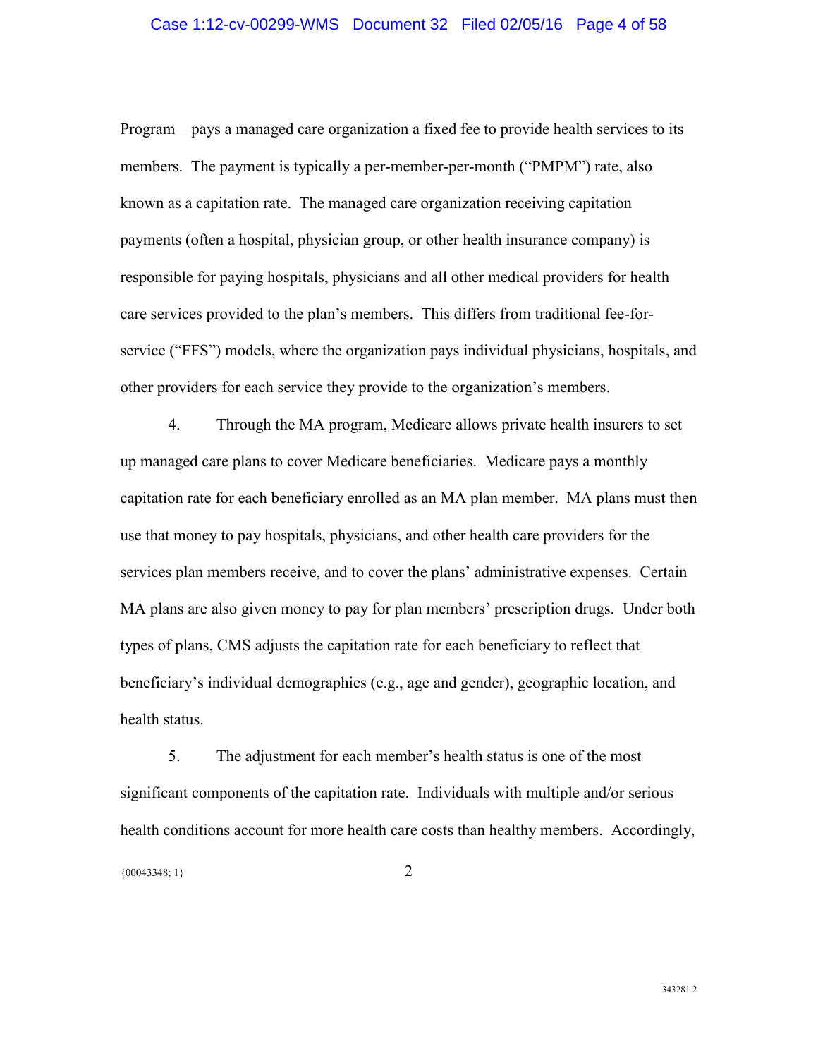Program—pays a managed care organization a fixed fee to provide health services to its members. The payment is typically a per-member-per-month ("PMPM") rate, also known as a capitation rate. The managed care organization receiving capitation payments (often a hospital, physician group, or other health insurance company) is responsible for paying hospitals, physicians and all other medical providers for health care services provided to the plan's members. This differs from traditional fee-for-service ("FFS") models, where the organization pays individual physicians, hospitals, and other providers for each service they provide to the organization's members.

4. Through the MA program, Medicare allows private health insurers to set up managed care plans to cover Medicare beneficiaries. Medicare pays a monthly capitation rate for each beneficiary enrolled as an MA plan member. MA plans must then use that money to pay hospitals, physicians, and other health care providers for the services plan members receive, and to cover the plans' administrative expenses. Certain MA plans are also given money to pay for plan members' prescription drugs. Under both types of plans, CMS adjusts the capitation rate for each beneficiary to reflect that beneficiary's individual demographics (e.g., age and gender), geographic location, and health status.

5. The adjustment for each member's health status is one of the most significant components of the capitation rate. Individuals with multiple and/or serious health conditions account for more health care costs than healthy members. Accordingly,

{00043348; 1}

343281.2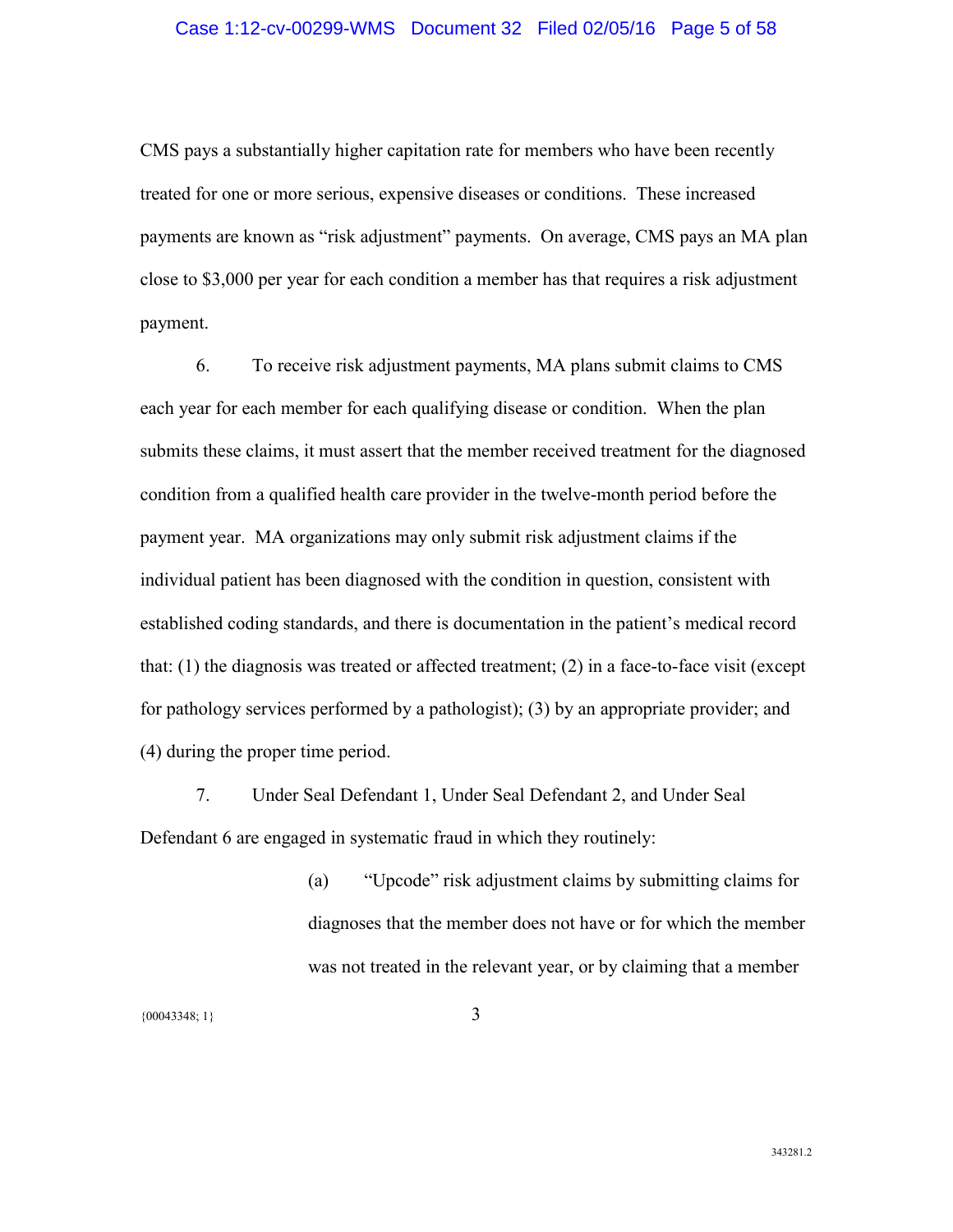CMS pays a substantially higher capitation rate for members who have been recently treated for one or more serious, expensive diseases or conditions. These increased payments are known as "risk adjustment" payments. On average, CMS pays an MA plan close to $3,000 per year for each condition a member has that requires a risk adjustment payment.

6. To receive risk adjustment payments, MA plans submit claims to CMS each year for each member for each qualifying disease or condition. When the plan submits these claims, it must assert that the member received treatment for the diagnosed condition from a qualified health care provider in the twelve-month period before the payment year. MA organizations may only submit risk adjustment claims if the individual patient has been diagnosed with the condition in question, consistent with established coding standards, and there is documentation in the patient's medical record that: (1) the diagnosis was treated or affected treatment; (2) in a face-to-face visit (except for pathology services performed by a pathologist); (3) by an appropriate provider; and (4) during the proper time period.

7. Under Seal Defendant 1, Under Seal Defendant 2, and Under Seal Defendant 6 are engaged in systematic fraud in which they routinely:

> (a) "Upcode" risk adjustment claims by submitting claims for diagnoses that the member does not have or for which the member was not treated in the relevant year, or by claiming that a member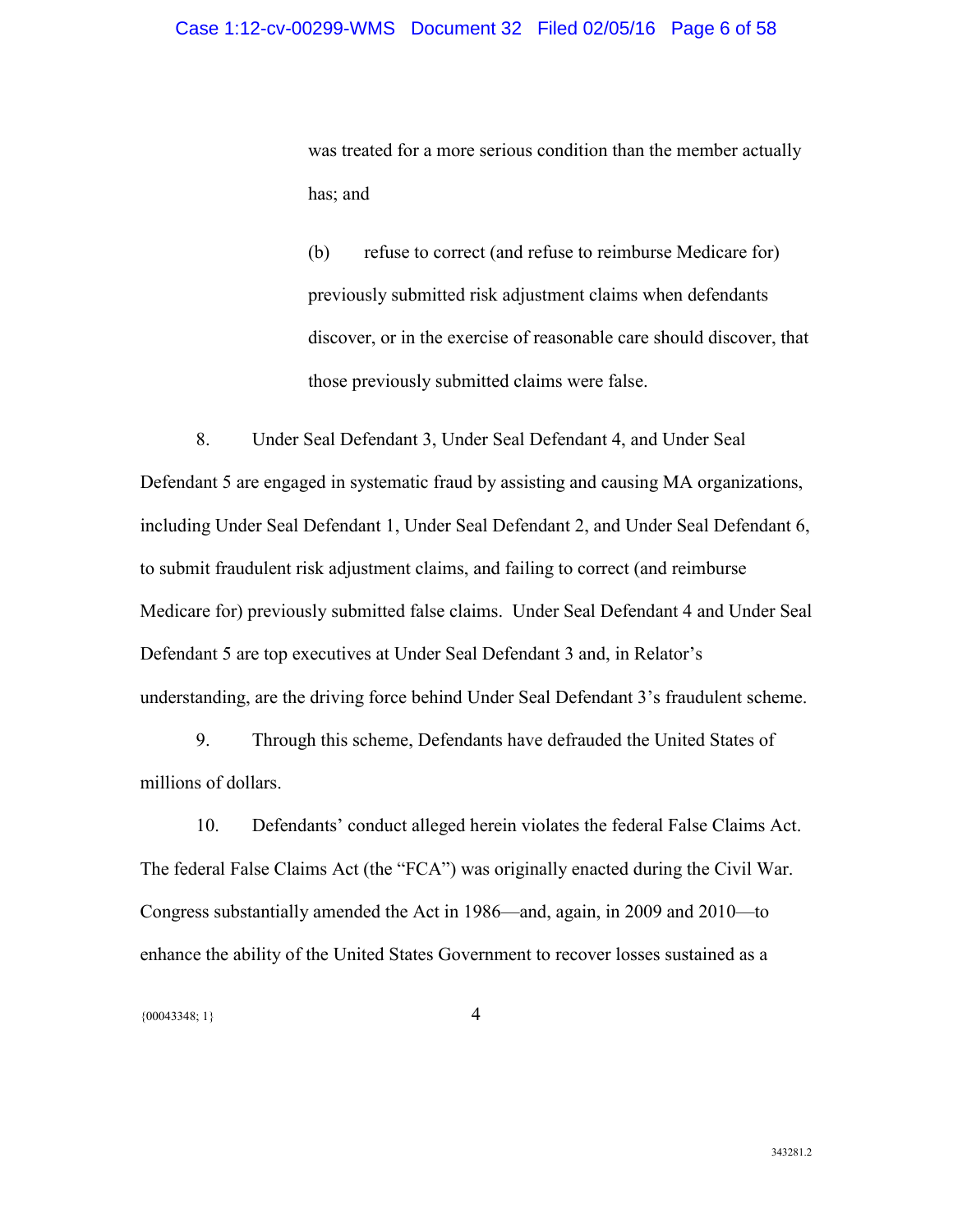was treated for a more serious condition than the member actually has; and

(b) refuse to correct (and refuse to reimburse Medicare for) previously submitted risk adjustment claims when defendants discover, or in the exercise of reasonable care should discover, that those previously submitted claims were false.

8. Under Seal Defendant 3, Under Seal Defendant 4, and Under Seal Defendant 5 are engaged in systematic fraud by assisting and causing MA organizations, including Under Seal Defendant 1, Under Seal Defendant 2, and Under Seal Defendant 6, to submit fraudulent risk adjustment claims, and failing to correct (and reimburse Medicare for) previously submitted false claims. Under Seal Defendant 4 and Under Seal Defendant 5 are top executives at Under Seal Defendant 3 and, in Relator's understanding, are the driving force behind Under Seal Defendant 3's fraudulent scheme.

9. Through this scheme, Defendants have defrauded the United States of millions of dollars.

10. Defendants' conduct alleged herein violates the federal False Claims Act. The federal False Claims Act (the "FCA") was originally enacted during the Civil War. Congress substantially amended the Act in 1986—and, again, in 2009 and 2010—to enhance the ability of the United States Government to recover losses sustained as a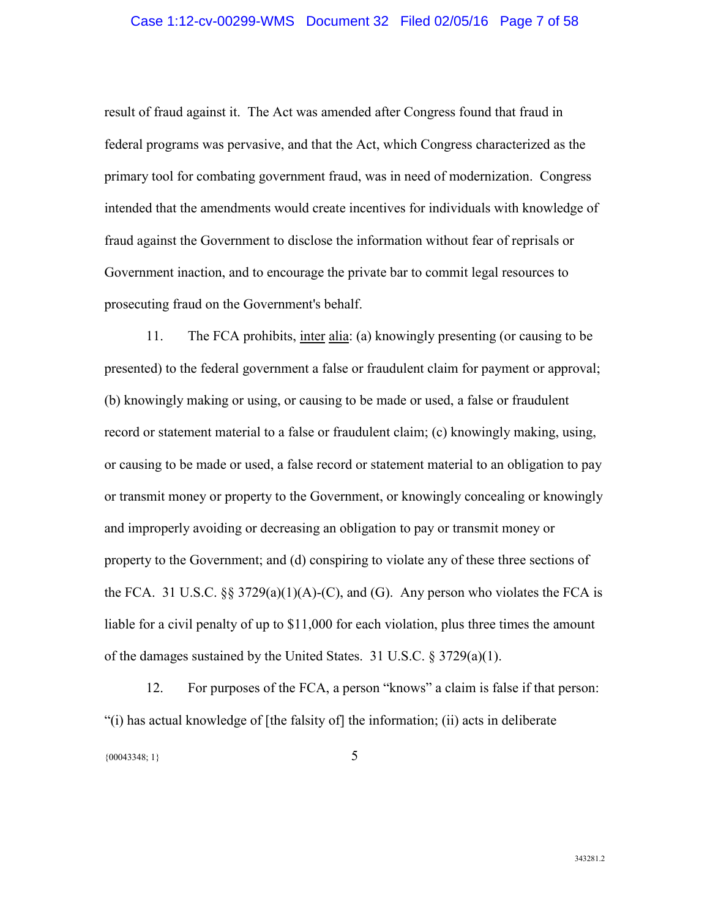result of fraud against it. The Act was amended after Congress found that fraud in federal programs was pervasive, and that the Act, which Congress characterized as the primary tool for combating government fraud, was in need of modernization. Congress intended that the amendments would create incentives for individuals with knowledge of fraud against the Government to disclose the information without fear of reprisals or Government inaction, and to encourage the private bar to commit legal resources to prosecuting fraud on the Government's behalf.

11. The FCA prohibits, inter alia: (a) knowingly presenting (or causing to be presented) to the federal government a false or fraudulent claim for payment or approval; (b) knowingly making or using, or causing to be made or used, a false or fraudulent record or statement material to a false or fraudulent claim; (c) knowingly making, using, or causing to be made or used, a false record or statement material to an obligation to pay or transmit money or property to the Government, or knowingly concealing or knowingly and improperly avoiding or decreasing an obligation to pay or transmit money or property to the Government; and (d) conspiring to violate any of these three sections of the FCA. 31 U.S.C. §§ 3729(a)(1)(A)-(C), and (G). Any person who violates the FCA is liable for a civil penalty of up to $11,000 for each violation, plus three times the amount of the damages sustained by the United States. 31 U.S.C. § 3729(a)(1).

12. For purposes of the FCA, a person "knows" a claim is false if that person: "(i) has actual knowledge of [the falsity of] the information; (ii) acts in deliberate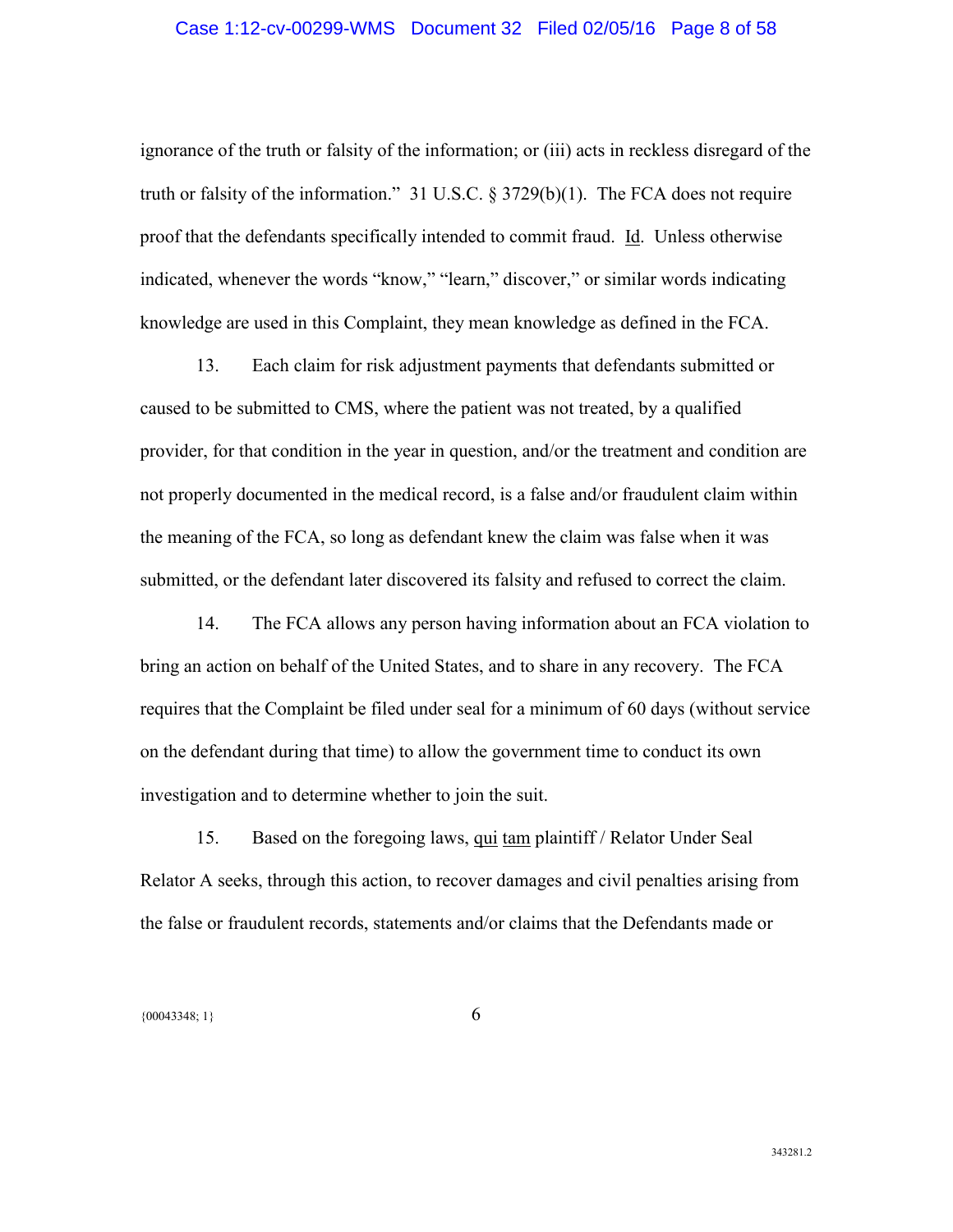ignorance of the truth or falsity of the information; or (iii) acts in reckless disregard of the truth or falsity of the information." 31 U.S.C. § 3729(b)(1). The FCA does not require proof that the defendants specifically intended to commit fraud. Id. Unless otherwise indicated, whenever the words "know," "learn," discover," or similar words indicating knowledge are used in this Complaint, they mean knowledge as defined in the FCA.

13. Each claim for risk adjustment payments that defendants submitted or caused to be submitted to CMS, where the patient was not treated, by a qualified provider, for that condition in the year in question, and/or the treatment and condition are not properly documented in the medical record, is a false and/or fraudulent claim within the meaning of the FCA, so long as defendant knew the claim was false when it was submitted, or the defendant later discovered its falsity and refused to correct the claim.

14. The FCA allows any person having information about an FCA violation to bring an action on behalf of the United States, and to share in any recovery. The FCA requires that the Complaint be filed under seal for a minimum of 60 days (without service on the defendant during that time) to allow the government time to conduct its own investigation and to determine whether to join the suit.

15. Based on the foregoing laws, qui tam plaintiff / Relator Under Seal Relator A seeks, through this action, to recover damages and civil penalties arising from the false or fraudulent records, statements and/or claims that the Defendants made or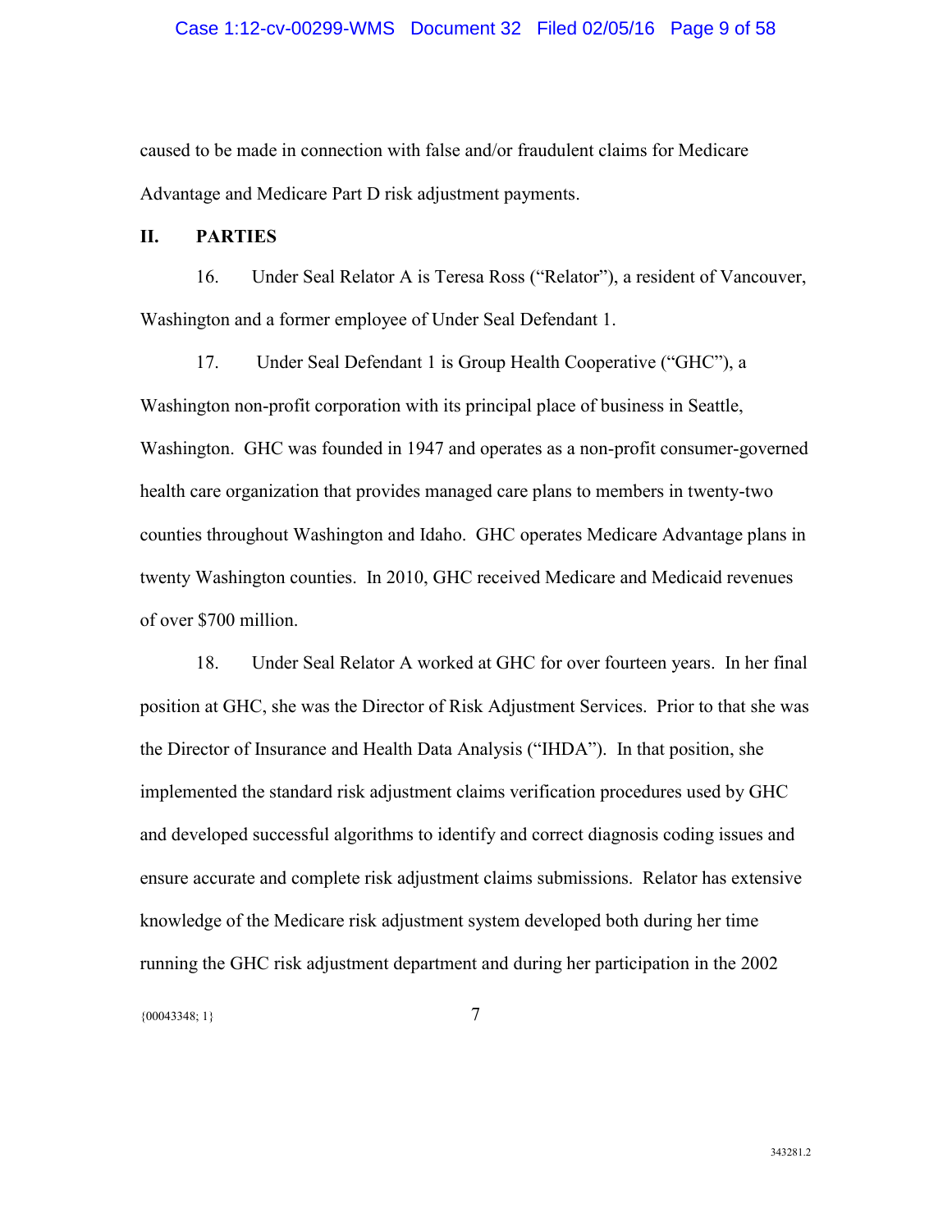caused to be made in connection with false and/or fraudulent claims for Medicare Advantage and Medicare Part D risk adjustment payments.

## II. PARTIES

16. Under Seal Relator A is Teresa Ross ("Relator"), a resident of Vancouver, Washington and a former employee of Under Seal Defendant 1.

17. Under Seal Defendant 1 is Group Health Cooperative ("GHC"), a Washington non-profit corporation with its principal place of business in Seattle, Washington. GHC was founded in 1947 and operates as a non-profit consumer-governed health care organization that provides managed care plans to members in twenty-two counties throughout Washington and Idaho. GHC operates Medicare Advantage plans in twenty Washington counties. In 2010, GHC received Medicare and Medicaid revenues of over $700 million.

18. Under Seal Relator A worked at GHC for over fourteen years. In her final position at GHC, she was the Director of Risk Adjustment Services. Prior to that she was the Director of Insurance and Health Data Analysis ("IHDA"). In that position, she implemented the standard risk adjustment claims verification procedures used by GHC and developed successful algorithms to identify and correct diagnosis coding issues and ensure accurate and complete risk adjustment claims submissions. Relator has extensive knowledge of the Medicare risk adjustment system developed both during her time running the GHC risk adjustment department and during her participation in the 2002

{00043348; 1}

343281.2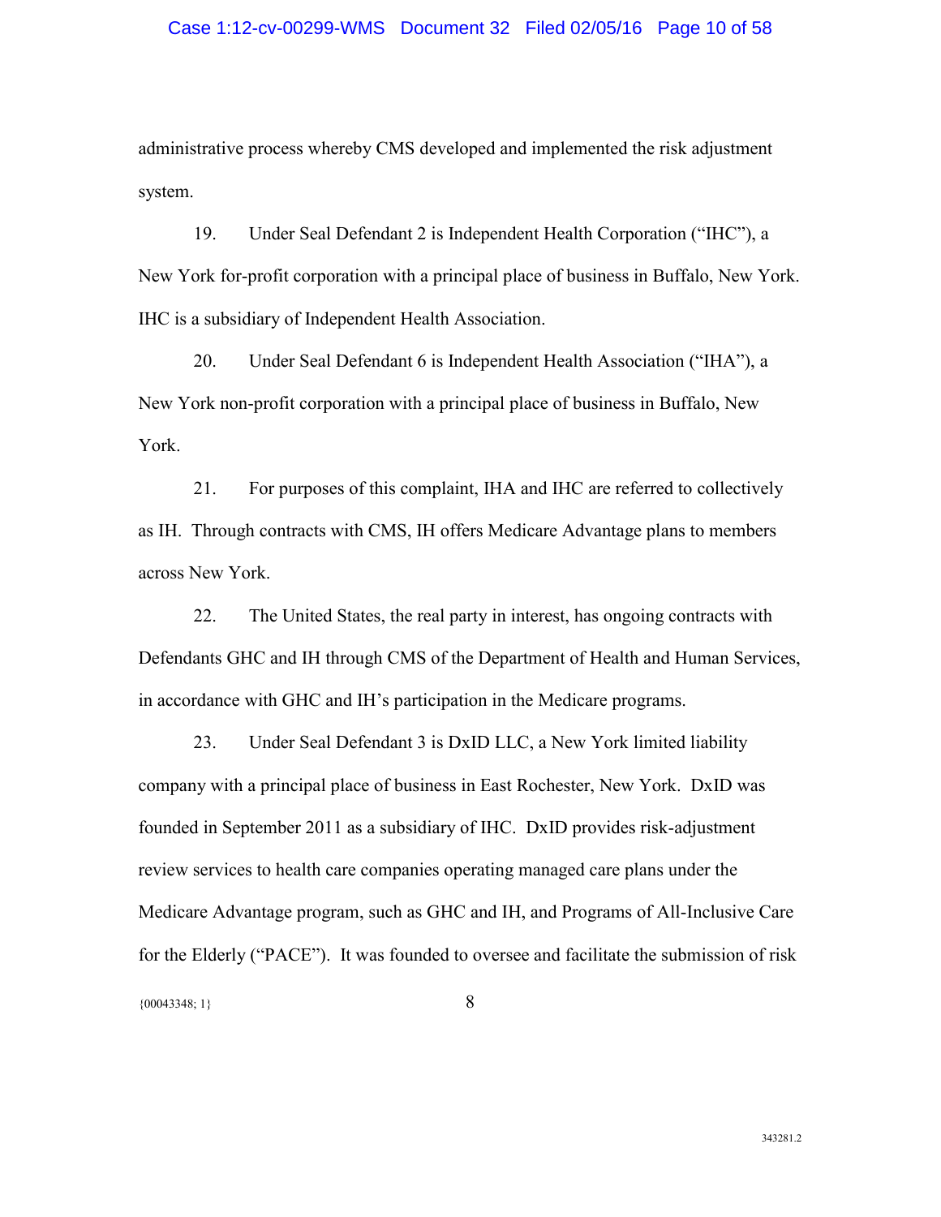administrative process whereby CMS developed and implemented the risk adjustment system.

19. Under Seal Defendant 2 is Independent Health Corporation ("IHC"), a New York for-profit corporation with a principal place of business in Buffalo, New York. IHC is a subsidiary of Independent Health Association.

20. Under Seal Defendant 6 is Independent Health Association ("IHA"), a New York non-profit corporation with a principal place of business in Buffalo, New York.

21. For purposes of this complaint, IHA and IHC are referred to collectively as IH. Through contracts with CMS, IH offers Medicare Advantage plans to members across New York.

22. The United States, the real party in interest, has ongoing contracts with Defendants GHC and IH through CMS of the Department of Health and Human Services, in accordance with GHC and IH's participation in the Medicare programs.

23. Under Seal Defendant 3 is DxID LLC, a New York limited liability company with a principal place of business in East Rochester, New York. DxID was founded in September 2011 as a subsidiary of IHC. DxID provides risk-adjustment review services to health care companies operating managed care plans under the Medicare Advantage program, such as GHC and IH, and Programs of All-Inclusive Care for the Elderly ("PACE"). It was founded to oversee and facilitate the submission of risk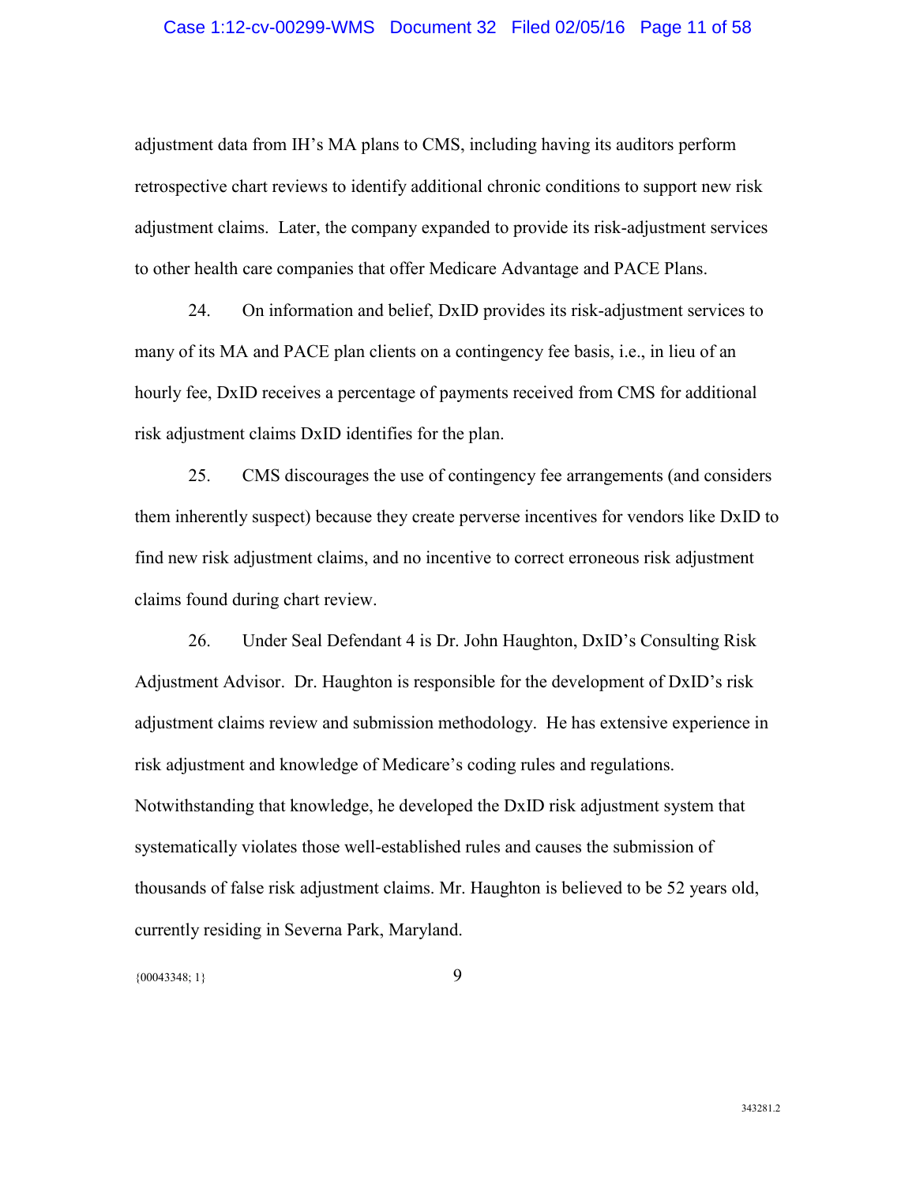adjustment data from IH's MA plans to CMS, including having its auditors perform retrospective chart reviews to identify additional chronic conditions to support new risk adjustment claims. Later, the company expanded to provide its risk-adjustment services to other health care companies that offer Medicare Advantage and PACE Plans.

24. On information and belief, DxID provides its risk-adjustment services to many of its MA and PACE plan clients on a contingency fee basis, i.e., in lieu of an hourly fee, DxID receives a percentage of payments received from CMS for additional risk adjustment claims DxID identifies for the plan.

25. CMS discourages the use of contingency fee arrangements (and considers them inherently suspect) because they create perverse incentives for vendors like DxID to find new risk adjustment claims, and no incentive to correct erroneous risk adjustment claims found during chart review.

26. Under Seal Defendant 4 is Dr. John Haughton, DxID's Consulting Risk Adjustment Advisor. Dr. Haughton is responsible for the development of DxID's risk adjustment claims review and submission methodology. He has extensive experience in risk adjustment and knowledge of Medicare's coding rules and regulations. Notwithstanding that knowledge, he developed the DxID risk adjustment system that systematically violates those well-established rules and causes the submission of thousands of false risk adjustment claims. Mr. Haughton is believed to be 52 years old, currently residing in Severna Park, Maryland.

{00043348; 1}

343281.2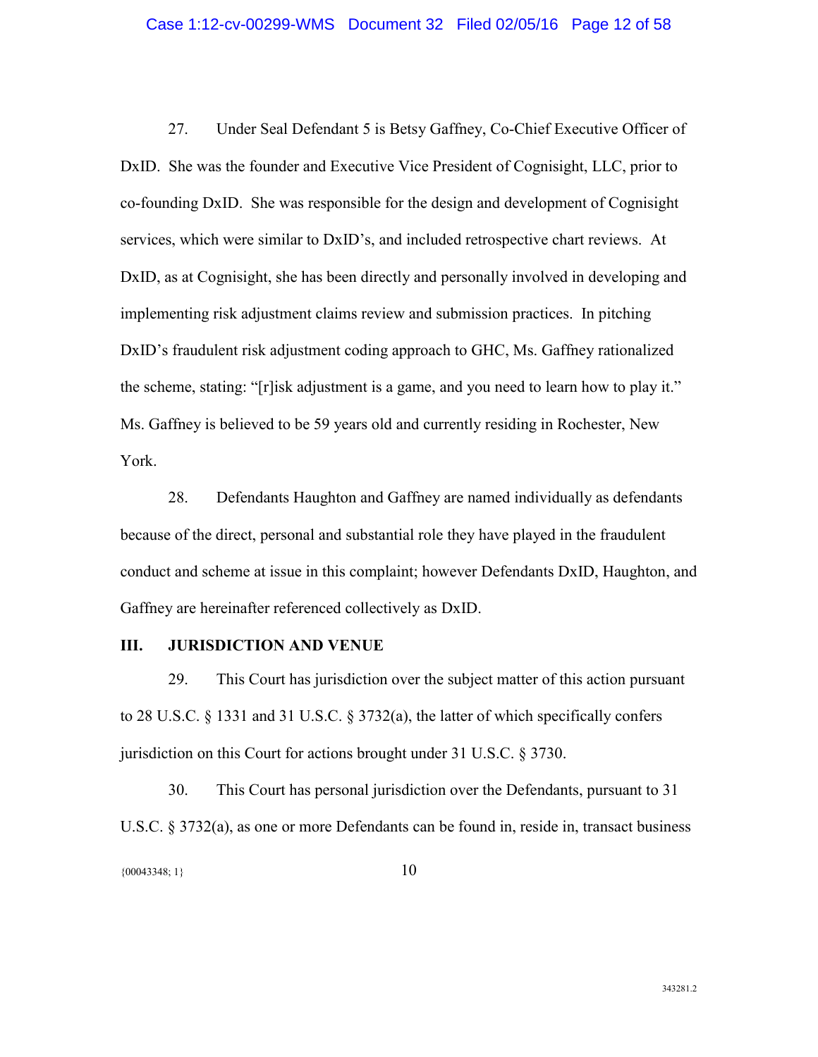27. Under Seal Defendant 5 is Betsy Gaffney, Co-Chief Executive Officer of DxID. She was the founder and Executive Vice President of Cognisight, LLC, prior to co-founding DxID. She was responsible for the design and development of Cognisight services, which were similar to DxID's, and included retrospective chart reviews. At DxID, as at Cognisight, she has been directly and personally involved in developing and implementing risk adjustment claims review and submission practices. In pitching DxID's fraudulent risk adjustment coding approach to GHC, Ms. Gaffney rationalized the scheme, stating: "[r]isk adjustment is a game, and you need to learn how to play it." Ms. Gaffney is believed to be 59 years old and currently residing in Rochester, New York.

28. Defendants Haughton and Gaffney are named individually as defendants because of the direct, personal and substantial role they have played in the fraudulent conduct and scheme at issue in this complaint; however Defendants DxID, Haughton, and Gaffney are hereinafter referenced collectively as DxID.

## III. JURISDICTION AND VENUE

29. This Court has jurisdiction over the subject matter of this action pursuant to 28 U.S.C. § 1331 and 31 U.S.C. § 3732(a), the latter of which specifically confers jurisdiction on this Court for actions brought under 31 U.S.C. § 3730.

30. This Court has personal jurisdiction over the Defendants, pursuant to 31 U.S.C. § 3732(a), as one or more Defendants can be found in, reside in, transact business

{00043348; 1}

343281.2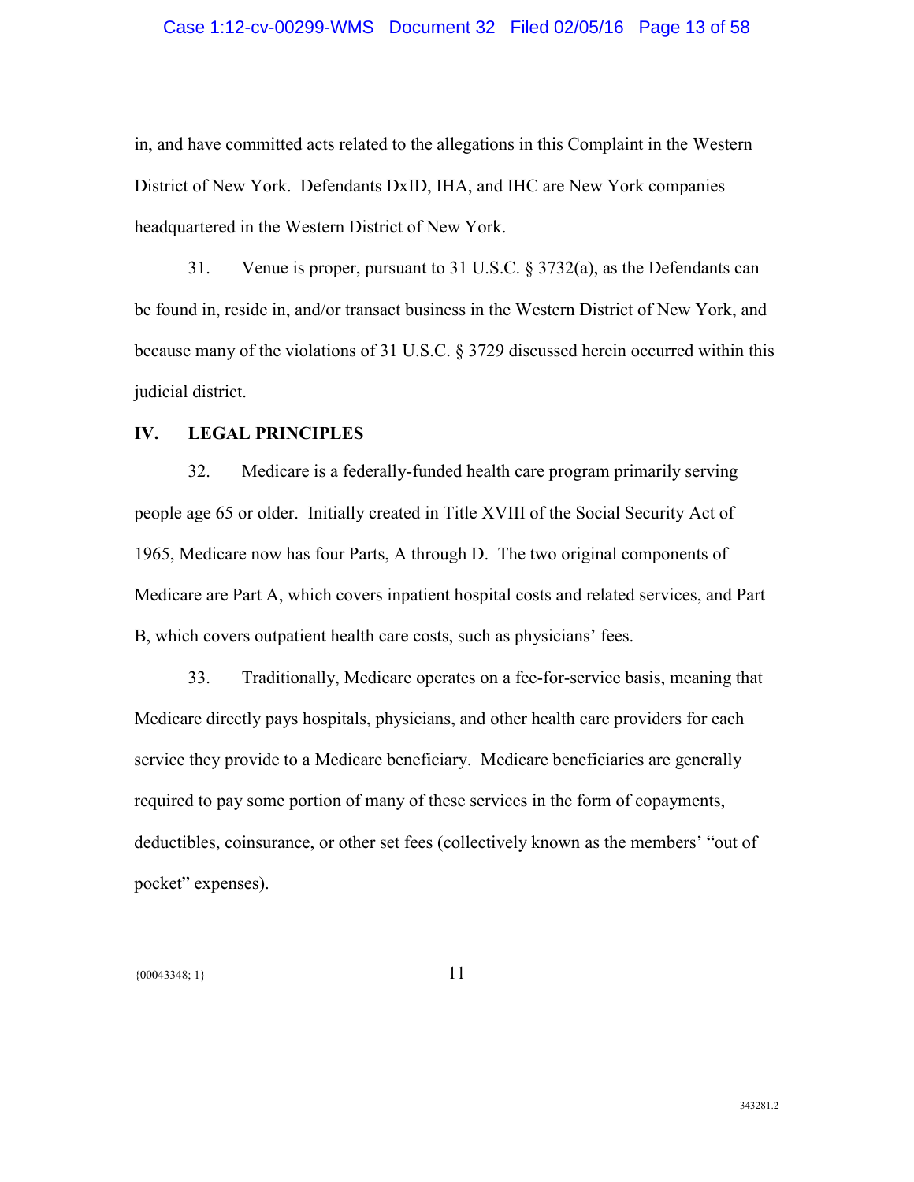in, and have committed acts related to the allegations in this Complaint in the Western District of New York. Defendants DxID, IHA, and IHC are New York companies headquartered in the Western District of New York.

31. Venue is proper, pursuant to 31 U.S.C. § 3732(a), as the Defendants can be found in, reside in, and/or transact business in the Western District of New York, and because many of the violations of 31 U.S.C. § 3729 discussed herein occurred within this judicial district.

## IV. LEGAL PRINCIPLES

32. Medicare is a federally-funded health care program primarily serving people age 65 or older. Initially created in Title XVIII of the Social Security Act of 1965, Medicare now has four Parts, A through D. The two original components of Medicare are Part A, which covers inpatient hospital costs and related services, and Part B, which covers outpatient health care costs, such as physicians' fees.

33. Traditionally, Medicare operates on a fee-for-service basis, meaning that Medicare directly pays hospitals, physicians, and other health care providers for each service they provide to a Medicare beneficiary. Medicare beneficiaries are generally required to pay some portion of many of these services in the form of copayments, deductibles, coinsurance, or other set fees (collectively known as the members' "out of pocket" expenses).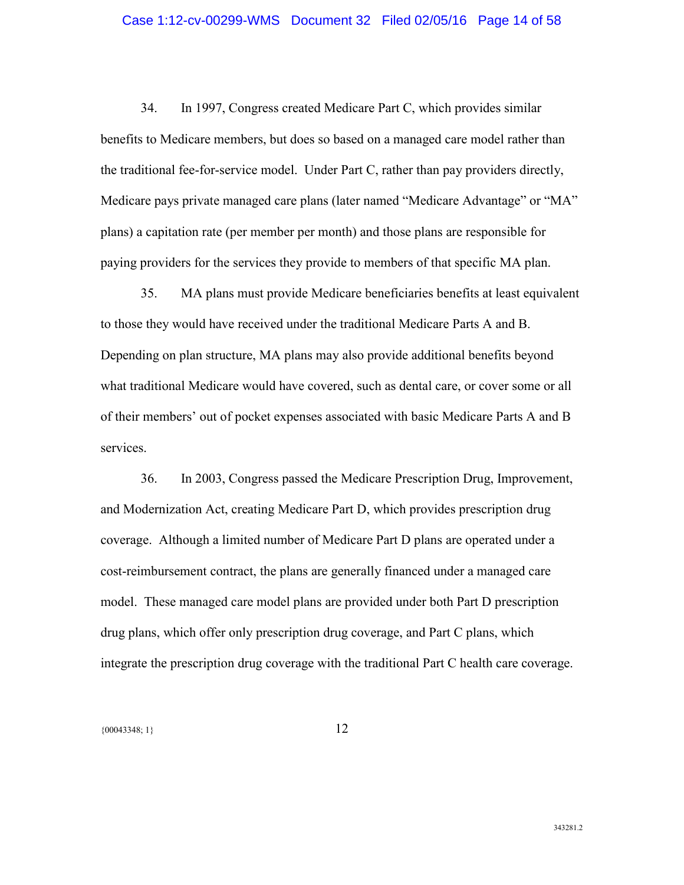34. In 1997, Congress created Medicare Part C, which provides similar benefits to Medicare members, but does so based on a managed care model rather than the traditional fee-for-service model. Under Part C, rather than pay providers directly, Medicare pays private managed care plans (later named "Medicare Advantage" or "MA" plans) a capitation rate (per member per month) and those plans are responsible for paying providers for the services they provide to members of that specific MA plan.

35. MA plans must provide Medicare beneficiaries benefits at least equivalent to those they would have received under the traditional Medicare Parts A and B. Depending on plan structure, MA plans may also provide additional benefits beyond what traditional Medicare would have covered, such as dental care, or cover some or all of their members' out of pocket expenses associated with basic Medicare Parts A and B services.

36. In 2003, Congress passed the Medicare Prescription Drug, Improvement, and Modernization Act, creating Medicare Part D, which provides prescription drug coverage. Although a limited number of Medicare Part D plans are operated under a cost-reimbursement contract, the plans are generally financed under a managed care model. These managed care model plans are provided under both Part D prescription drug plans, which offer only prescription drug coverage, and Part C plans, which integrate the prescription drug coverage with the traditional Part C health care coverage.

{00043348; 1}

343281.2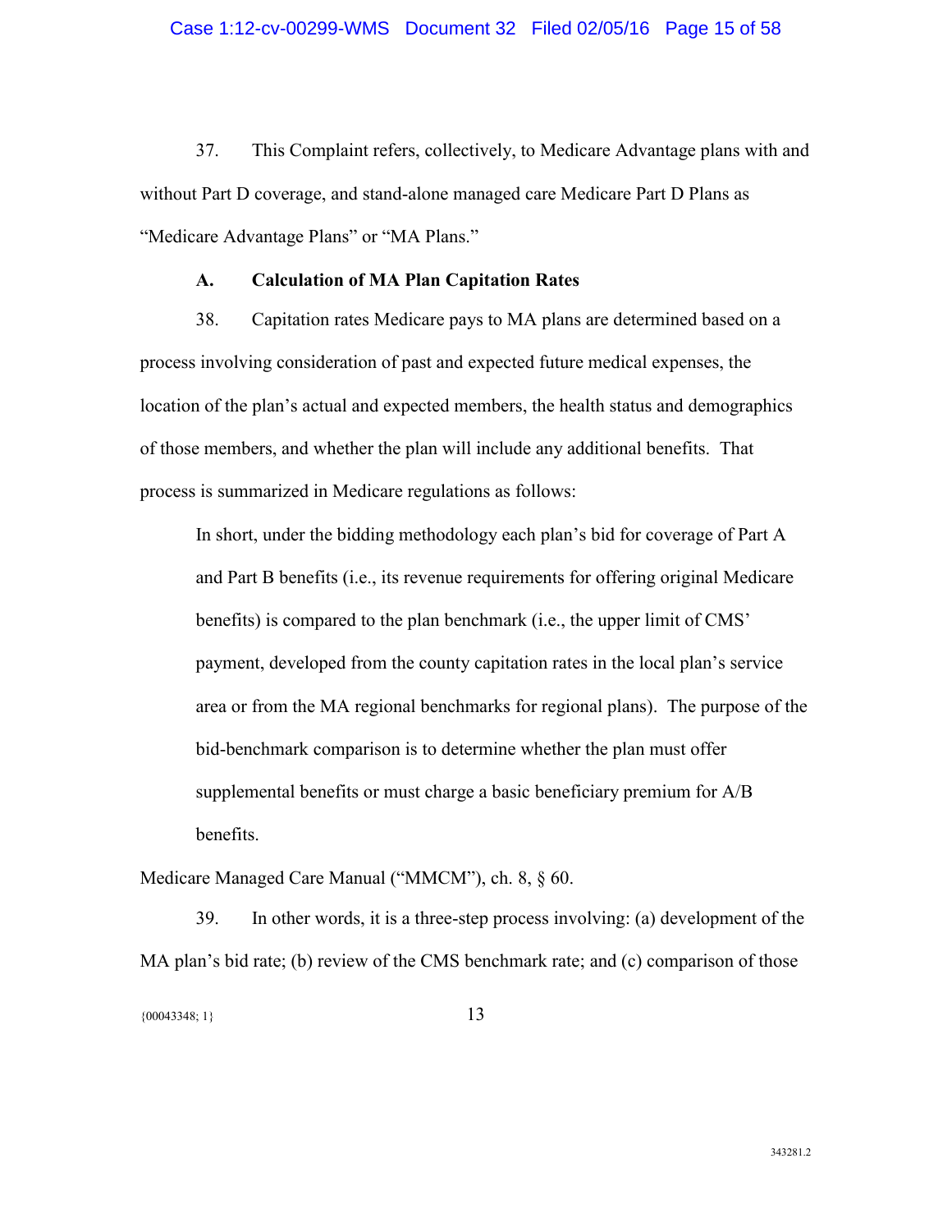37. This Complaint refers, collectively, to Medicare Advantage plans with and without Part D coverage, and stand-alone managed care Medicare Part D Plans as "Medicare Advantage Plans" or "MA Plans."

### A. Calculation of MA Plan Capitation Rates

38. Capitation rates Medicare pays to MA plans are determined based on a process involving consideration of past and expected future medical expenses, the location of the plan's actual and expected members, the health status and demographics of those members, and whether the plan will include any additional benefits. That process is summarized in Medicare regulations as follows:

> In short, under the bidding methodology each plan's bid for coverage of Part A and Part B benefits (i.e., its revenue requirements for offering original Medicare benefits) is compared to the plan benchmark (i.e., the upper limit of CMS' payment, developed from the county capitation rates in the local plan's service area or from the MA regional benchmarks for regional plans). The purpose of the bid-benchmark comparison is to determine whether the plan must offer supplemental benefits or must charge a basic beneficiary premium for A/B benefits.

Medicare Managed Care Manual ("MMCM"), ch. 8, § 60.

39. In other words, it is a three-step process involving: (a) development of the MA plan's bid rate; (b) review of the CMS benchmark rate; and (c) comparison of those

{00043348; 1}

343281.2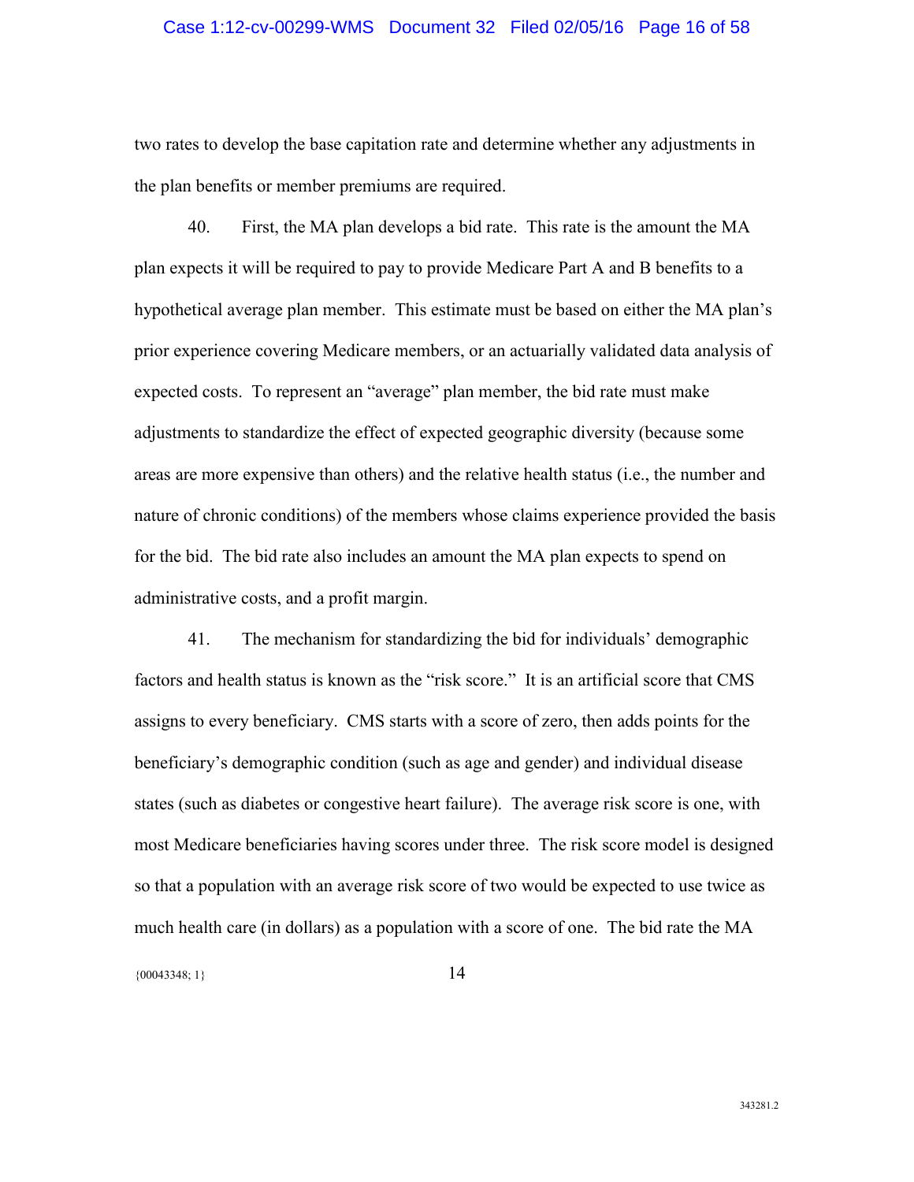two rates to develop the base capitation rate and determine whether any adjustments in the plan benefits or member premiums are required.

40. First, the MA plan develops a bid rate. This rate is the amount the MA plan expects it will be required to pay to provide Medicare Part A and B benefits to a hypothetical average plan member. This estimate must be based on either the MA plan's prior experience covering Medicare members, or an actuarially validated data analysis of expected costs. To represent an "average" plan member, the bid rate must make adjustments to standardize the effect of expected geographic diversity (because some areas are more expensive than others) and the relative health status (i.e., the number and nature of chronic conditions) of the members whose claims experience provided the basis for the bid. The bid rate also includes an amount the MA plan expects to spend on administrative costs, and a profit margin.

41. The mechanism for standardizing the bid for individuals' demographic factors and health status is known as the "risk score." It is an artificial score that CMS assigns to every beneficiary. CMS starts with a score of zero, then adds points for the beneficiary's demographic condition (such as age and gender) and individual disease states (such as diabetes or congestive heart failure). The average risk score is one, with most Medicare beneficiaries having scores under three. The risk score model is designed so that a population with an average risk score of two would be expected to use twice as much health care (in dollars) as a population with a score of one. The bid rate the MA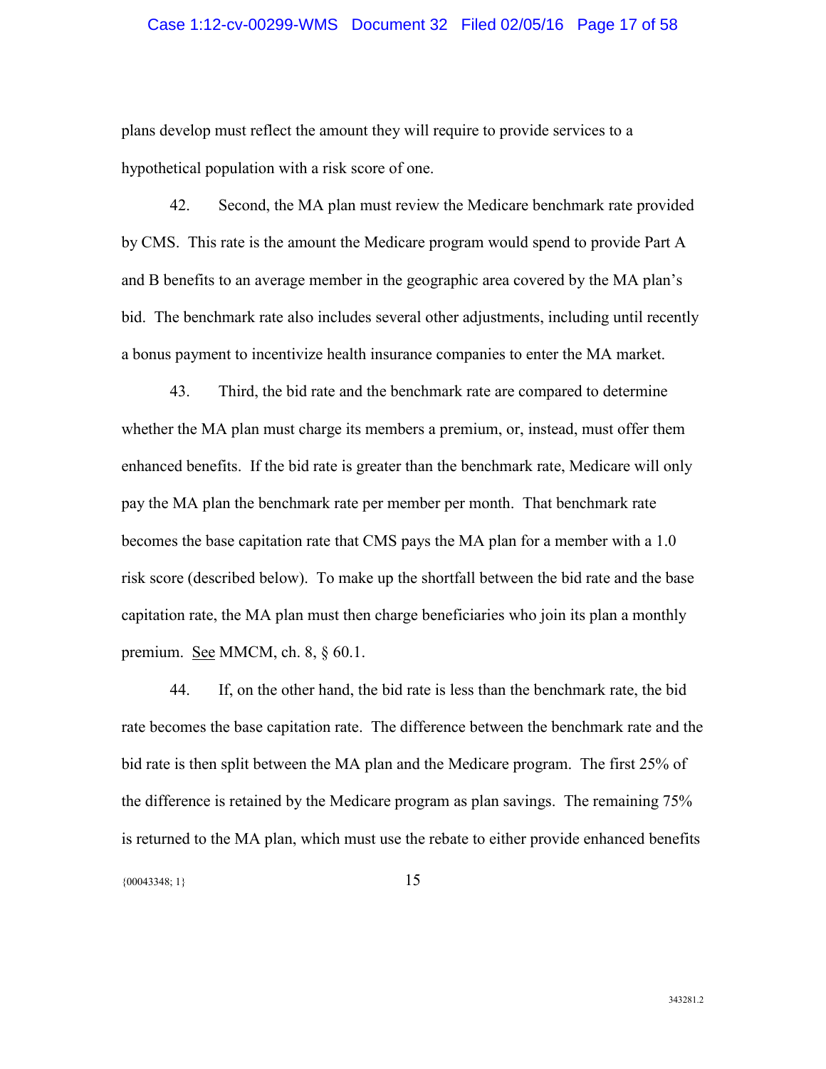plans develop must reflect the amount they will require to provide services to a hypothetical population with a risk score of one.

42. Second, the MA plan must review the Medicare benchmark rate provided by CMS. This rate is the amount the Medicare program would spend to provide Part A and B benefits to an average member in the geographic area covered by the MA plan's bid. The benchmark rate also includes several other adjustments, including until recently a bonus payment to incentivize health insurance companies to enter the MA market.

43. Third, the bid rate and the benchmark rate are compared to determine whether the MA plan must charge its members a premium, or, instead, must offer them enhanced benefits. If the bid rate is greater than the benchmark rate, Medicare will only pay the MA plan the benchmark rate per member per month. That benchmark rate becomes the base capitation rate that CMS pays the MA plan for a member with a 1.0 risk score (described below). To make up the shortfall between the bid rate and the base capitation rate, the MA plan must then charge beneficiaries who join its plan a monthly premium. See MMCM, ch. 8, § 60.1.

44. If, on the other hand, the bid rate is less than the benchmark rate, the bid rate becomes the base capitation rate. The difference between the benchmark rate and the bid rate is then split between the MA plan and the Medicare program. The first 25% of the difference is retained by the Medicare program as plan savings. The remaining 75% is returned to the MA plan, which must use the rebate to either provide enhanced benefits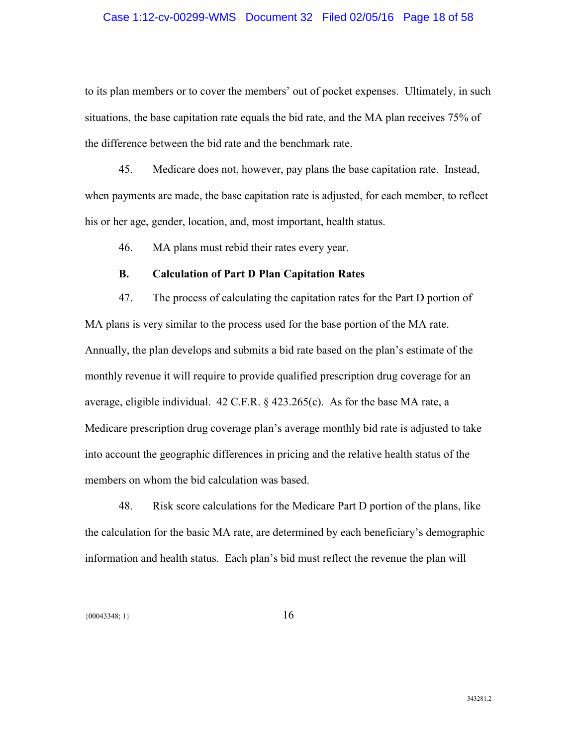to its plan members or to cover the members' out of pocket expenses. Ultimately, in such situations, the base capitation rate equals the bid rate, and the MA plan receives 75% of the difference between the bid rate and the benchmark rate.

45. Medicare does not, however, pay plans the base capitation rate. Instead, when payments are made, the base capitation rate is adjusted, for each member, to reflect his or her age, gender, location, and, most important, health status.

46. MA plans must rebid their rates every year.

### B. Calculation of Part D Plan Capitation Rates

47. The process of calculating the capitation rates for the Part D portion of MA plans is very similar to the process used for the base portion of the MA rate. Annually, the plan develops and submits a bid rate based on the plan's estimate of the monthly revenue it will require to provide qualified prescription drug coverage for an average, eligible individual. 42 C.F.R. § 423.265(c). As for the base MA rate, a Medicare prescription drug coverage plan's average monthly bid rate is adjusted to take into account the geographic differences in pricing and the relative health status of the members on whom the bid calculation was based.

48. Risk score calculations for the Medicare Part D portion of the plans, like the calculation for the basic MA rate, are determined by each beneficiary's demographic information and health status. Each plan's bid must reflect the revenue the plan will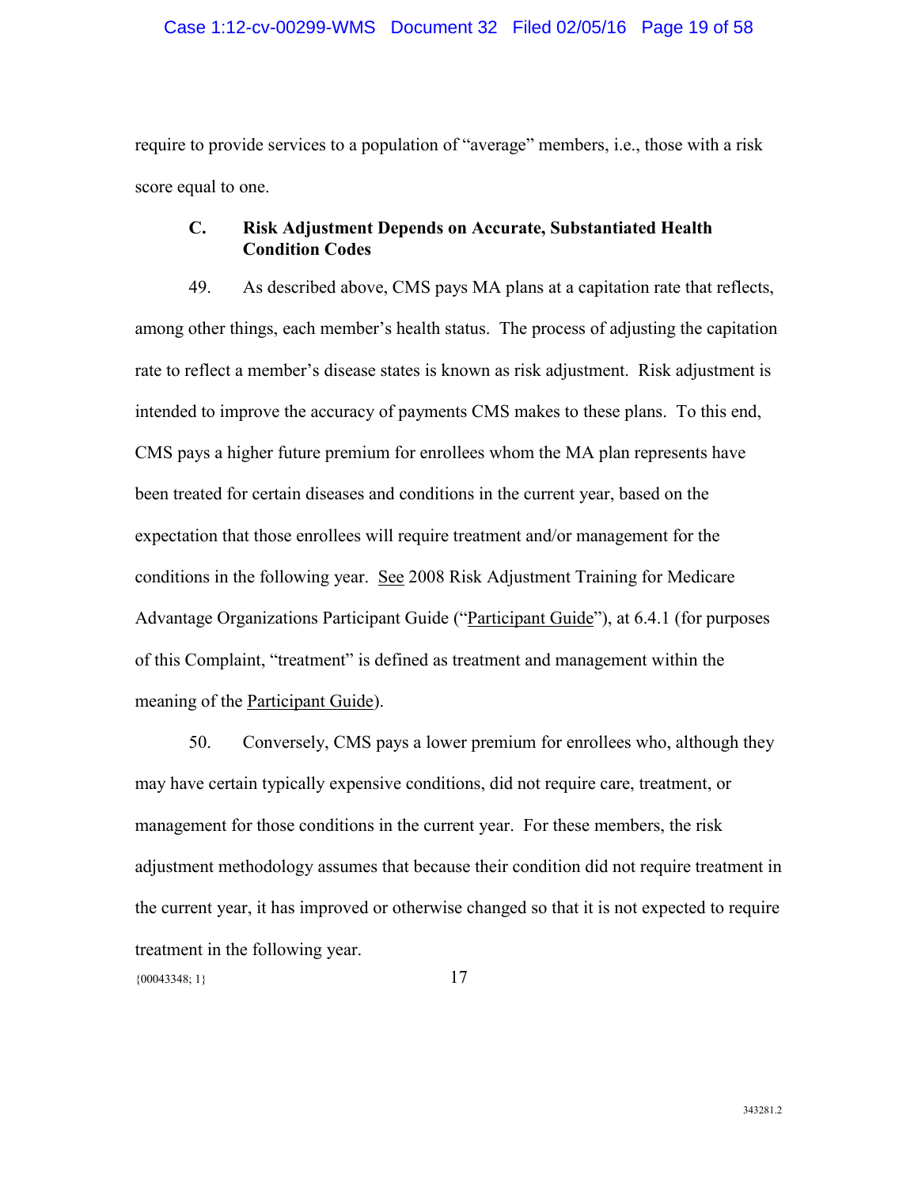require to provide services to a population of "average" members, i.e., those with a risk score equal to one.

### C. Risk Adjustment Depends on Accurate, Substantiated Health Condition Codes

49. As described above, CMS pays MA plans at a capitation rate that reflects, among other things, each member's health status. The process of adjusting the capitation rate to reflect a member's disease states is known as risk adjustment. Risk adjustment is intended to improve the accuracy of payments CMS makes to these plans. To this end, CMS pays a higher future premium for enrollees whom the MA plan represents have been treated for certain diseases and conditions in the current year, based on the expectation that those enrollees will require treatment and/or management for the conditions in the following year. See 2008 Risk Adjustment Training for Medicare Advantage Organizations Participant Guide ("Participant Guide"), at 6.4.1 (for purposes of this Complaint, "treatment" is defined as treatment and management within the meaning of the Participant Guide).

50. Conversely, CMS pays a lower premium for enrollees who, although they may have certain typically expensive conditions, did not require care, treatment, or management for those conditions in the current year. For these members, the risk adjustment methodology assumes that because their condition did not require treatment in the current year, it has improved or otherwise changed so that it is not expected to require treatment in the following year.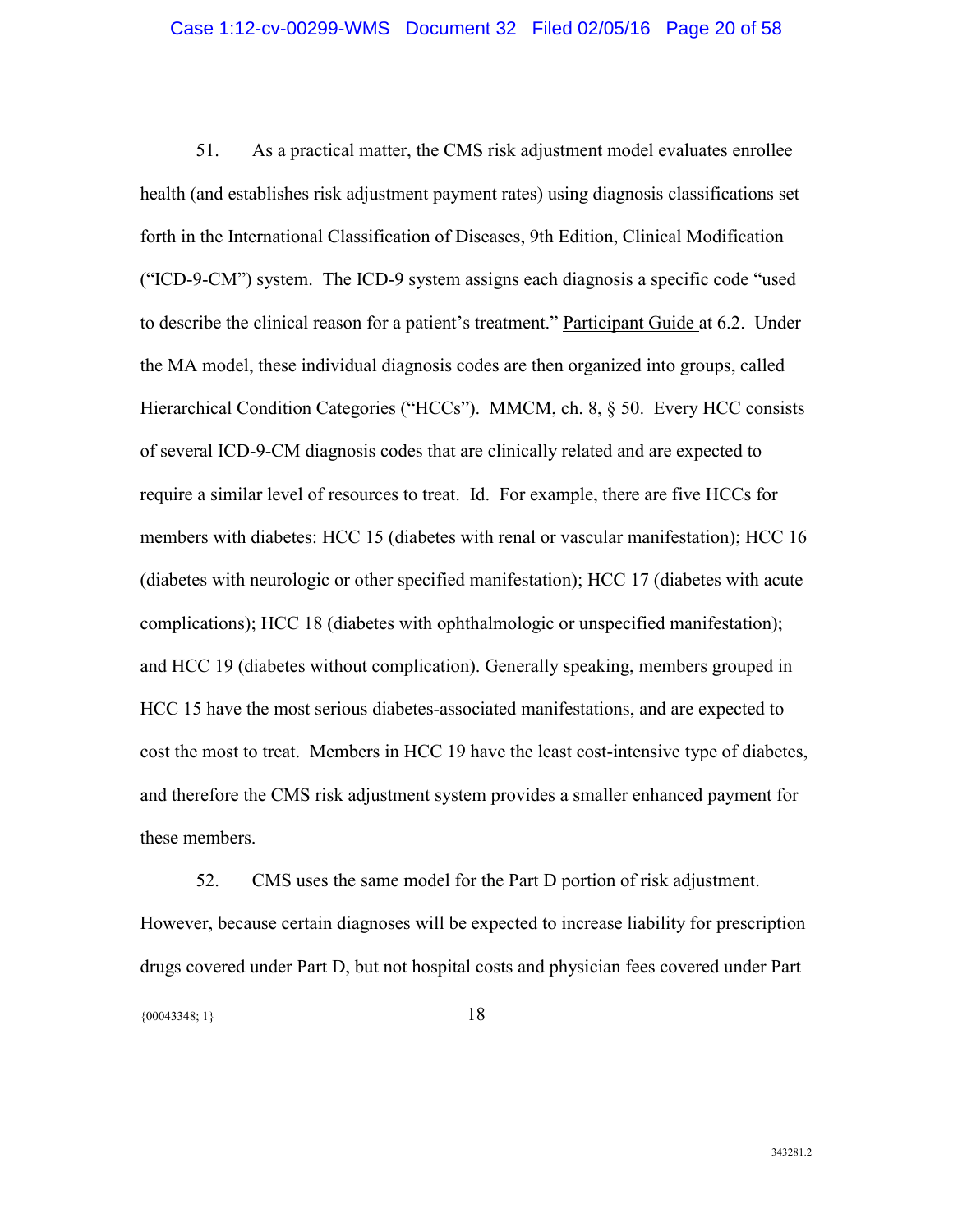51. As a practical matter, the CMS risk adjustment model evaluates enrollee health (and establishes risk adjustment payment rates) using diagnosis classifications set forth in the International Classification of Diseases, 9th Edition, Clinical Modification ("ICD-9-CM") system. The ICD-9 system assigns each diagnosis a specific code "used to describe the clinical reason for a patient's treatment." Participant Guide at 6.2. Under the MA model, these individual diagnosis codes are then organized into groups, called Hierarchical Condition Categories ("HCCs"). MMCM, ch. 8, § 50. Every HCC consists of several ICD-9-CM diagnosis codes that are clinically related and are expected to require a similar level of resources to treat. Id. For example, there are five HCCs for members with diabetes: HCC 15 (diabetes with renal or vascular manifestation); HCC 16 (diabetes with neurologic or other specified manifestation); HCC 17 (diabetes with acute complications); HCC 18 (diabetes with ophthalmologic or unspecified manifestation); and HCC 19 (diabetes without complication). Generally speaking, members grouped in HCC 15 have the most serious diabetes-associated manifestations, and are expected to cost the most to treat. Members in HCC 19 have the least cost-intensive type of diabetes, and therefore the CMS risk adjustment system provides a smaller enhanced payment for these members.

52. CMS uses the same model for the Part D portion of risk adjustment. However, because certain diagnoses will be expected to increase liability for prescription drugs covered under Part D, but not hospital costs and physician fees covered under Part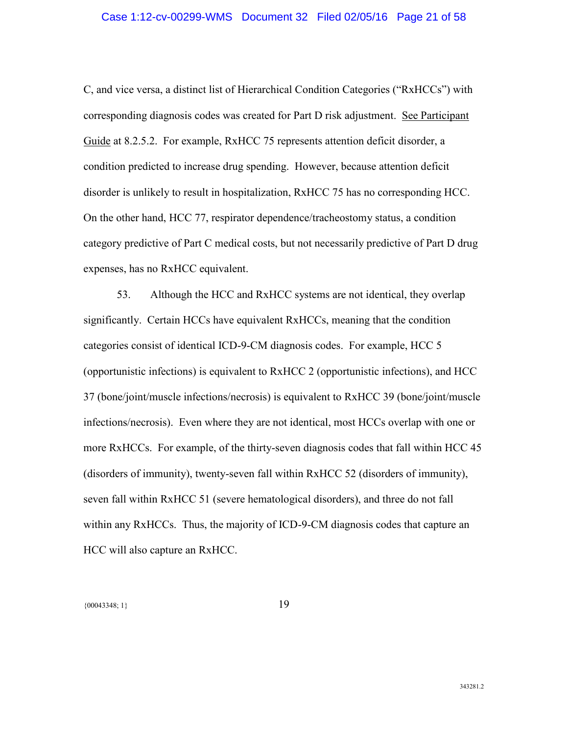C, and vice versa, a distinct list of Hierarchical Condition Categories ("RxHCCs") with corresponding diagnosis codes was created for Part D risk adjustment. See Participant Guide at 8.2.5.2. For example, RxHCC 75 represents attention deficit disorder, a condition predicted to increase drug spending. However, because attention deficit disorder is unlikely to result in hospitalization, RxHCC 75 has no corresponding HCC. On the other hand, HCC 77, respirator dependence/tracheostomy status, a condition category predictive of Part C medical costs, but not necessarily predictive of Part D drug expenses, has no RxHCC equivalent.

53. Although the HCC and RxHCC systems are not identical, they overlap significantly. Certain HCCs have equivalent RxHCCs, meaning that the condition categories consist of identical ICD-9-CM diagnosis codes. For example, HCC 5 (opportunistic infections) is equivalent to RxHCC 2 (opportunistic infections), and HCC 37 (bone/joint/muscle infections/necrosis) is equivalent to RxHCC 39 (bone/joint/muscle infections/necrosis). Even where they are not identical, most HCCs overlap with one or more RxHCCs. For example, of the thirty-seven diagnosis codes that fall within HCC 45 (disorders of immunity), twenty-seven fall within RxHCC 52 (disorders of immunity), seven fall within RxHCC 51 (severe hematological disorders), and three do not fall within any RxHCCs. Thus, the majority of ICD-9-CM diagnosis codes that capture an HCC will also capture an RxHCC.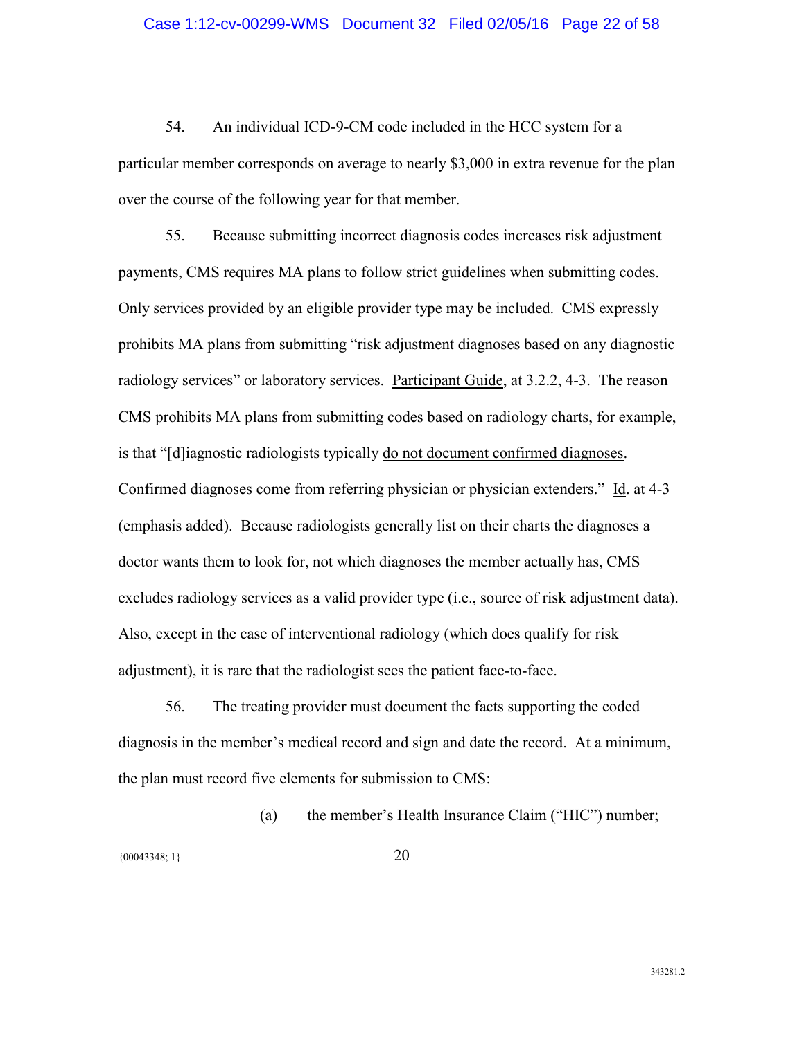54. An individual ICD-9-CM code included in the HCC system for a particular member corresponds on average to nearly $3,000 in extra revenue for the plan over the course of the following year for that member.

55. Because submitting incorrect diagnosis codes increases risk adjustment payments, CMS requires MA plans to follow strict guidelines when submitting codes. Only services provided by an eligible provider type may be included. CMS expressly prohibits MA plans from submitting "risk adjustment diagnoses based on any diagnostic radiology services" or laboratory services. Participant Guide, at 3.2.2, 4-3. The reason CMS prohibits MA plans from submitting codes based on radiology charts, for example, is that "[d]iagnostic radiologists typically do not document confirmed diagnoses. Confirmed diagnoses come from referring physician or physician extenders." Id. at 4-3 (emphasis added). Because radiologists generally list on their charts the diagnoses a doctor wants them to look for, not which diagnoses the member actually has, CMS excludes radiology services as a valid provider type (i.e., source of risk adjustment data). Also, except in the case of interventional radiology (which does qualify for risk adjustment), it is rare that the radiologist sees the patient face-to-face.

56. The treating provider must document the facts supporting the coded diagnosis in the member's medical record and sign and date the record. At a minimum, the plan must record five elements for submission to CMS:

(a) the member's Health Insurance Claim ("HIC") number;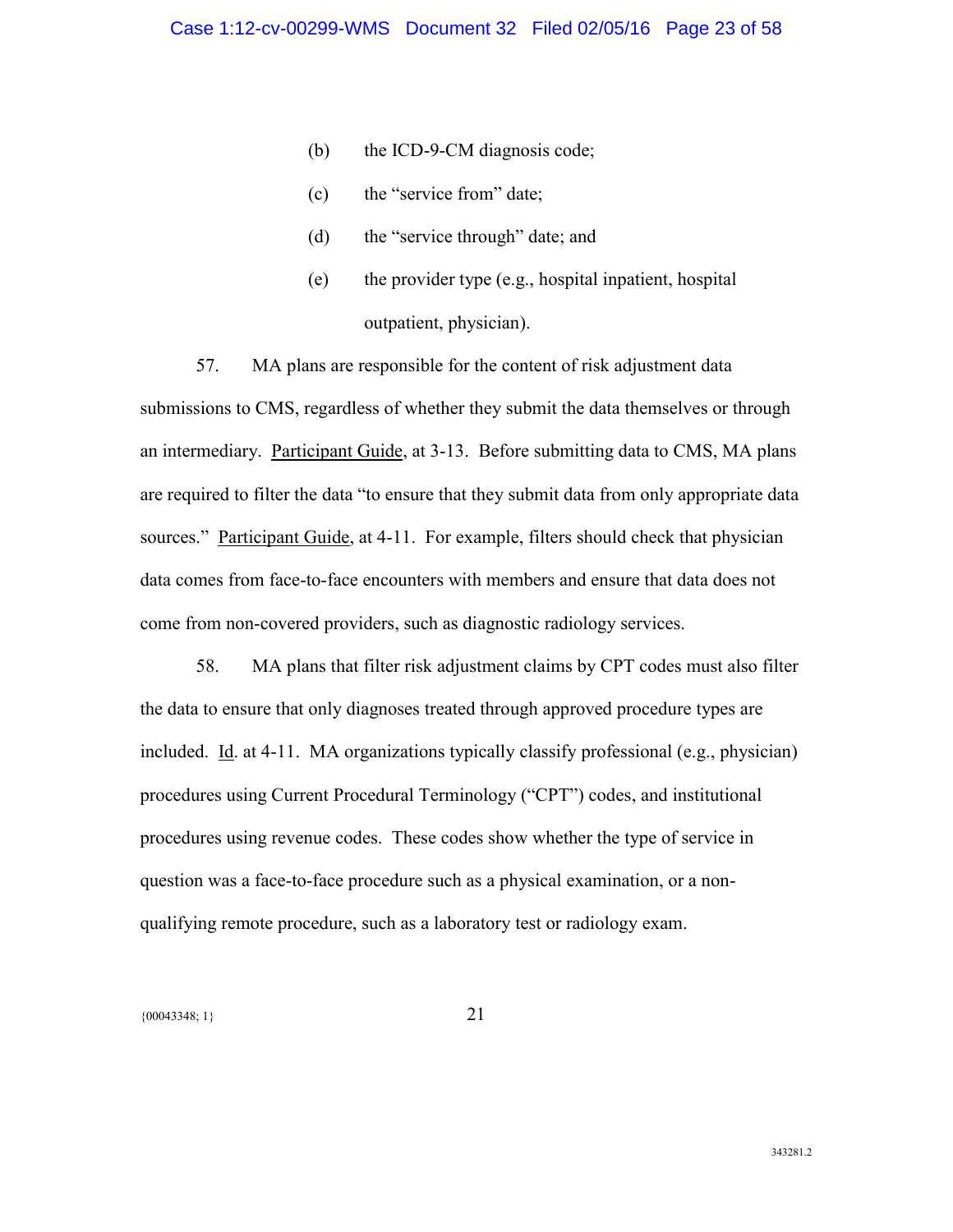(b) the ICD-9-CM diagnosis code;

(c) the "service from" date;

(d) the "service through" date; and

(e) the provider type (e.g., hospital inpatient, hospital outpatient, physician).

57. MA plans are responsible for the content of risk adjustment data submissions to CMS, regardless of whether they submit the data themselves or through an intermediary. Participant Guide, at 3-13. Before submitting data to CMS, MA plans are required to filter the data "to ensure that they submit data from only appropriate data sources." Participant Guide, at 4-11. For example, filters should check that physician data comes from face-to-face encounters with members and ensure that data does not come from non-covered providers, such as diagnostic radiology services.

58. MA plans that filter risk adjustment claims by CPT codes must also filter the data to ensure that only diagnoses treated through approved procedure types are included. Id. at 4-11. MA organizations typically classify professional (e.g., physician) procedures using Current Procedural Terminology ("CPT") codes, and institutional procedures using revenue codes. These codes show whether the type of service in question was a face-to-face procedure such as a physical examination, or a non-qualifying remote procedure, such as a laboratory test or radiology exam.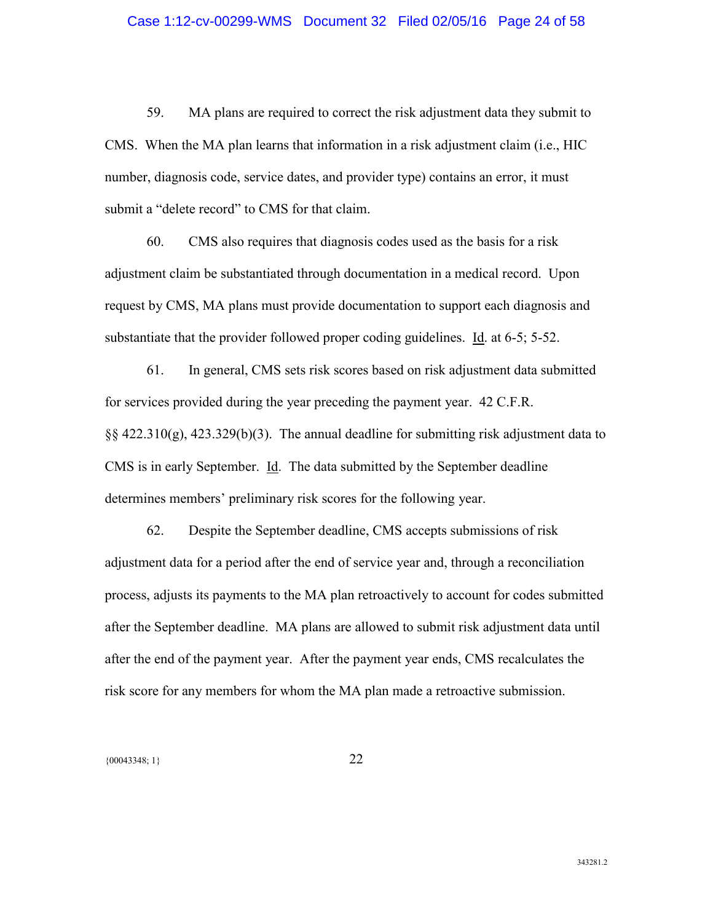59. MA plans are required to correct the risk adjustment data they submit to CMS. When the MA plan learns that information in a risk adjustment claim (i.e., HIC number, diagnosis code, service dates, and provider type) contains an error, it must submit a "delete record" to CMS for that claim.

60. CMS also requires that diagnosis codes used as the basis for a risk adjustment claim be substantiated through documentation in a medical record. Upon request by CMS, MA plans must provide documentation to support each diagnosis and substantiate that the provider followed proper coding guidelines. Id. at 6-5; 5-52.

61. In general, CMS sets risk scores based on risk adjustment data submitted for services provided during the year preceding the payment year. 42 C.F.R. §§ 422.310(g), 423.329(b)(3). The annual deadline for submitting risk adjustment data to CMS is in early September. Id. The data submitted by the September deadline determines members' preliminary risk scores for the following year.

62. Despite the September deadline, CMS accepts submissions of risk adjustment data for a period after the end of service year and, through a reconciliation process, adjusts its payments to the MA plan retroactively to account for codes submitted after the September deadline. MA plans are allowed to submit risk adjustment data until after the end of the payment year. After the payment year ends, CMS recalculates the risk score for any members for whom the MA plan made a retroactive submission.

{00043348; 1}

343281.2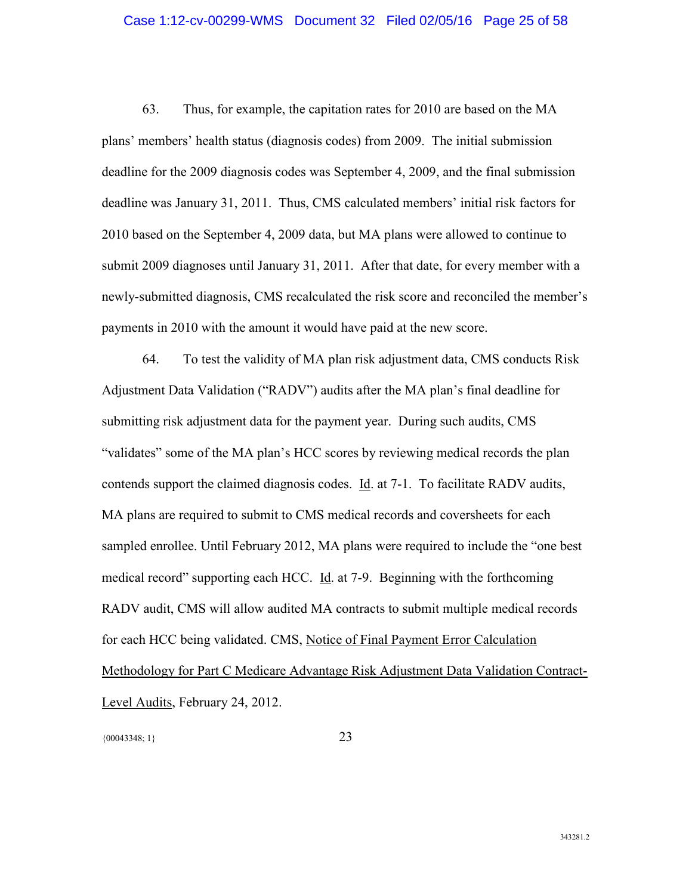63. Thus, for example, the capitation rates for 2010 are based on the MA plans' members' health status (diagnosis codes) from 2009. The initial submission deadline for the 2009 diagnosis codes was September 4, 2009, and the final submission deadline was January 31, 2011. Thus, CMS calculated members' initial risk factors for 2010 based on the September 4, 2009 data, but MA plans were allowed to continue to submit 2009 diagnoses until January 31, 2011. After that date, for every member with a newly-submitted diagnosis, CMS recalculated the risk score and reconciled the member's payments in 2010 with the amount it would have paid at the new score.

64. To test the validity of MA plan risk adjustment data, CMS conducts Risk Adjustment Data Validation ("RADV") audits after the MA plan's final deadline for submitting risk adjustment data for the payment year. During such audits, CMS "validates" some of the MA plan's HCC scores by reviewing medical records the plan contends support the claimed diagnosis codes. Id. at 7-1. To facilitate RADV audits, MA plans are required to submit to CMS medical records and coversheets for each sampled enrollee. Until February 2012, MA plans were required to include the "one best medical record" supporting each HCC. Id. at 7-9. Beginning with the forthcoming RADV audit, CMS will allow audited MA contracts to submit multiple medical records for each HCC being validated. CMS, Notice of Final Payment Error Calculation Methodology for Part C Medicare Advantage Risk Adjustment Data Validation Contract-Level Audits, February 24, 2012.

{00043348; 1}

343281.2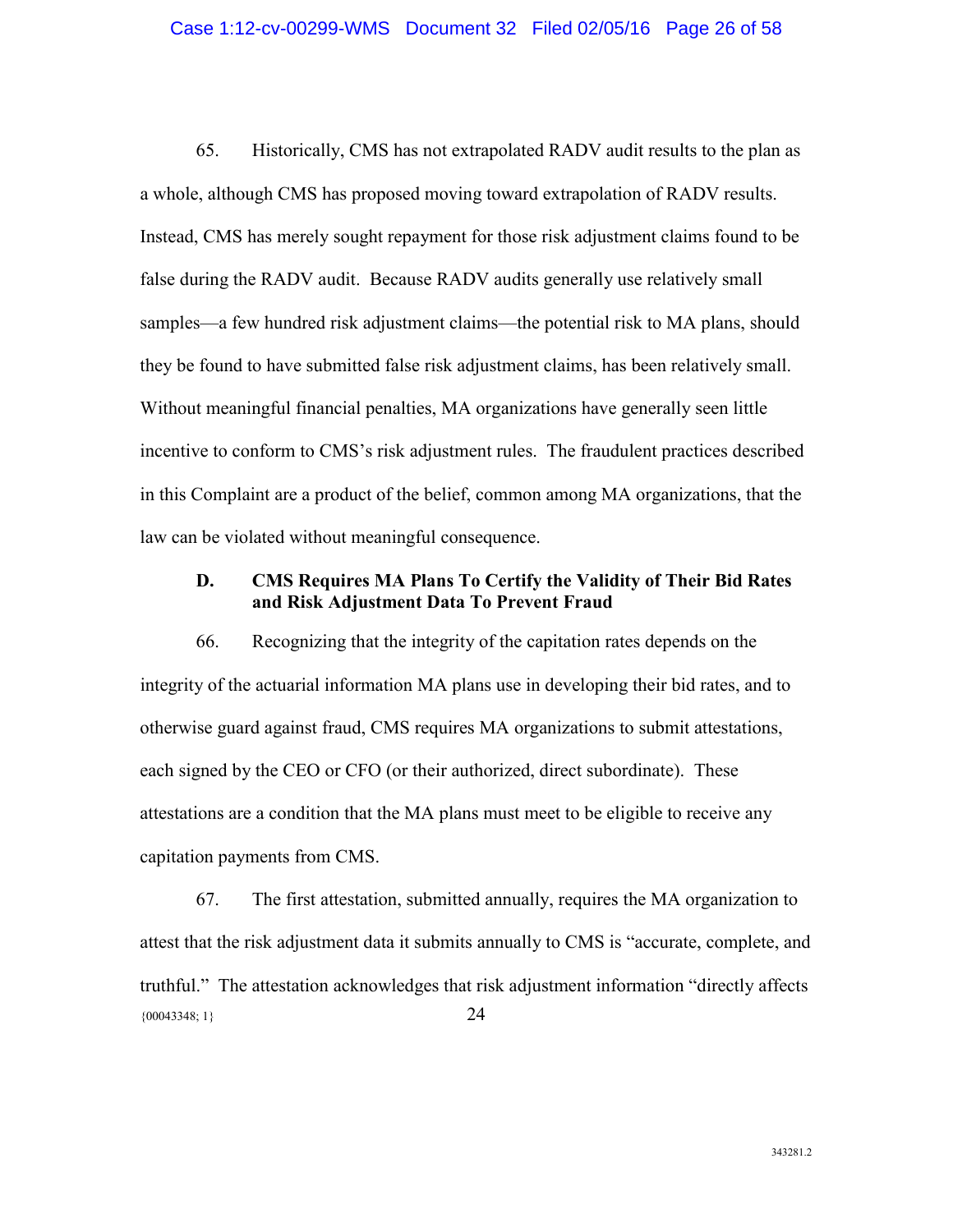65. Historically, CMS has not extrapolated RADV audit results to the plan as a whole, although CMS has proposed moving toward extrapolation of RADV results. Instead, CMS has merely sought repayment for those risk adjustment claims found to be false during the RADV audit. Because RADV audits generally use relatively small samples—a few hundred risk adjustment claims—the potential risk to MA plans, should they be found to have submitted false risk adjustment claims, has been relatively small. Without meaningful financial penalties, MA organizations have generally seen little incentive to conform to CMS's risk adjustment rules. The fraudulent practices described in this Complaint are a product of the belief, common among MA organizations, that the law can be violated without meaningful consequence.

### D. CMS Requires MA Plans To Certify the Validity of Their Bid Rates and Risk Adjustment Data To Prevent Fraud

66. Recognizing that the integrity of the capitation rates depends on the integrity of the actuarial information MA plans use in developing their bid rates, and to otherwise guard against fraud, CMS requires MA organizations to submit attestations, each signed by the CEO or CFO (or their authorized, direct subordinate). These attestations are a condition that the MA plans must meet to be eligible to receive any capitation payments from CMS.

67. The first attestation, submitted annually, requires the MA organization to attest that the risk adjustment data it submits annually to CMS is "accurate, complete, and truthful." The attestation acknowledges that risk adjustment information "directly affects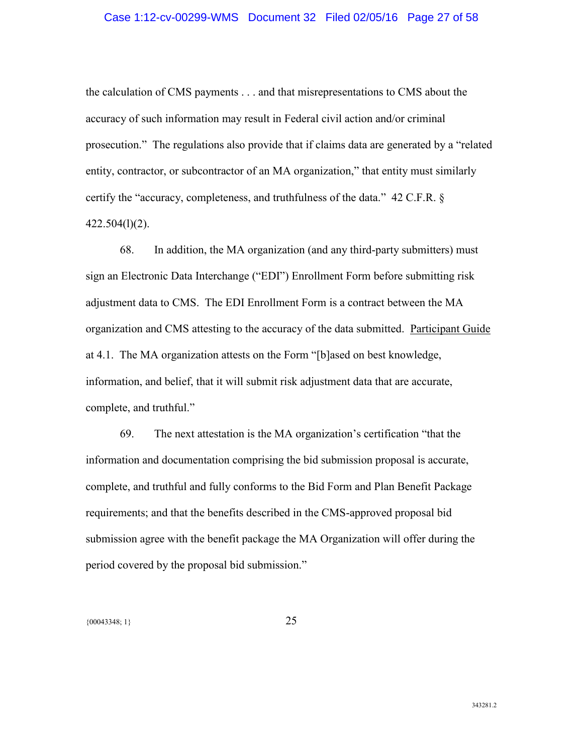the calculation of CMS payments . . . and that misrepresentations to CMS about the accuracy of such information may result in Federal civil action and/or criminal prosecution." The regulations also provide that if claims data are generated by a "related entity, contractor, or subcontractor of an MA organization," that entity must similarly certify the "accuracy, completeness, and truthfulness of the data." 42 C.F.R. § 422.504(l)(2).

68. In addition, the MA organization (and any third-party submitters) must sign an Electronic Data Interchange ("EDI") Enrollment Form before submitting risk adjustment data to CMS. The EDI Enrollment Form is a contract between the MA organization and CMS attesting to the accuracy of the data submitted. Participant Guide at 4.1. The MA organization attests on the Form "[b]ased on best knowledge, information, and belief, that it will submit risk adjustment data that are accurate, complete, and truthful."

69. The next attestation is the MA organization's certification "that the information and documentation comprising the bid submission proposal is accurate, complete, and truthful and fully conforms to the Bid Form and Plan Benefit Package requirements; and that the benefits described in the CMS-approved proposal bid submission agree with the benefit package the MA Organization will offer during the period covered by the proposal bid submission."

{00043348; 1}

343281.2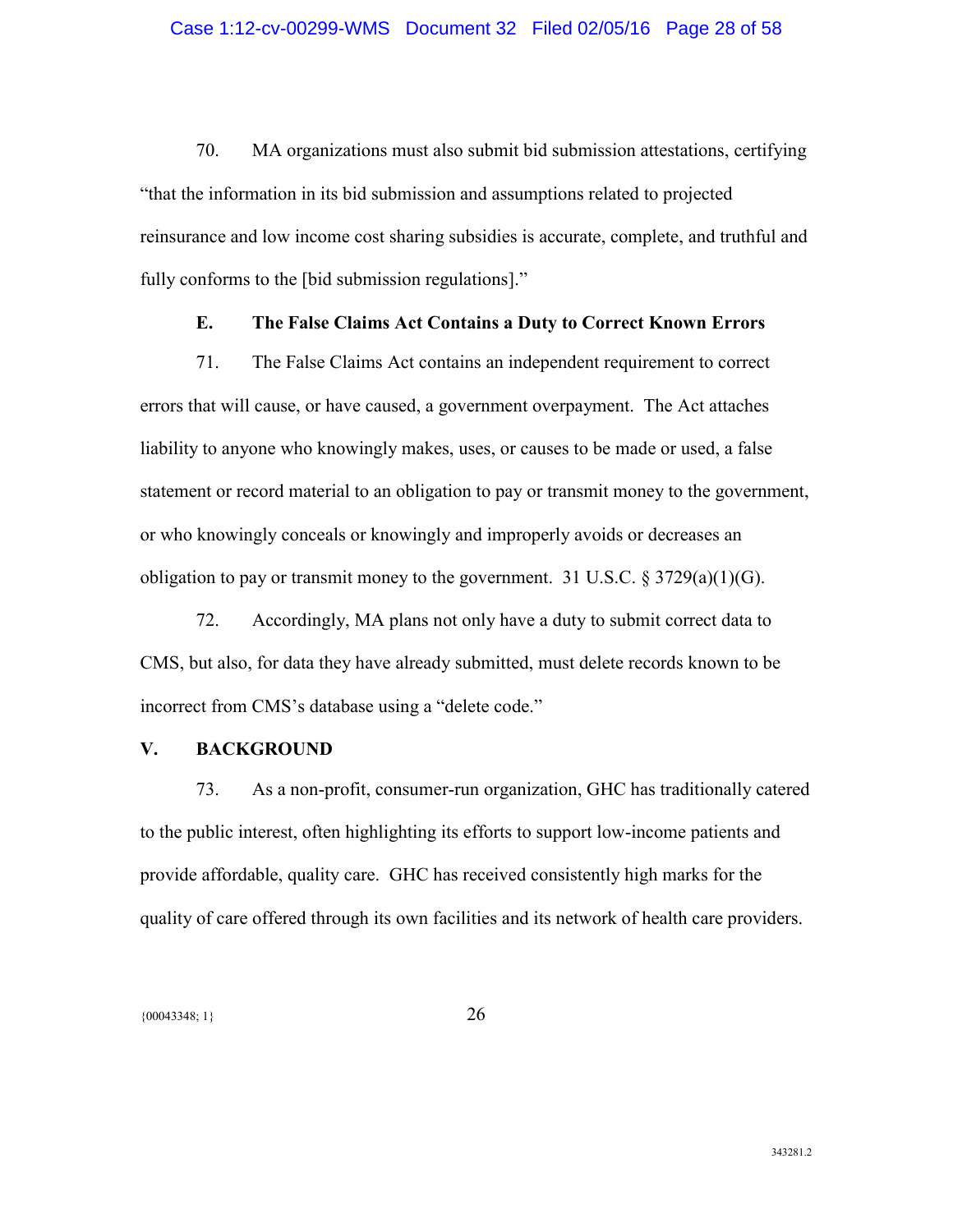70. MA organizations must also submit bid submission attestations, certifying "that the information in its bid submission and assumptions related to projected reinsurance and low income cost sharing subsidies is accurate, complete, and truthful and fully conforms to the [bid submission regulations]."

### E. The False Claims Act Contains a Duty to Correct Known Errors

71. The False Claims Act contains an independent requirement to correct errors that will cause, or have caused, a government overpayment. The Act attaches liability to anyone who knowingly makes, uses, or causes to be made or used, a false statement or record material to an obligation to pay or transmit money to the government, or who knowingly conceals or knowingly and improperly avoids or decreases an obligation to pay or transmit money to the government. 31 U.S.C. § 3729(a)(1)(G).

72. Accordingly, MA plans not only have a duty to submit correct data to CMS, but also, for data they have already submitted, must delete records known to be incorrect from CMS's database using a "delete code."

## V. BACKGROUND

73. As a non-profit, consumer-run organization, GHC has traditionally catered to the public interest, often highlighting its efforts to support low-income patients and provide affordable, quality care. GHC has received consistently high marks for the quality of care offered through its own facilities and its network of health care providers.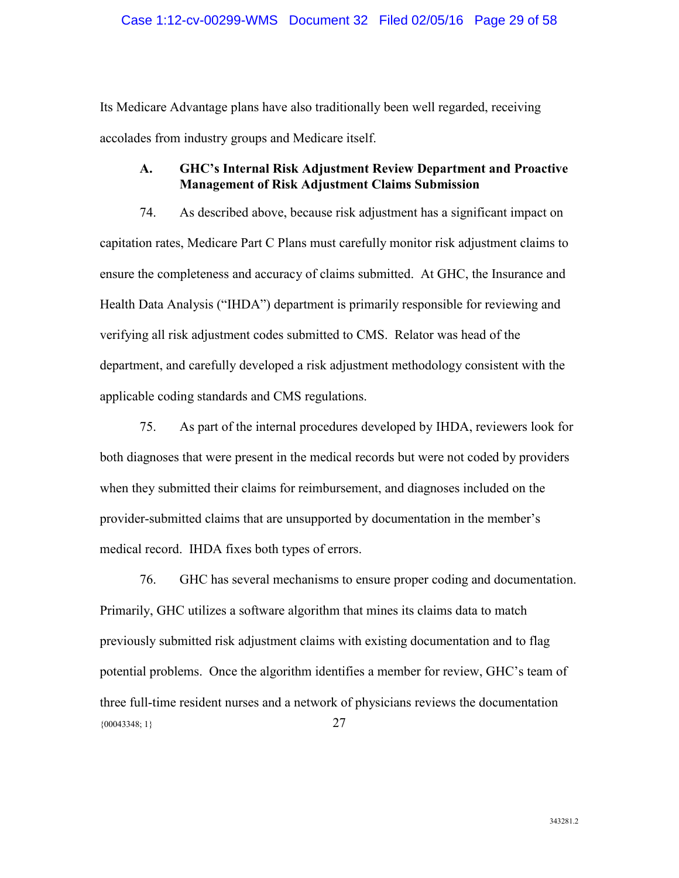Its Medicare Advantage plans have also traditionally been well regarded, receiving accolades from industry groups and Medicare itself.

### A. GHC's Internal Risk Adjustment Review Department and Proactive Management of Risk Adjustment Claims Submission

74. As described above, because risk adjustment has a significant impact on capitation rates, Medicare Part C Plans must carefully monitor risk adjustment claims to ensure the completeness and accuracy of claims submitted. At GHC, the Insurance and Health Data Analysis ("IHDA") department is primarily responsible for reviewing and verifying all risk adjustment codes submitted to CMS. Relator was head of the department, and carefully developed a risk adjustment methodology consistent with the applicable coding standards and CMS regulations.

75. As part of the internal procedures developed by IHDA, reviewers look for both diagnoses that were present in the medical records but were not coded by providers when they submitted their claims for reimbursement, and diagnoses included on the provider-submitted claims that are unsupported by documentation in the member's medical record. IHDA fixes both types of errors.

76. GHC has several mechanisms to ensure proper coding and documentation. Primarily, GHC utilizes a software algorithm that mines its claims data to match previously submitted risk adjustment claims with existing documentation and to flag potential problems. Once the algorithm identifies a member for review, GHC's team of three full-time resident nurses and a network of physicians reviews the documentation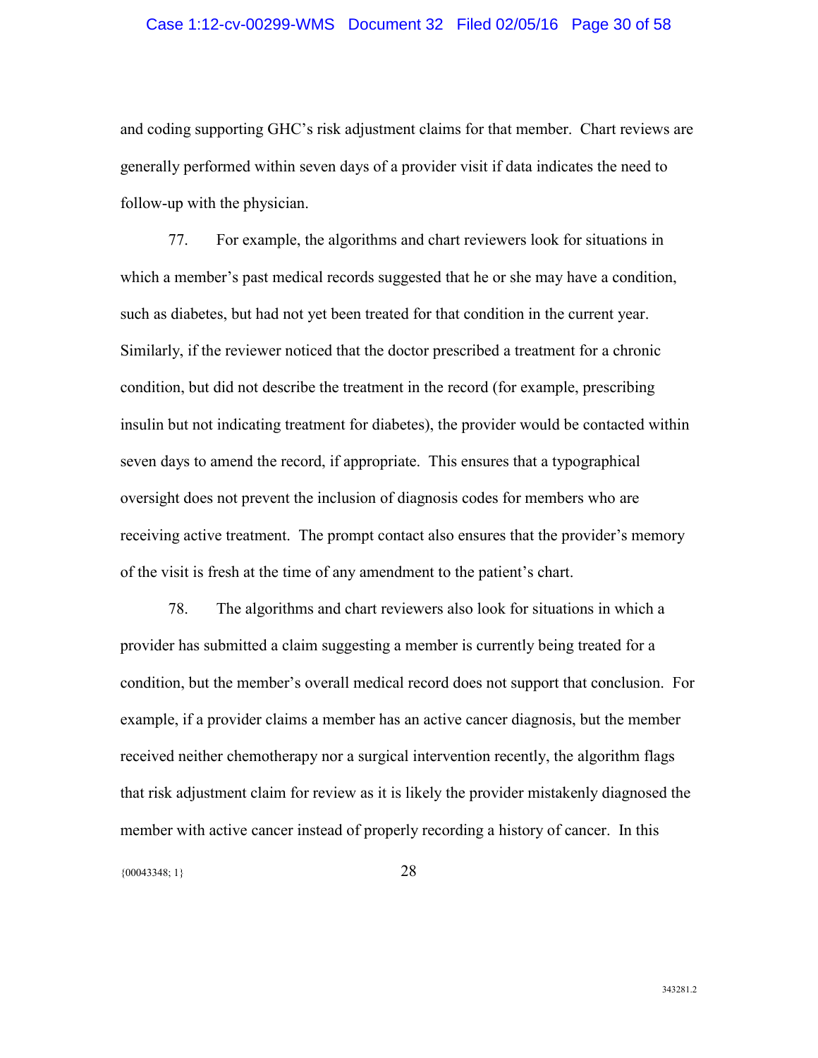and coding supporting GHC's risk adjustment claims for that member. Chart reviews are generally performed within seven days of a provider visit if data indicates the need to follow-up with the physician.

77. For example, the algorithms and chart reviewers look for situations in which a member's past medical records suggested that he or she may have a condition, such as diabetes, but had not yet been treated for that condition in the current year. Similarly, if the reviewer noticed that the doctor prescribed a treatment for a chronic condition, but did not describe the treatment in the record (for example, prescribing insulin but not indicating treatment for diabetes), the provider would be contacted within seven days to amend the record, if appropriate. This ensures that a typographical oversight does not prevent the inclusion of diagnosis codes for members who are receiving active treatment. The prompt contact also ensures that the provider's memory of the visit is fresh at the time of any amendment to the patient's chart.

78. The algorithms and chart reviewers also look for situations in which a provider has submitted a claim suggesting a member is currently being treated for a condition, but the member's overall medical record does not support that conclusion. For example, if a provider claims a member has an active cancer diagnosis, but the member received neither chemotherapy nor a surgical intervention recently, the algorithm flags that risk adjustment claim for review as it is likely the provider mistakenly diagnosed the member with active cancer instead of properly recording a history of cancer. In this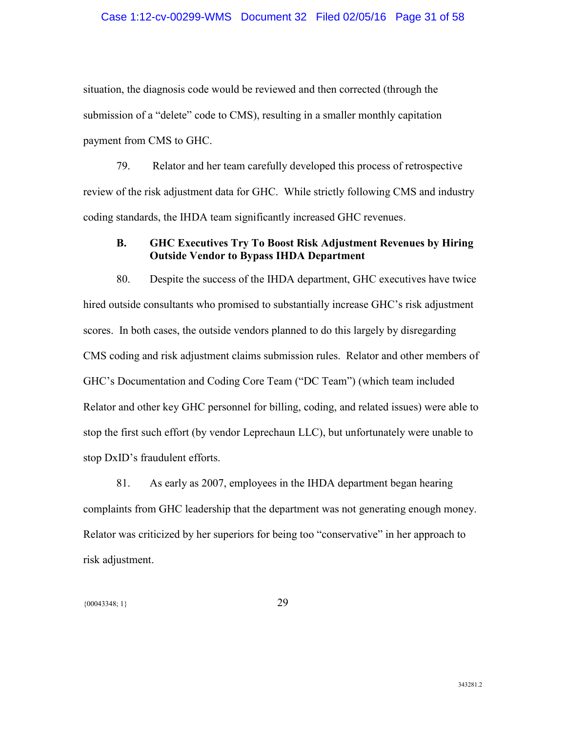situation, the diagnosis code would be reviewed and then corrected (through the submission of a "delete" code to CMS), resulting in a smaller monthly capitation payment from CMS to GHC.

79. Relator and her team carefully developed this process of retrospective review of the risk adjustment data for GHC. While strictly following CMS and industry coding standards, the IHDA team significantly increased GHC revenues.

### B. GHC Executives Try To Boost Risk Adjustment Revenues by Hiring Outside Vendor to Bypass IHDA Department

80. Despite the success of the IHDA department, GHC executives have twice hired outside consultants who promised to substantially increase GHC's risk adjustment scores. In both cases, the outside vendors planned to do this largely by disregarding CMS coding and risk adjustment claims submission rules. Relator and other members of GHC's Documentation and Coding Core Team ("DC Team") (which team included Relator and other key GHC personnel for billing, coding, and related issues) were able to stop the first such effort (by vendor Leprechaun LLC), but unfortunately were unable to stop DxID's fraudulent efforts.

81. As early as 2007, employees in the IHDA department began hearing complaints from GHC leadership that the department was not generating enough money. Relator was criticized by her superiors for being too "conservative" in her approach to risk adjustment.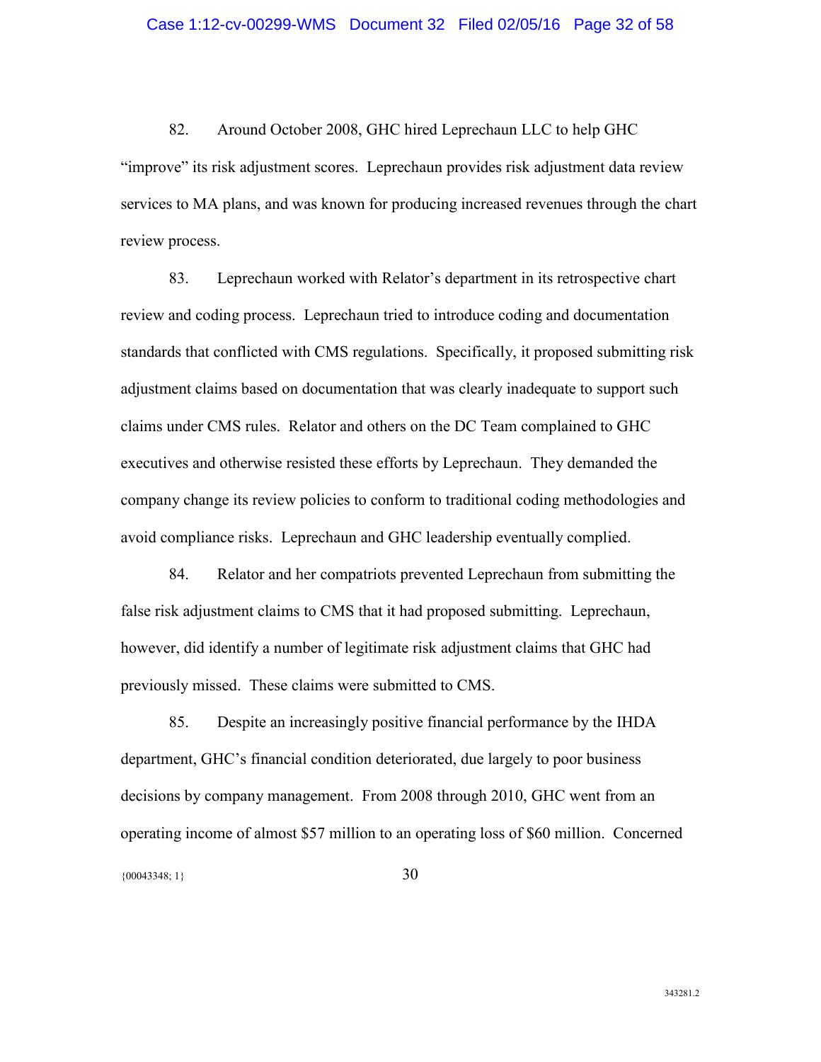82. Around October 2008, GHC hired Leprechaun LLC to help GHC "improve" its risk adjustment scores. Leprechaun provides risk adjustment data review services to MA plans, and was known for producing increased revenues through the chart review process.

83. Leprechaun worked with Relator's department in its retrospective chart review and coding process. Leprechaun tried to introduce coding and documentation standards that conflicted with CMS regulations. Specifically, it proposed submitting risk adjustment claims based on documentation that was clearly inadequate to support such claims under CMS rules. Relator and others on the DC Team complained to GHC executives and otherwise resisted these efforts by Leprechaun. They demanded the company change its review policies to conform to traditional coding methodologies and avoid compliance risks. Leprechaun and GHC leadership eventually complied.

84. Relator and her compatriots prevented Leprechaun from submitting the false risk adjustment claims to CMS that it had proposed submitting. Leprechaun, however, did identify a number of legitimate risk adjustment claims that GHC had previously missed. These claims were submitted to CMS.

85. Despite an increasingly positive financial performance by the IHDA department, GHC's financial condition deteriorated, due largely to poor business decisions by company management. From 2008 through 2010, GHC went from an operating income of almost $57 million to an operating loss of $60 million. Concerned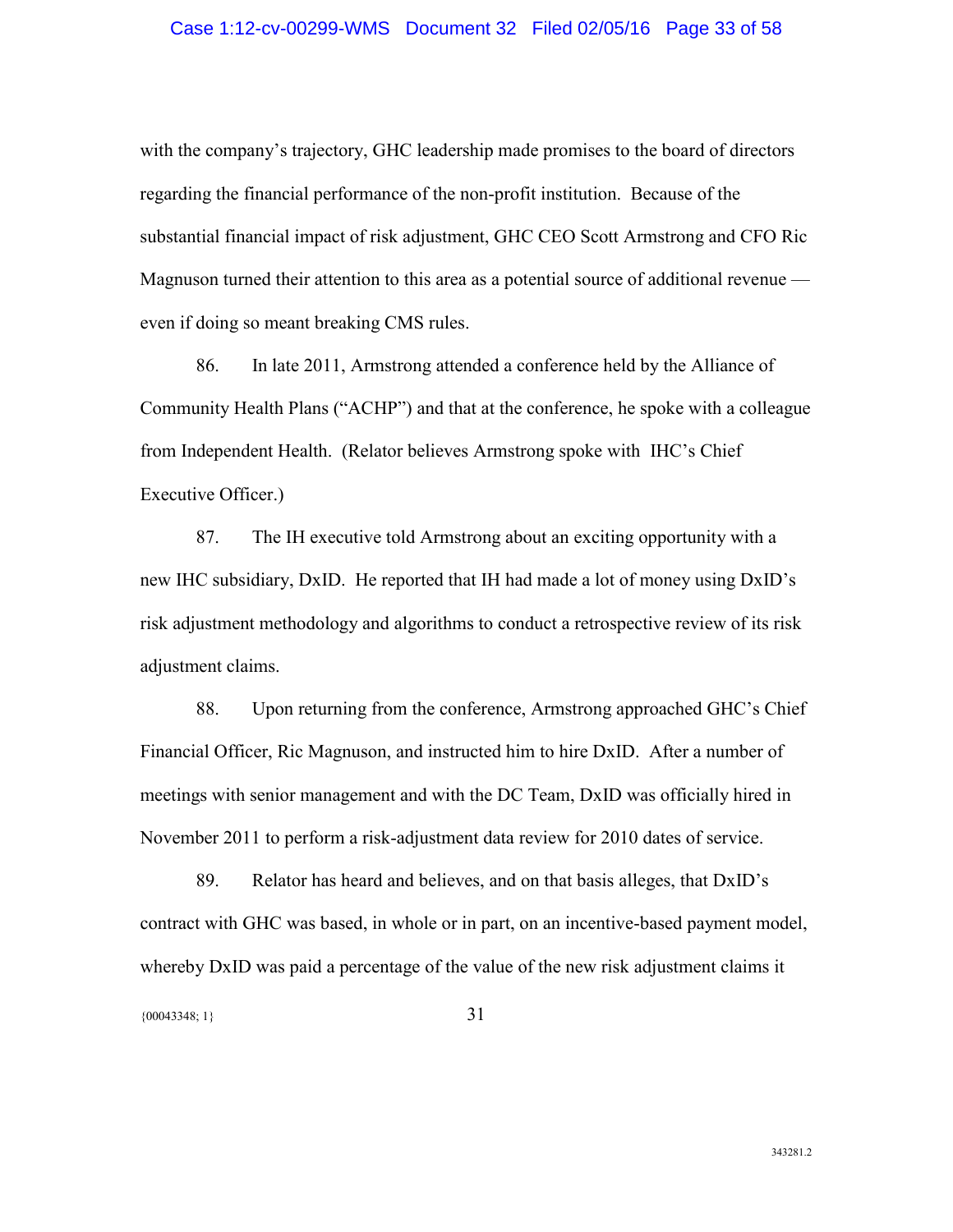with the company's trajectory, GHC leadership made promises to the board of directors regarding the financial performance of the non-profit institution. Because of the substantial financial impact of risk adjustment, GHC CEO Scott Armstrong and CFO Ric Magnuson turned their attention to this area as a potential source of additional revenue — even if doing so meant breaking CMS rules.

86. In late 2011, Armstrong attended a conference held by the Alliance of Community Health Plans ("ACHP") and that at the conference, he spoke with a colleague from Independent Health. (Relator believes Armstrong spoke with IHC's Chief Executive Officer.)

87. The IH executive told Armstrong about an exciting opportunity with a new IHC subsidiary, DxID. He reported that IH had made a lot of money using DxID's risk adjustment methodology and algorithms to conduct a retrospective review of its risk adjustment claims.

88. Upon returning from the conference, Armstrong approached GHC's Chief Financial Officer, Ric Magnuson, and instructed him to hire DxID. After a number of meetings with senior management and with the DC Team, DxID was officially hired in November 2011 to perform a risk-adjustment data review for 2010 dates of service.

89. Relator has heard and believes, and on that basis alleges, that DxID's contract with GHC was based, in whole or in part, on an incentive-based payment model, whereby DxID was paid a percentage of the value of the new risk adjustment claims it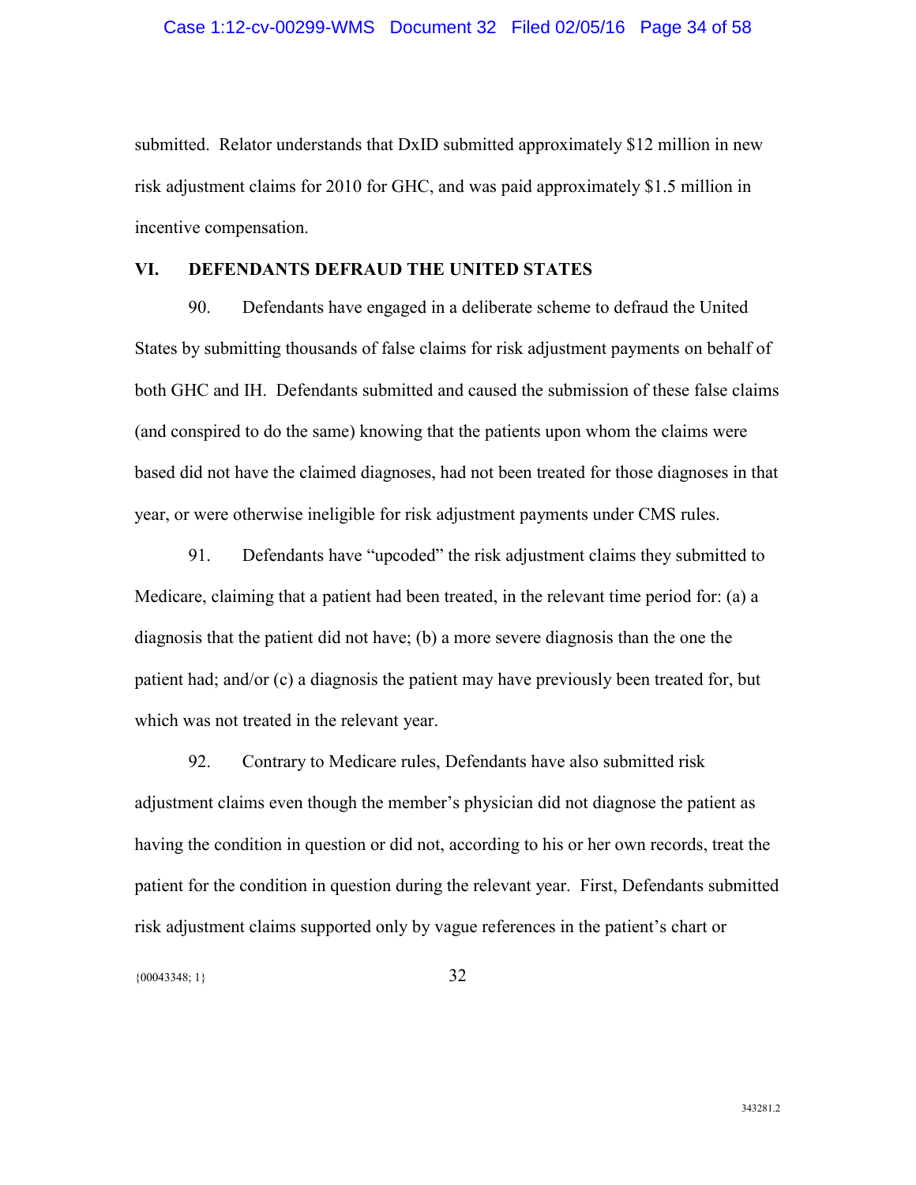submitted. Relator understands that DxID submitted approximately $12 million in new risk adjustment claims for 2010 for GHC, and was paid approximately $1.5 million in incentive compensation.

## VI. DEFENDANTS DEFRAUD THE UNITED STATES

90. Defendants have engaged in a deliberate scheme to defraud the United States by submitting thousands of false claims for risk adjustment payments on behalf of both GHC and IH. Defendants submitted and caused the submission of these false claims (and conspired to do the same) knowing that the patients upon whom the claims were based did not have the claimed diagnoses, had not been treated for those diagnoses in that year, or were otherwise ineligible for risk adjustment payments under CMS rules.

91. Defendants have "upcoded" the risk adjustment claims they submitted to Medicare, claiming that a patient had been treated, in the relevant time period for: (a) a diagnosis that the patient did not have; (b) a more severe diagnosis than the one the patient had; and/or (c) a diagnosis the patient may have previously been treated for, but which was not treated in the relevant year.

92. Contrary to Medicare rules, Defendants have also submitted risk adjustment claims even though the member's physician did not diagnose the patient as having the condition in question or did not, according to his or her own records, treat the patient for the condition in question during the relevant year. First, Defendants submitted risk adjustment claims supported only by vague references in the patient's chart or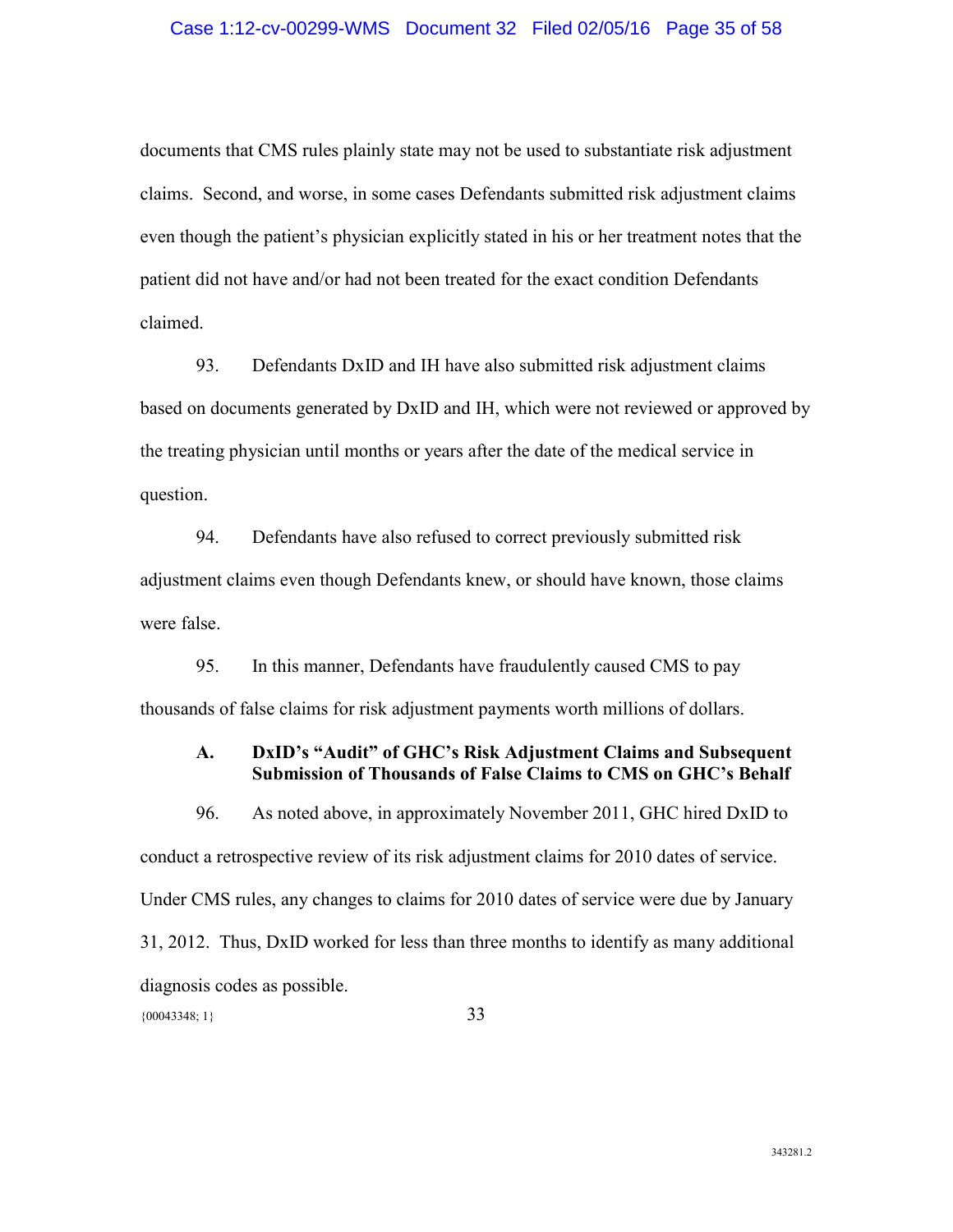documents that CMS rules plainly state may not be used to substantiate risk adjustment claims. Second, and worse, in some cases Defendants submitted risk adjustment claims even though the patient's physician explicitly stated in his or her treatment notes that the patient did not have and/or had not been treated for the exact condition Defendants claimed.

93. Defendants DxID and IH have also submitted risk adjustment claims based on documents generated by DxID and IH, which were not reviewed or approved by the treating physician until months or years after the date of the medical service in question.

94. Defendants have also refused to correct previously submitted risk adjustment claims even though Defendants knew, or should have known, those claims were false.

95. In this manner, Defendants have fraudulently caused CMS to pay thousands of false claims for risk adjustment payments worth millions of dollars.

### A. DxID's "Audit" of GHC's Risk Adjustment Claims and Subsequent Submission of Thousands of False Claims to CMS on GHC's Behalf

96. As noted above, in approximately November 2011, GHC hired DxID to conduct a retrospective review of its risk adjustment claims for 2010 dates of service. Under CMS rules, any changes to claims for 2010 dates of service were due by January 31, 2012. Thus, DxID worked for less than three months to identify as many additional diagnosis codes as possible.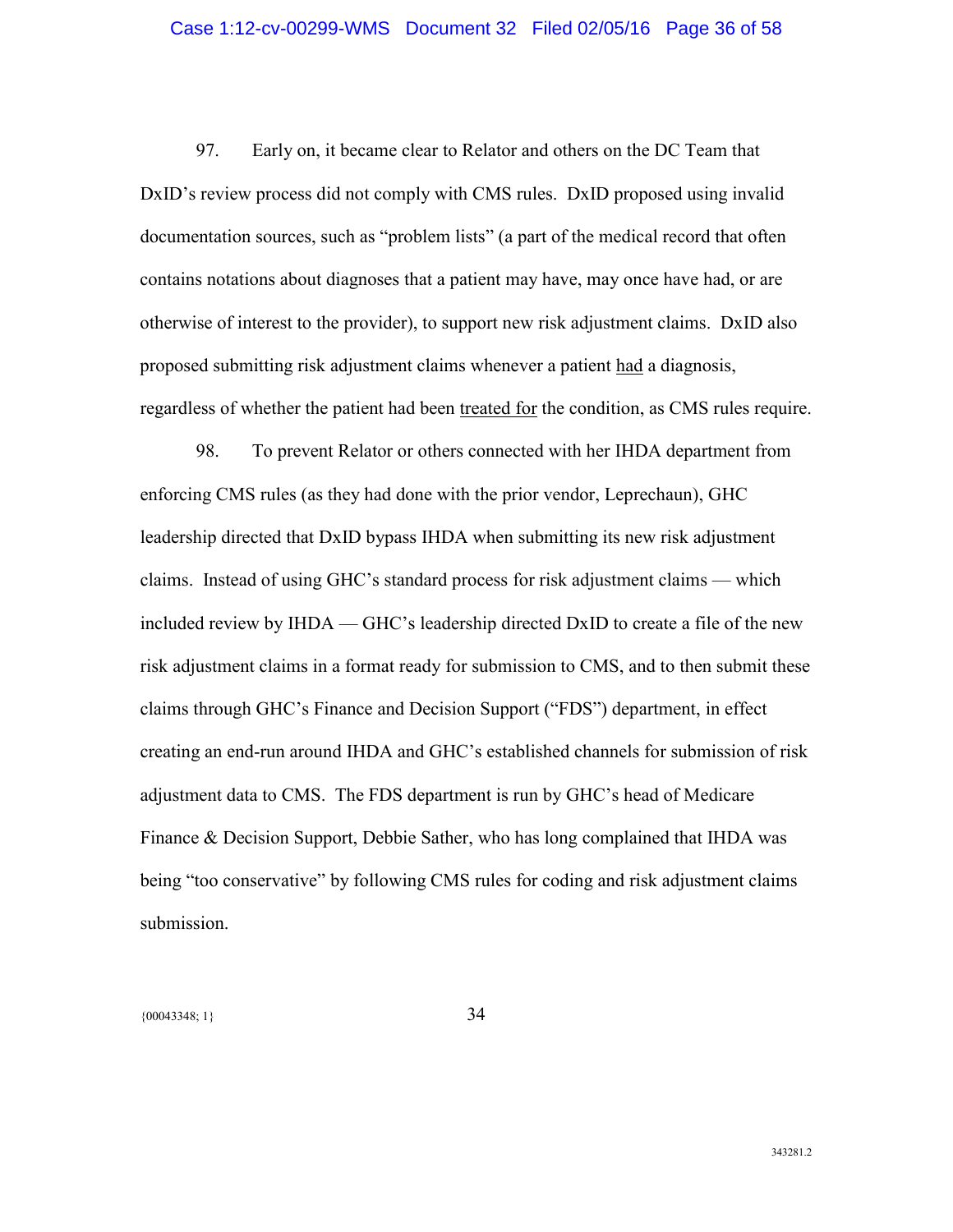97. Early on, it became clear to Relator and others on the DC Team that DxID's review process did not comply with CMS rules. DxID proposed using invalid documentation sources, such as "problem lists" (a part of the medical record that often contains notations about diagnoses that a patient may have, may once have had, or are otherwise of interest to the provider), to support new risk adjustment claims. DxID also proposed submitting risk adjustment claims whenever a patient <u>had</u> a diagnosis, regardless of whether the patient had been <u>treated for</u> the condition, as CMS rules require.

98. To prevent Relator or others connected with her IHDA department from enforcing CMS rules (as they had done with the prior vendor, Leprechaun), GHC leadership directed that DxID bypass IHDA when submitting its new risk adjustment claims. Instead of using GHC's standard process for risk adjustment claims — which included review by IHDA — GHC's leadership directed DxID to create a file of the new risk adjustment claims in a format ready for submission to CMS, and to then submit these claims through GHC's Finance and Decision Support ("FDS") department, in effect creating an end-run around IHDA and GHC's established channels for submission of risk adjustment data to CMS. The FDS department is run by GHC's head of Medicare Finance & Decision Support, Debbie Sather, who has long complained that IHDA was being "too conservative" by following CMS rules for coding and risk adjustment claims submission.

{00043348; 1}

343281.2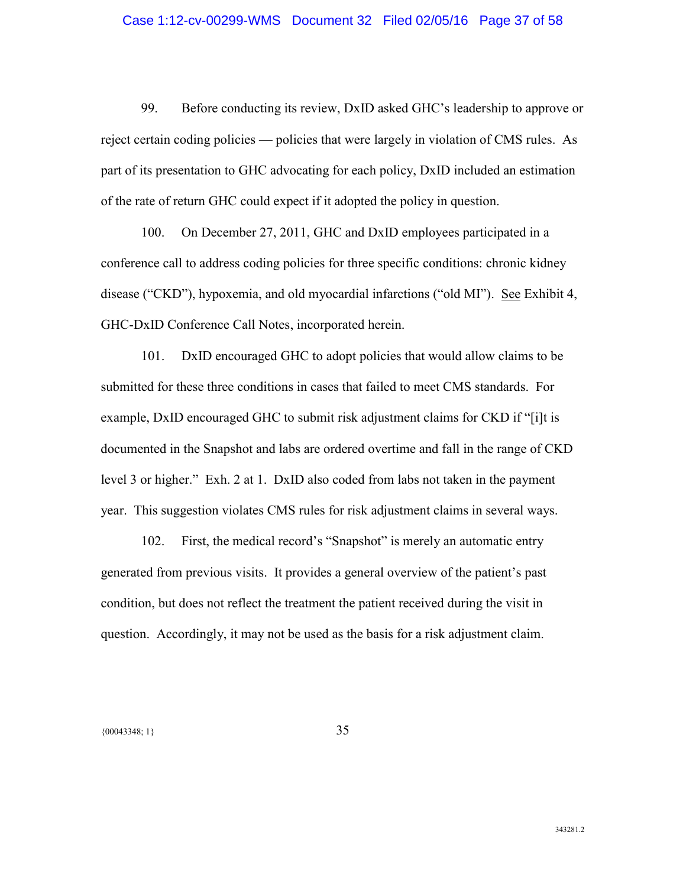99. Before conducting its review, DxID asked GHC's leadership to approve or reject certain coding policies — policies that were largely in violation of CMS rules. As part of its presentation to GHC advocating for each policy, DxID included an estimation of the rate of return GHC could expect if it adopted the policy in question.

100. On December 27, 2011, GHC and DxID employees participated in a conference call to address coding policies for three specific conditions: chronic kidney disease ("CKD"), hypoxemia, and old myocardial infarctions ("old MI"). See Exhibit 4, GHC-DxID Conference Call Notes, incorporated herein.

101. DxID encouraged GHC to adopt policies that would allow claims to be submitted for these three conditions in cases that failed to meet CMS standards. For example, DxID encouraged GHC to submit risk adjustment claims for CKD if "[i]t is documented in the Snapshot and labs are ordered overtime and fall in the range of CKD level 3 or higher." Exh. 2 at 1. DxID also coded from labs not taken in the payment year. This suggestion violates CMS rules for risk adjustment claims in several ways.

102. First, the medical record's "Snapshot" is merely an automatic entry generated from previous visits. It provides a general overview of the patient's past condition, but does not reflect the treatment the patient received during the visit in question. Accordingly, it may not be used as the basis for a risk adjustment claim.

{00043348; 1}

343281.2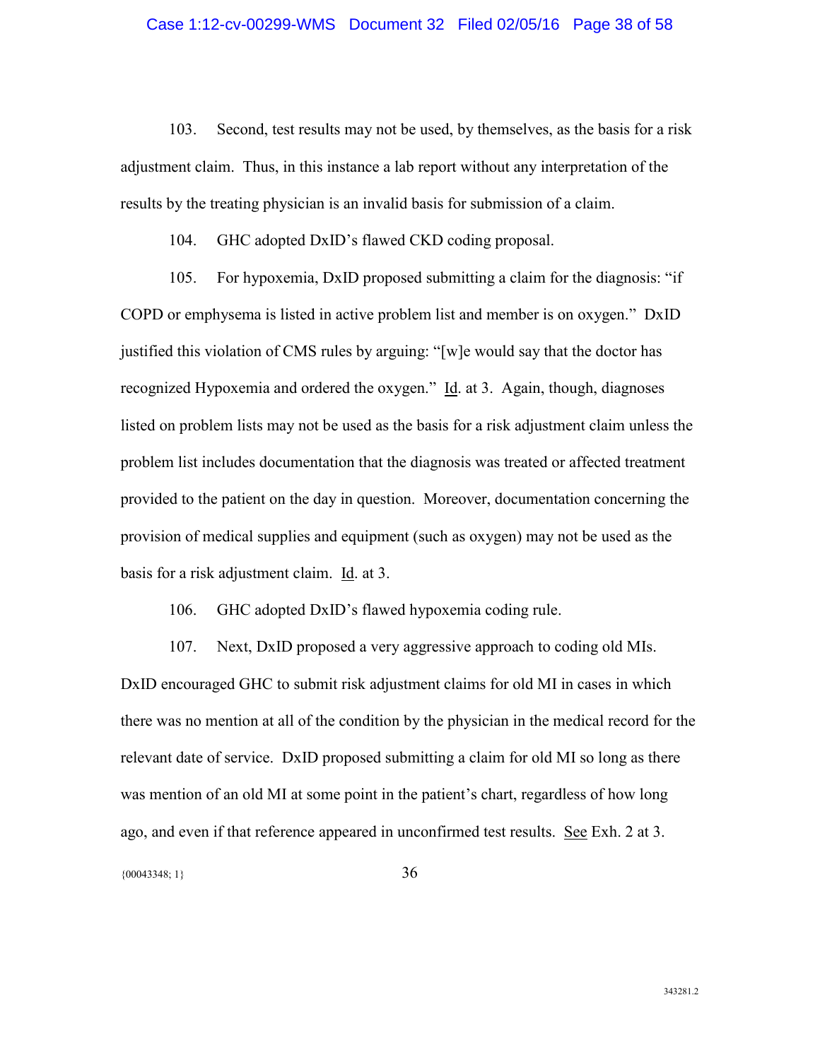103. Second, test results may not be used, by themselves, as the basis for a risk adjustment claim. Thus, in this instance a lab report without any interpretation of the results by the treating physician is an invalid basis for submission of a claim.

104. GHC adopted DxID's flawed CKD coding proposal.

105. For hypoxemia, DxID proposed submitting a claim for the diagnosis: "if COPD or emphysema is listed in active problem list and member is on oxygen." DxID justified this violation of CMS rules by arguing: "[w]e would say that the doctor has recognized Hypoxemia and ordered the oxygen." Id. at 3. Again, though, diagnoses listed on problem lists may not be used as the basis for a risk adjustment claim unless the problem list includes documentation that the diagnosis was treated or affected treatment provided to the patient on the day in question. Moreover, documentation concerning the provision of medical supplies and equipment (such as oxygen) may not be used as the basis for a risk adjustment claim. Id. at 3.

106. GHC adopted DxID's flawed hypoxemia coding rule.

107. Next, DxID proposed a very aggressive approach to coding old MIs. DxID encouraged GHC to submit risk adjustment claims for old MI in cases in which there was no mention at all of the condition by the physician in the medical record for the relevant date of service. DxID proposed submitting a claim for old MI so long as there was mention of an old MI at some point in the patient's chart, regardless of how long ago, and even if that reference appeared in unconfirmed test results. See Exh. 2 at 3.

{00043348; 1}

343281.2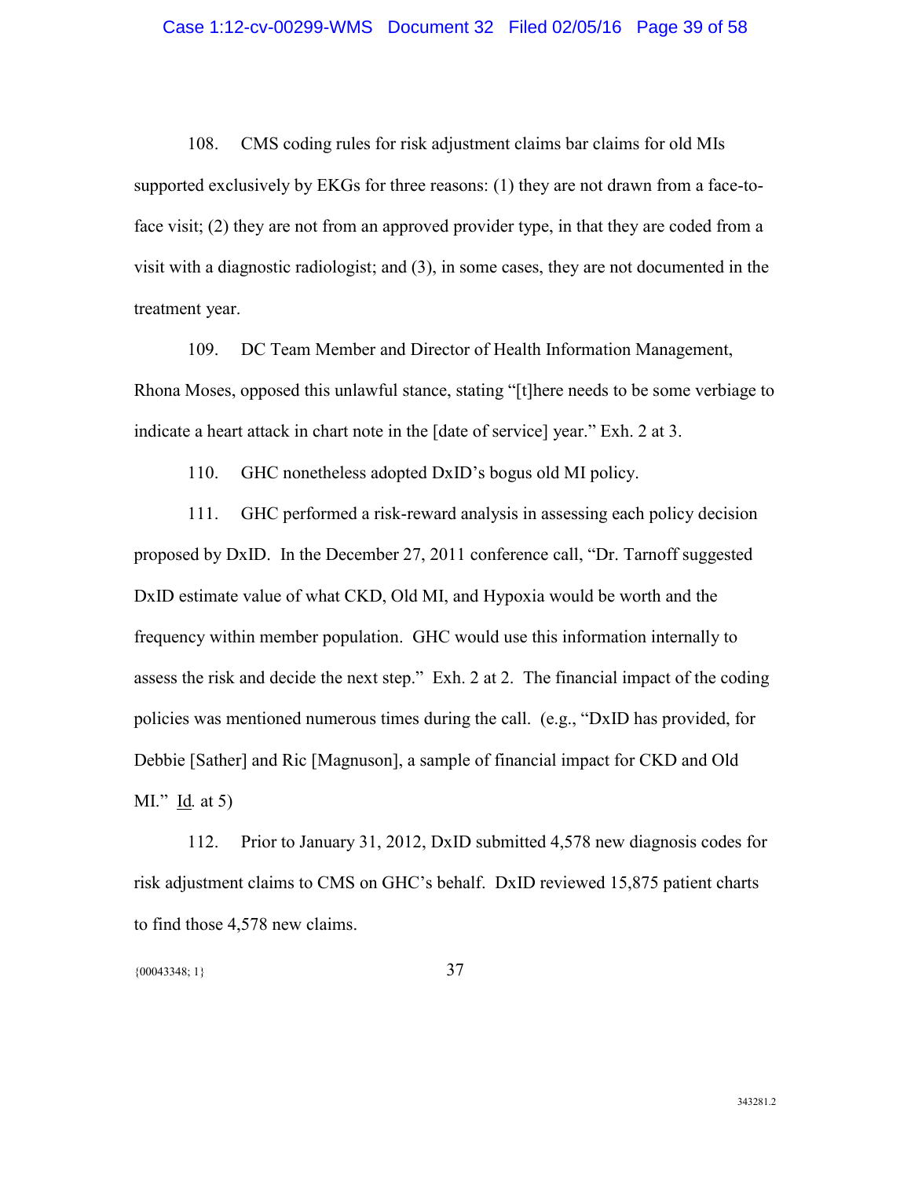108. CMS coding rules for risk adjustment claims bar claims for old MIs supported exclusively by EKGs for three reasons: (1) they are not drawn from a face-to-face visit; (2) they are not from an approved provider type, in that they are coded from a visit with a diagnostic radiologist; and (3), in some cases, they are not documented in the treatment year.

109. DC Team Member and Director of Health Information Management, Rhona Moses, opposed this unlawful stance, stating "[t]here needs to be some verbiage to indicate a heart attack in chart note in the [date of service] year." Exh. 2 at 3.

110. GHC nonetheless adopted DxID's bogus old MI policy.

111. GHC performed a risk-reward analysis in assessing each policy decision proposed by DxID. In the December 27, 2011 conference call, "Dr. Tarnoff suggested DxID estimate value of what CKD, Old MI, and Hypoxia would be worth and the frequency within member population. GHC would use this information internally to assess the risk and decide the next step." Exh. 2 at 2. The financial impact of the coding policies was mentioned numerous times during the call. (e.g., "DxID has provided, for Debbie [Sather] and Ric [Magnuson], a sample of financial impact for CKD and Old MI." Id. at 5)

112. Prior to January 31, 2012, DxID submitted 4,578 new diagnosis codes for risk adjustment claims to CMS on GHC's behalf. DxID reviewed 15,875 patient charts to find those 4,578 new claims.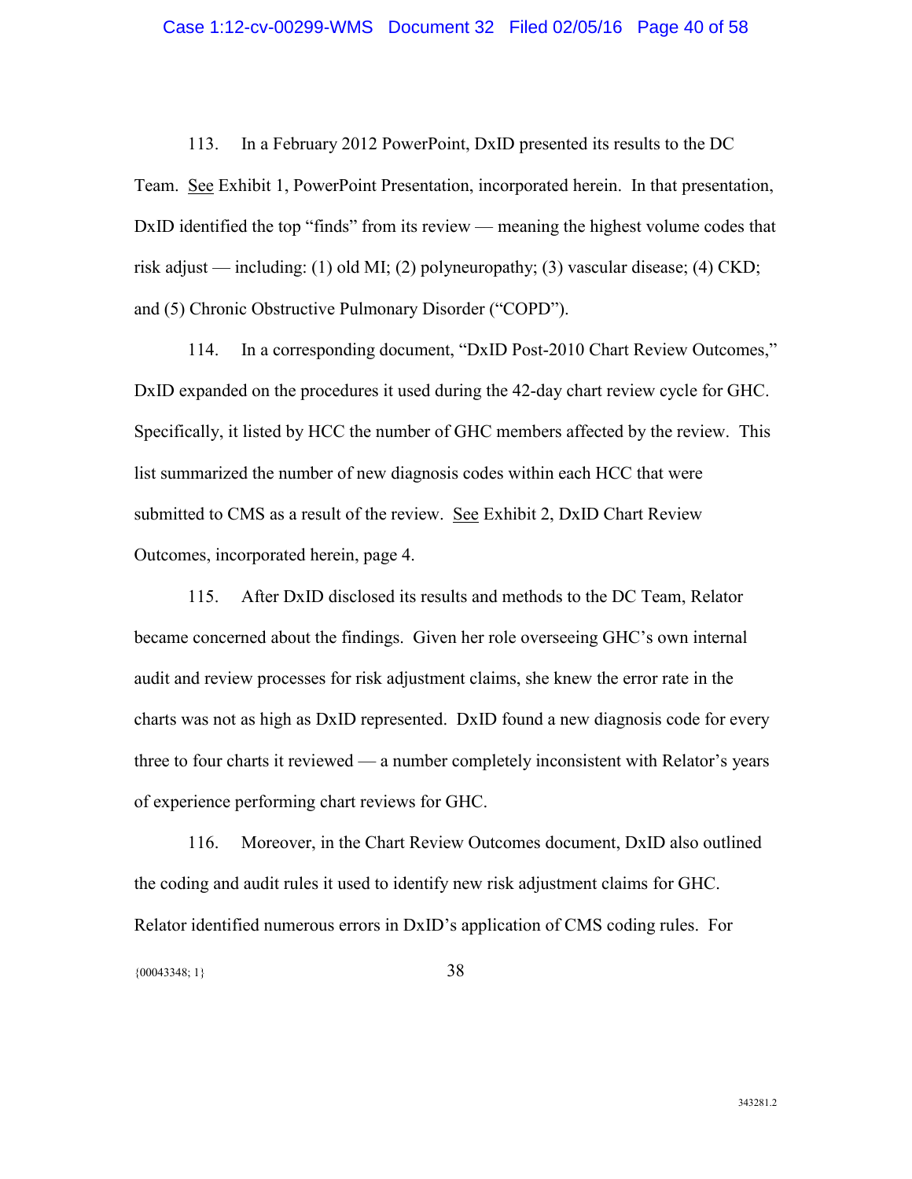113. In a February 2012 PowerPoint, DxID presented its results to the DC Team. See Exhibit 1, PowerPoint Presentation, incorporated herein. In that presentation, DxID identified the top "finds" from its review — meaning the highest volume codes that risk adjust — including: (1) old MI; (2) polyneuropathy; (3) vascular disease; (4) CKD; and (5) Chronic Obstructive Pulmonary Disorder ("COPD").

114. In a corresponding document, "DxID Post-2010 Chart Review Outcomes," DxID expanded on the procedures it used during the 42-day chart review cycle for GHC. Specifically, it listed by HCC the number of GHC members affected by the review. This list summarized the number of new diagnosis codes within each HCC that were submitted to CMS as a result of the review. See Exhibit 2, DxID Chart Review Outcomes, incorporated herein, page 4.

115. After DxID disclosed its results and methods to the DC Team, Relator became concerned about the findings. Given her role overseeing GHC's own internal audit and review processes for risk adjustment claims, she knew the error rate in the charts was not as high as DxID represented. DxID found a new diagnosis code for every three to four charts it reviewed — a number completely inconsistent with Relator's years of experience performing chart reviews for GHC.

116. Moreover, in the Chart Review Outcomes document, DxID also outlined the coding and audit rules it used to identify new risk adjustment claims for GHC. Relator identified numerous errors in DxID's application of CMS coding rules. For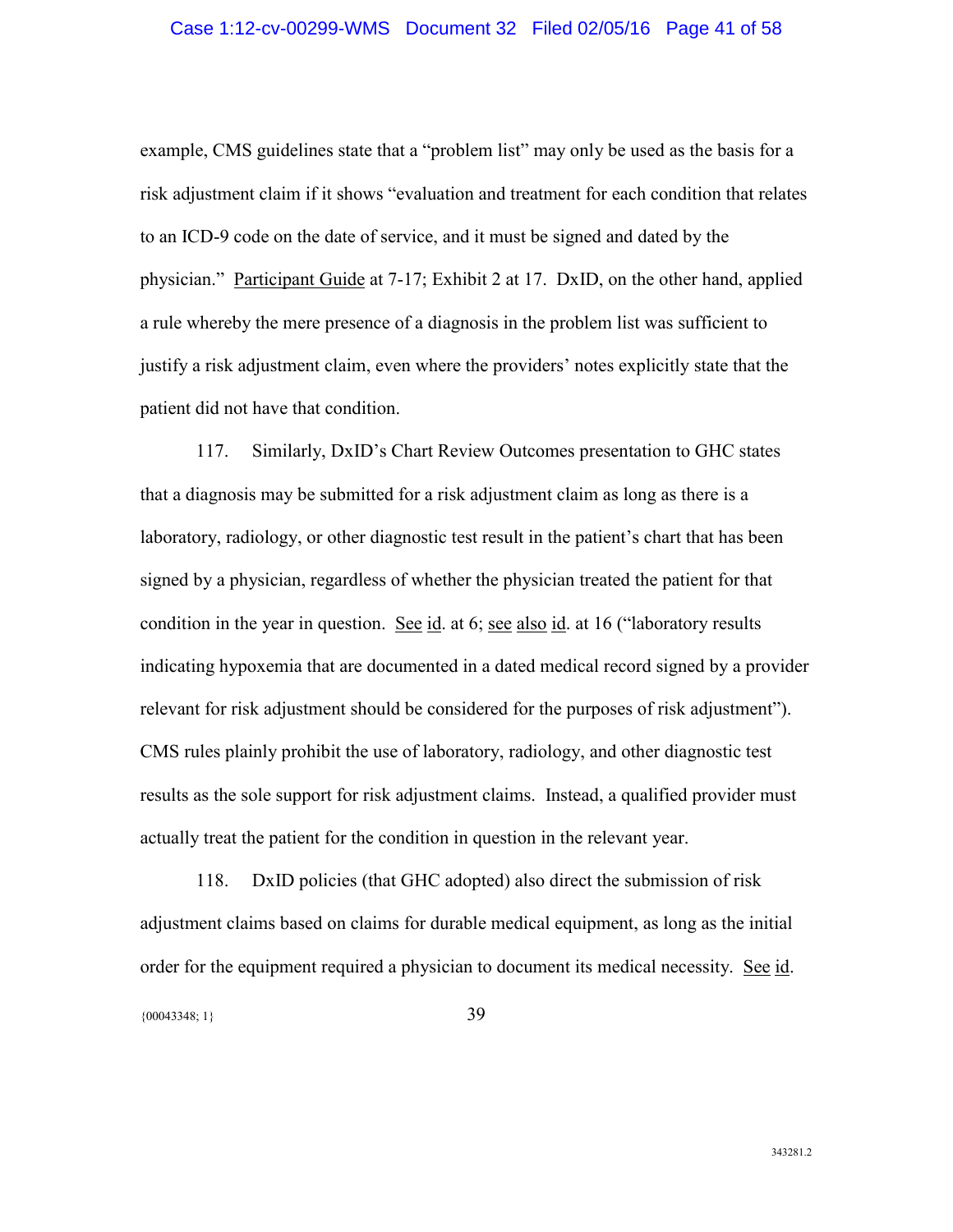example, CMS guidelines state that a "problem list" may only be used as the basis for a risk adjustment claim if it shows "evaluation and treatment for each condition that relates to an ICD-9 code on the date of service, and it must be signed and dated by the physician." Participant Guide at 7-17; Exhibit 2 at 17. DxID, on the other hand, applied a rule whereby the mere presence of a diagnosis in the problem list was sufficient to justify a risk adjustment claim, even where the providers' notes explicitly state that the patient did not have that condition.

117. Similarly, DxID's Chart Review Outcomes presentation to GHC states that a diagnosis may be submitted for a risk adjustment claim as long as there is a laboratory, radiology, or other diagnostic test result in the patient's chart that has been signed by a physician, regardless of whether the physician treated the patient for that condition in the year in question. See id. at 6; see also id. at 16 ("laboratory results indicating hypoxemia that are documented in a dated medical record signed by a provider relevant for risk adjustment should be considered for the purposes of risk adjustment"). CMS rules plainly prohibit the use of laboratory, radiology, and other diagnostic test results as the sole support for risk adjustment claims. Instead, a qualified provider must actually treat the patient for the condition in question in the relevant year.

118. DxID policies (that GHC adopted) also direct the submission of risk adjustment claims based on claims for durable medical equipment, as long as the initial order for the equipment required a physician to document its medical necessity. See id.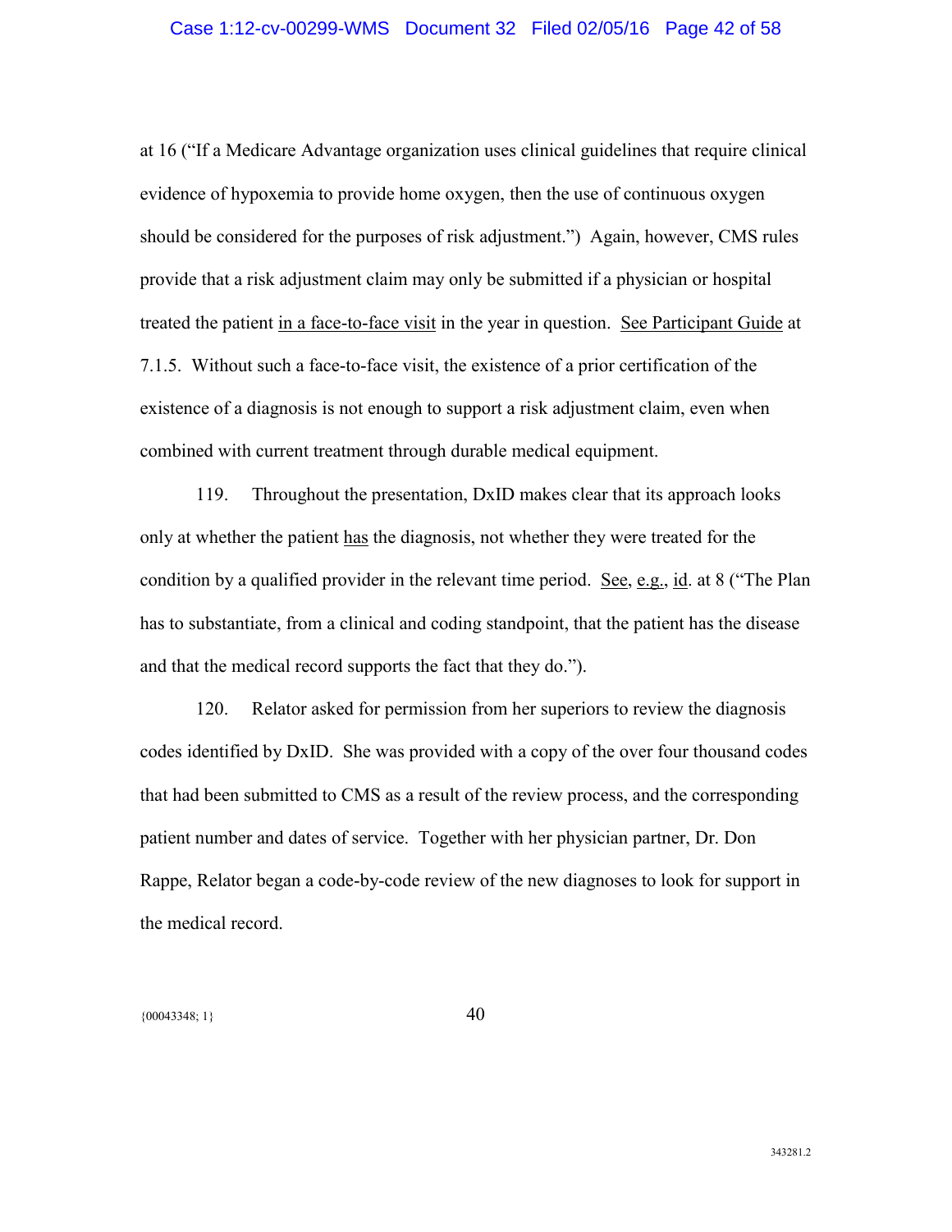at 16 ("If a Medicare Advantage organization uses clinical guidelines that require clinical evidence of hypoxemia to provide home oxygen, then the use of continuous oxygen should be considered for the purposes of risk adjustment.") Again, however, CMS rules provide that a risk adjustment claim may only be submitted if a physician or hospital treated the patient <u>in a face-to-face visit</u> in the year in question. <u>See Participant Guide</u> at 7.1.5. Without such a face-to-face visit, the existence of a prior certification of the existence of a diagnosis is not enough to support a risk adjustment claim, even when combined with current treatment through durable medical equipment.

119. Throughout the presentation, DxID makes clear that its approach looks only at whether the patient <u>has</u> the diagnosis, not whether they were treated for the condition by a qualified provider in the relevant time period. <u>See</u>, <u>e.g.</u>, <u>id</u>. at 8 ("The Plan has to substantiate, from a clinical and coding standpoint, that the patient has the disease and that the medical record supports the fact that they do.").

120. Relator asked for permission from her superiors to review the diagnosis codes identified by DxID. She was provided with a copy of the over four thousand codes that had been submitted to CMS as a result of the review process, and the corresponding patient number and dates of service. Together with her physician partner, Dr. Don Rappe, Relator began a code-by-code review of the new diagnoses to look for support in the medical record.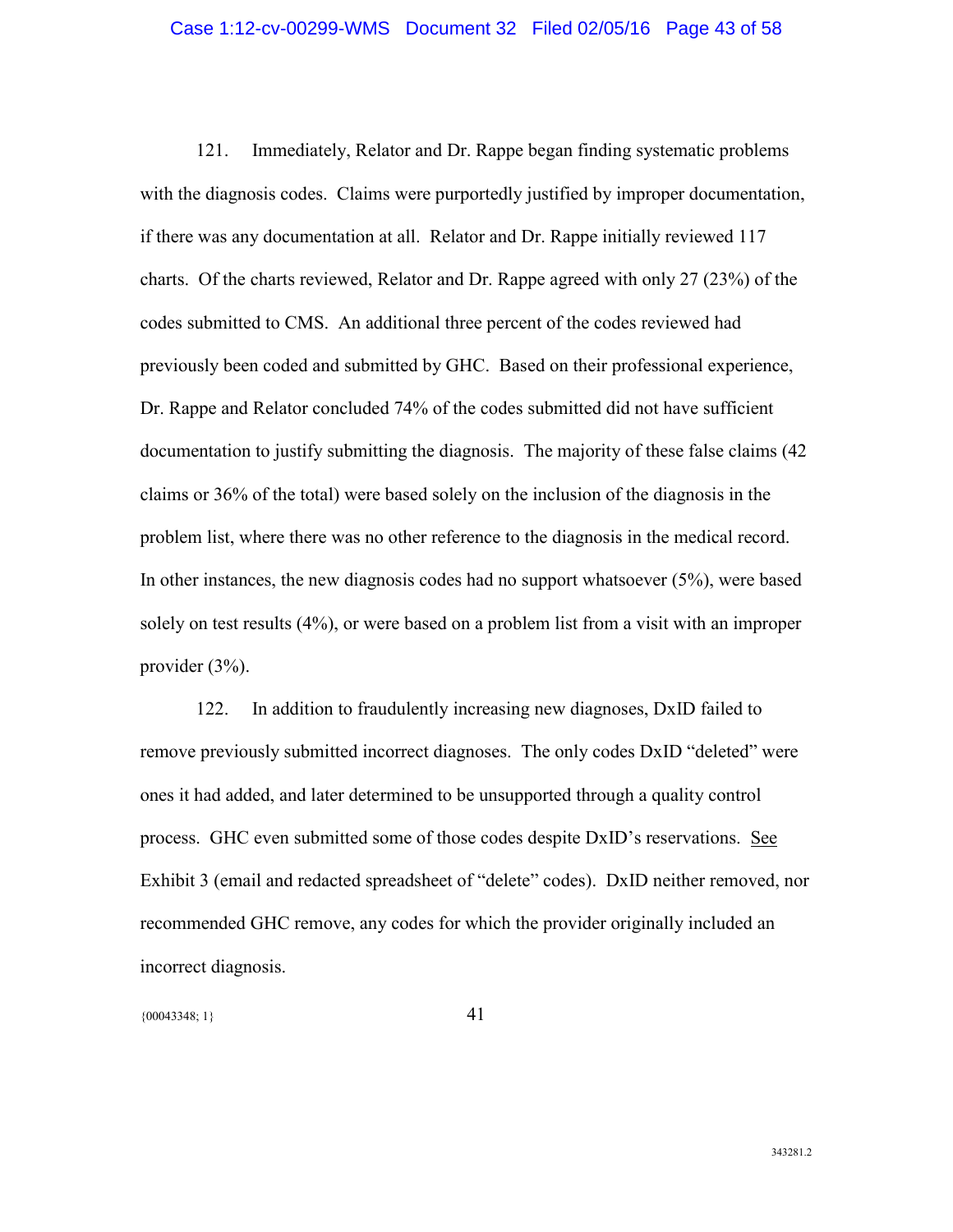121. Immediately, Relator and Dr. Rappe began finding systematic problems with the diagnosis codes. Claims were purportedly justified by improper documentation, if there was any documentation at all. Relator and Dr. Rappe initially reviewed 117 charts. Of the charts reviewed, Relator and Dr. Rappe agreed with only 27 (23%) of the codes submitted to CMS. An additional three percent of the codes reviewed had previously been coded and submitted by GHC. Based on their professional experience, Dr. Rappe and Relator concluded 74% of the codes submitted did not have sufficient documentation to justify submitting the diagnosis. The majority of these false claims (42 claims or 36% of the total) were based solely on the inclusion of the diagnosis in the problem list, where there was no other reference to the diagnosis in the medical record. In other instances, the new diagnosis codes had no support whatsoever (5%), were based solely on test results (4%), or were based on a problem list from a visit with an improper provider (3%).

122. In addition to fraudulently increasing new diagnoses, DxID failed to remove previously submitted incorrect diagnoses. The only codes DxID "deleted" were ones it had added, and later determined to be unsupported through a quality control process. GHC even submitted some of those codes despite DxID's reservations. See Exhibit 3 (email and redacted spreadsheet of "delete" codes). DxID neither removed, nor recommended GHC remove, any codes for which the provider originally included an incorrect diagnosis.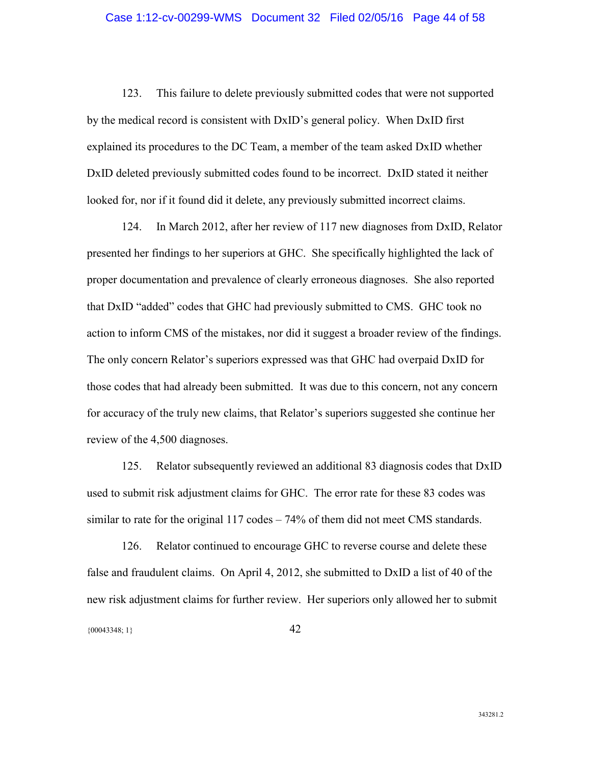123. This failure to delete previously submitted codes that were not supported by the medical record is consistent with DxID's general policy. When DxID first explained its procedures to the DC Team, a member of the team asked DxID whether DxID deleted previously submitted codes found to be incorrect. DxID stated it neither looked for, nor if it found did it delete, any previously submitted incorrect claims.

124. In March 2012, after her review of 117 new diagnoses from DxID, Relator presented her findings to her superiors at GHC. She specifically highlighted the lack of proper documentation and prevalence of clearly erroneous diagnoses. She also reported that DxID "added" codes that GHC had previously submitted to CMS. GHC took no action to inform CMS of the mistakes, nor did it suggest a broader review of the findings. The only concern Relator's superiors expressed was that GHC had overpaid DxID for those codes that had already been submitted. It was due to this concern, not any concern for accuracy of the truly new claims, that Relator's superiors suggested she continue her review of the 4,500 diagnoses.

125. Relator subsequently reviewed an additional 83 diagnosis codes that DxID used to submit risk adjustment claims for GHC. The error rate for these 83 codes was similar to rate for the original 117 codes – 74% of them did not meet CMS standards.

126. Relator continued to encourage GHC to reverse course and delete these false and fraudulent claims. On April 4, 2012, she submitted to DxID a list of 40 of the new risk adjustment claims for further review. Her superiors only allowed her to submit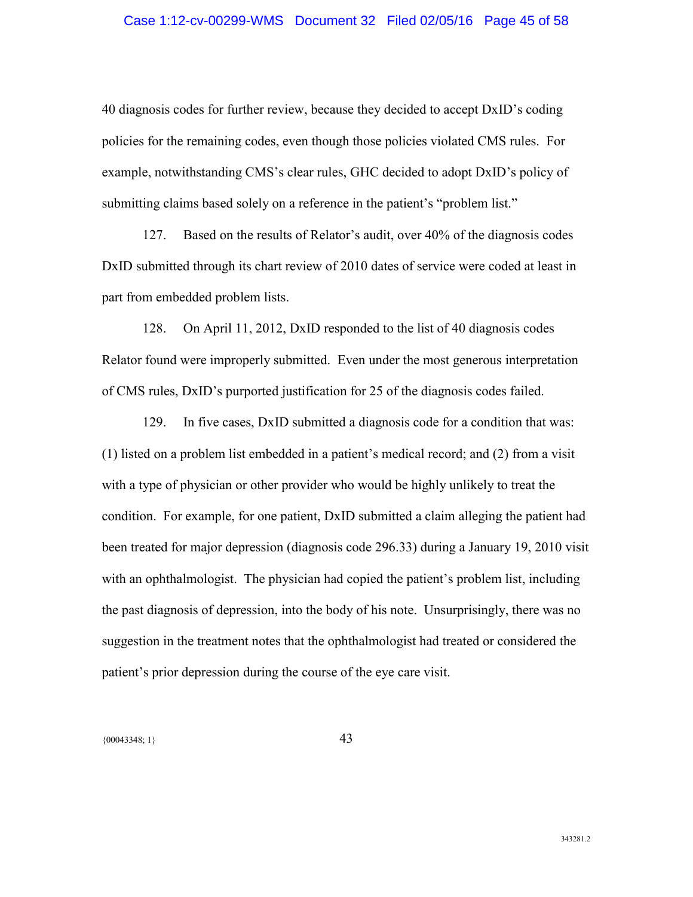40 diagnosis codes for further review, because they decided to accept DxID's coding policies for the remaining codes, even though those policies violated CMS rules. For example, notwithstanding CMS's clear rules, GHC decided to adopt DxID's policy of submitting claims based solely on a reference in the patient's "problem list."

127. Based on the results of Relator's audit, over 40% of the diagnosis codes DxID submitted through its chart review of 2010 dates of service were coded at least in part from embedded problem lists.

128. On April 11, 2012, DxID responded to the list of 40 diagnosis codes Relator found were improperly submitted. Even under the most generous interpretation of CMS rules, DxID's purported justification for 25 of the diagnosis codes failed.

129. In five cases, DxID submitted a diagnosis code for a condition that was: (1) listed on a problem list embedded in a patient's medical record; and (2) from a visit with a type of physician or other provider who would be highly unlikely to treat the condition. For example, for one patient, DxID submitted a claim alleging the patient had been treated for major depression (diagnosis code 296.33) during a January 19, 2010 visit with an ophthalmologist. The physician had copied the patient's problem list, including the past diagnosis of depression, into the body of his note. Unsurprisingly, there was no suggestion in the treatment notes that the ophthalmologist had treated or considered the patient's prior depression during the course of the eye care visit.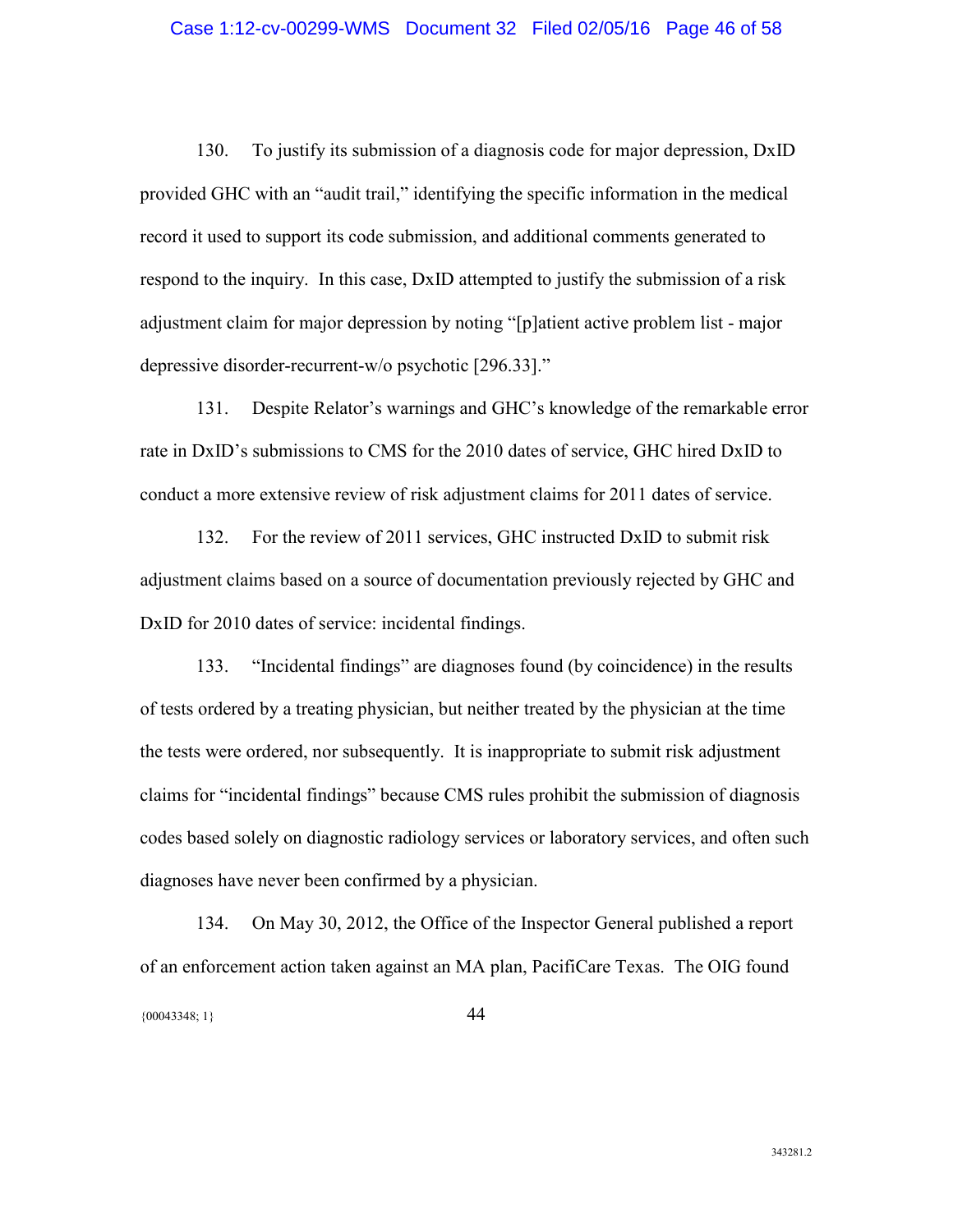130. To justify its submission of a diagnosis code for major depression, DxID provided GHC with an "audit trail," identifying the specific information in the medical record it used to support its code submission, and additional comments generated to respond to the inquiry. In this case, DxID attempted to justify the submission of a risk adjustment claim for major depression by noting "[p]atient active problem list - major depressive disorder-recurrent-w/o psychotic [296.33]."

131. Despite Relator's warnings and GHC's knowledge of the remarkable error rate in DxID's submissions to CMS for the 2010 dates of service, GHC hired DxID to conduct a more extensive review of risk adjustment claims for 2011 dates of service.

132. For the review of 2011 services, GHC instructed DxID to submit risk adjustment claims based on a source of documentation previously rejected by GHC and DxID for 2010 dates of service: incidental findings.

133. "Incidental findings" are diagnoses found (by coincidence) in the results of tests ordered by a treating physician, but neither treated by the physician at the time the tests were ordered, nor subsequently. It is inappropriate to submit risk adjustment claims for "incidental findings" because CMS rules prohibit the submission of diagnosis codes based solely on diagnostic radiology services or laboratory services, and often such diagnoses have never been confirmed by a physician.

134. On May 30, 2012, the Office of the Inspector General published a report of an enforcement action taken against an MA plan, PacifiCare Texas. The OIG found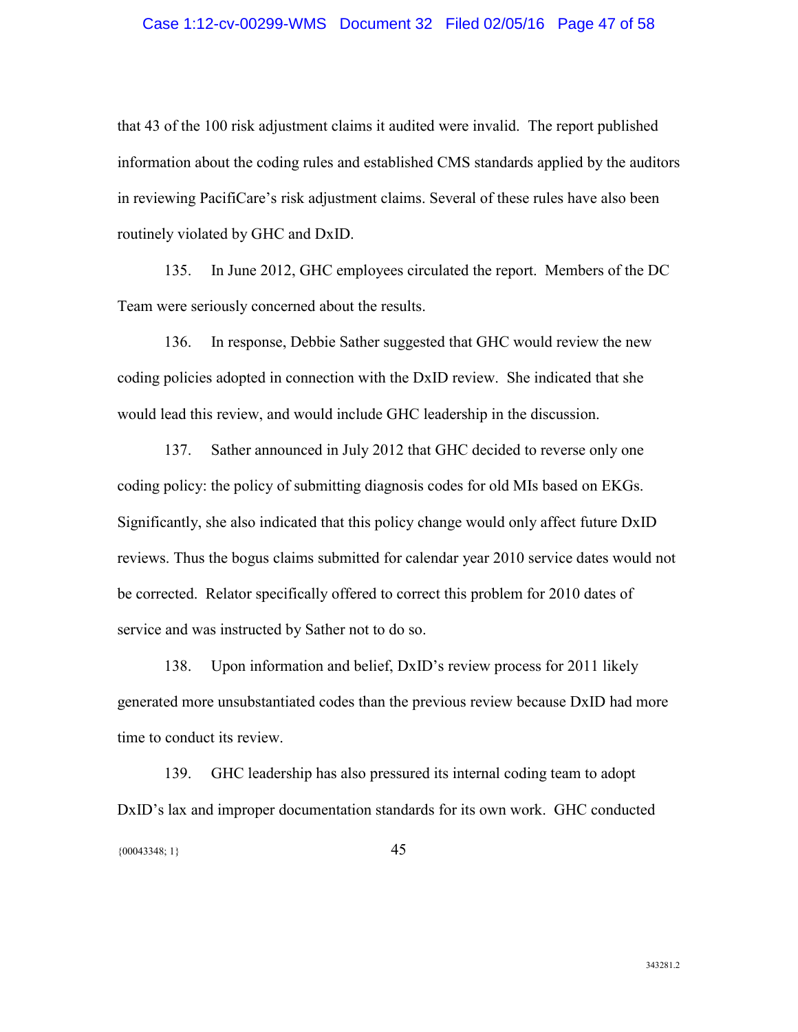that 43 of the 100 risk adjustment claims it audited were invalid. The report published information about the coding rules and established CMS standards applied by the auditors in reviewing PacifiCare's risk adjustment claims. Several of these rules have also been routinely violated by GHC and DxID.

135. In June 2012, GHC employees circulated the report. Members of the DC Team were seriously concerned about the results.

136. In response, Debbie Sather suggested that GHC would review the new coding policies adopted in connection with the DxID review. She indicated that she would lead this review, and would include GHC leadership in the discussion.

137. Sather announced in July 2012 that GHC decided to reverse only one coding policy: the policy of submitting diagnosis codes for old MIs based on EKGs. Significantly, she also indicated that this policy change would only affect future DxID reviews. Thus the bogus claims submitted for calendar year 2010 service dates would not be corrected. Relator specifically offered to correct this problem for 2010 dates of service and was instructed by Sather not to do so.

138. Upon information and belief, DxID's review process for 2011 likely generated more unsubstantiated codes than the previous review because DxID had more time to conduct its review.

139. GHC leadership has also pressured its internal coding team to adopt DxID's lax and improper documentation standards for its own work. GHC conducted

{00043348; 1}

343281.2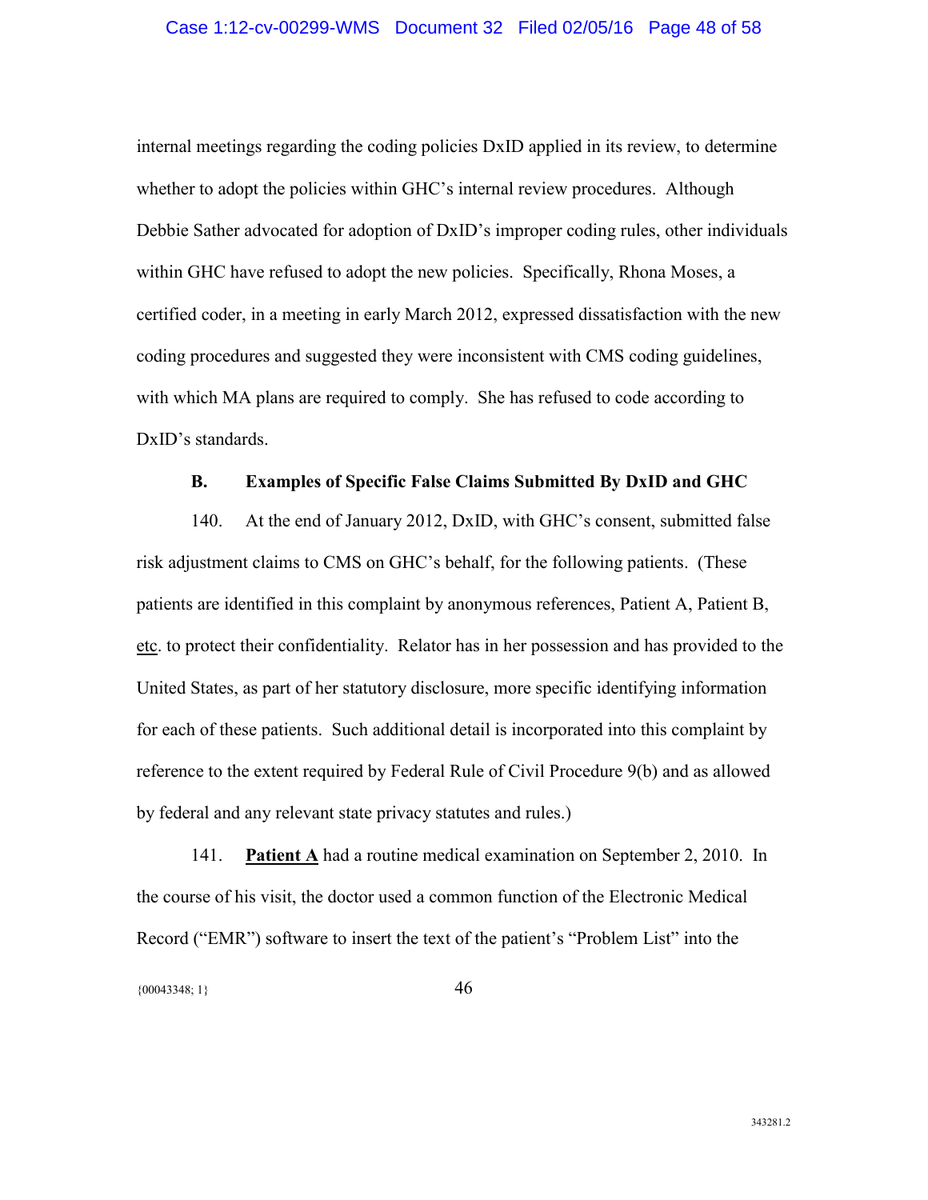internal meetings regarding the coding policies DxID applied in its review, to determine whether to adopt the policies within GHC's internal review procedures. Although Debbie Sather advocated for adoption of DxID's improper coding rules, other individuals within GHC have refused to adopt the new policies. Specifically, Rhona Moses, a certified coder, in a meeting in early March 2012, expressed dissatisfaction with the new coding procedures and suggested they were inconsistent with CMS coding guidelines, with which MA plans are required to comply. She has refused to code according to DxID's standards.

### B. Examples of Specific False Claims Submitted By DxID and GHC

140. At the end of January 2012, DxID, with GHC's consent, submitted false risk adjustment claims to CMS on GHC's behalf, for the following patients. (These patients are identified in this complaint by anonymous references, Patient A, Patient B, etc. to protect their confidentiality. Relator has in her possession and has provided to the United States, as part of her statutory disclosure, more specific identifying information for each of these patients. Such additional detail is incorporated into this complaint by reference to the extent required by Federal Rule of Civil Procedure 9(b) and as allowed by federal and any relevant state privacy statutes and rules.)

141. **Patient A** had a routine medical examination on September 2, 2010. In the course of his visit, the doctor used a common function of the Electronic Medical Record ("EMR") software to insert the text of the patient's "Problem List" into the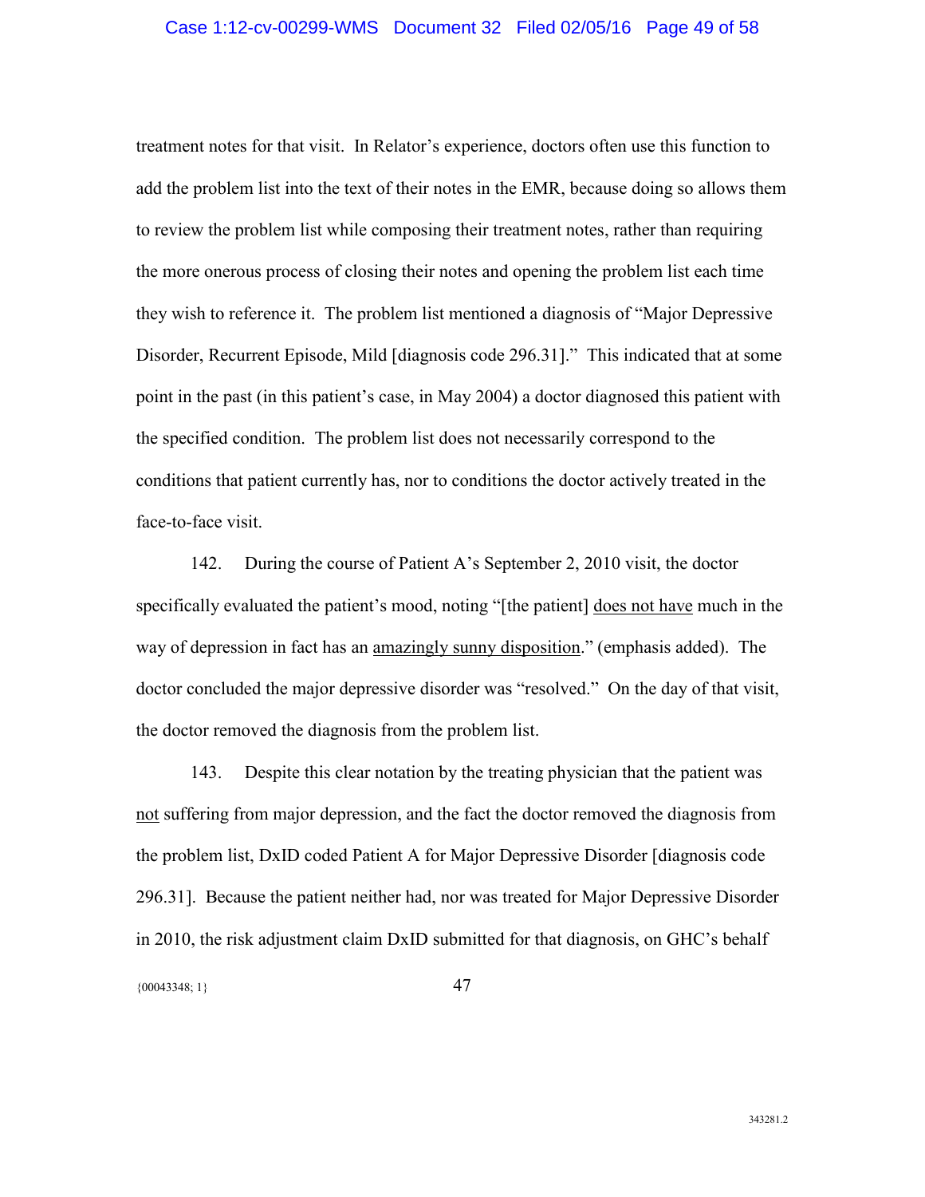treatment notes for that visit. In Relator's experience, doctors often use this function to add the problem list into the text of their notes in the EMR, because doing so allows them to review the problem list while composing their treatment notes, rather than requiring the more onerous process of closing their notes and opening the problem list each time they wish to reference it. The problem list mentioned a diagnosis of "Major Depressive Disorder, Recurrent Episode, Mild [diagnosis code 296.31]." This indicated that at some point in the past (in this patient's case, in May 2004) a doctor diagnosed this patient with the specified condition. The problem list does not necessarily correspond to the conditions that patient currently has, nor to conditions the doctor actively treated in the face-to-face visit.

142. During the course of Patient A's September 2, 2010 visit, the doctor specifically evaluated the patient's mood, noting "[the patient] <u>does not have</u> much in the way of depression in fact has an <u>amazingly sunny disposition</u>." (emphasis added). The doctor concluded the major depressive disorder was "resolved." On the day of that visit, the doctor removed the diagnosis from the problem list.

143. Despite this clear notation by the treating physician that the patient was <u>not</u> suffering from major depression, and the fact the doctor removed the diagnosis from the problem list, DxID coded Patient A for Major Depressive Disorder [diagnosis code 296.31]. Because the patient neither had, nor was treated for Major Depressive Disorder in 2010, the risk adjustment claim DxID submitted for that diagnosis, on GHC's behalf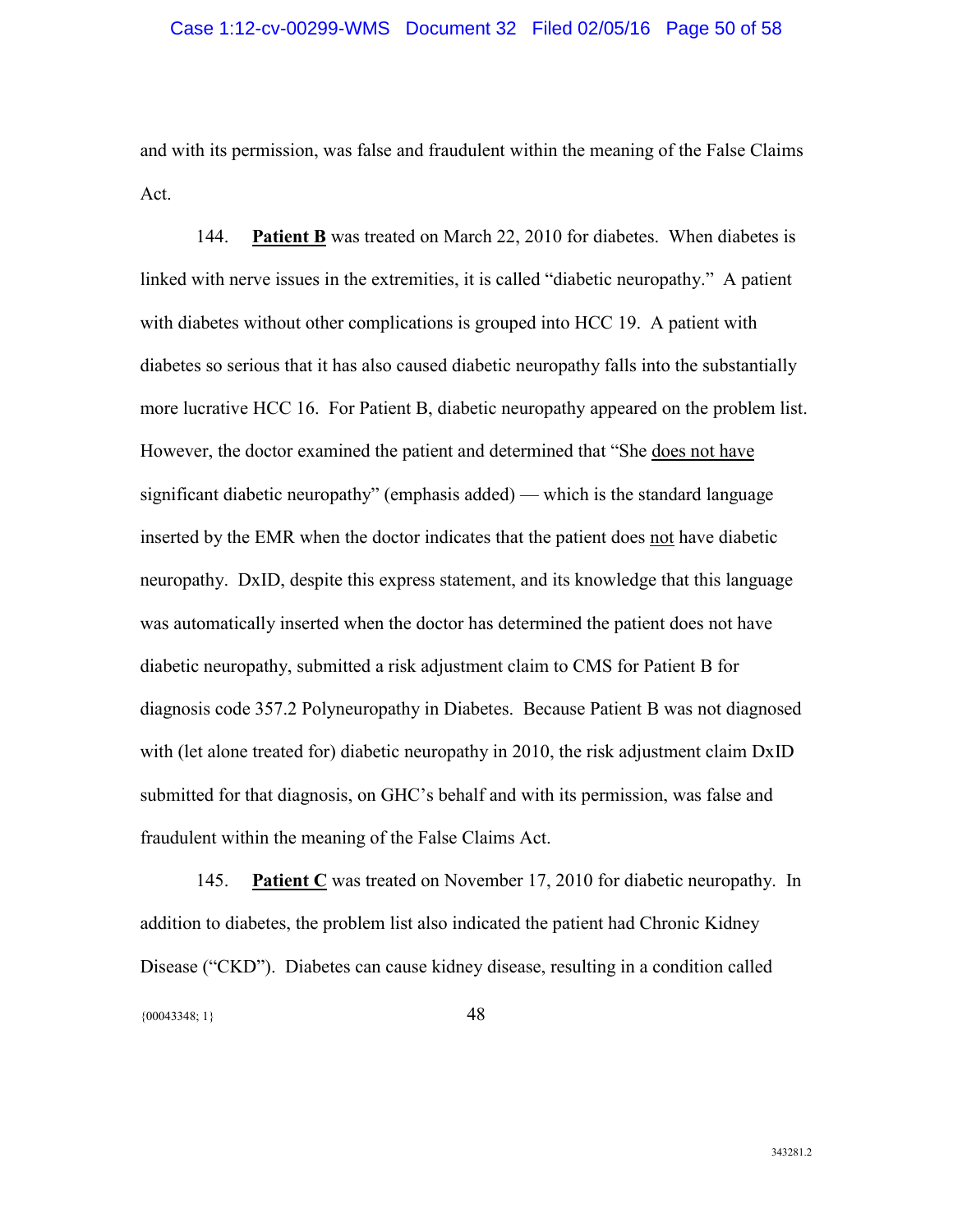and with its permission, was false and fraudulent within the meaning of the False Claims Act.

144. **Patient B** was treated on March 22, 2010 for diabetes. When diabetes is linked with nerve issues in the extremities, it is called "diabetic neuropathy." A patient with diabetes without other complications is grouped into HCC 19. A patient with diabetes so serious that it has also caused diabetic neuropathy falls into the substantially more lucrative HCC 16. For Patient B, diabetic neuropathy appeared on the problem list. However, the doctor examined the patient and determined that "She does not have significant diabetic neuropathy" (emphasis added) — which is the standard language inserted by the EMR when the doctor indicates that the patient does not have diabetic neuropathy. DxID, despite this express statement, and its knowledge that this language was automatically inserted when the doctor has determined the patient does not have diabetic neuropathy, submitted a risk adjustment claim to CMS for Patient B for diagnosis code 357.2 Polyneuropathy in Diabetes. Because Patient B was not diagnosed with (let alone treated for) diabetic neuropathy in 2010, the risk adjustment claim DxID submitted for that diagnosis, on GHC's behalf and with its permission, was false and fraudulent within the meaning of the False Claims Act.

145. **Patient C** was treated on November 17, 2010 for diabetic neuropathy. In addition to diabetes, the problem list also indicated the patient had Chronic Kidney Disease ("CKD"). Diabetes can cause kidney disease, resulting in a condition called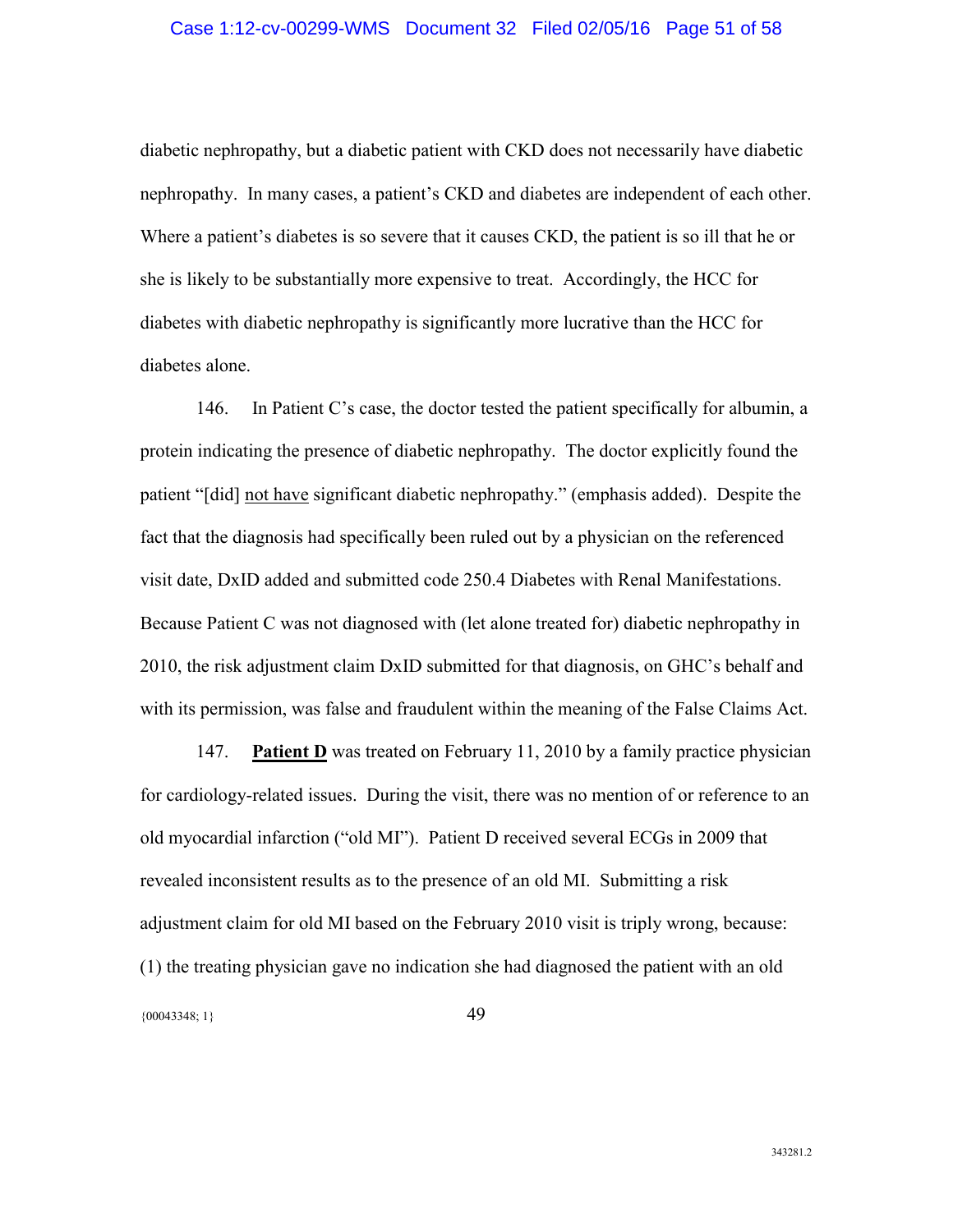diabetic nephropathy, but a diabetic patient with CKD does not necessarily have diabetic nephropathy. In many cases, a patient's CKD and diabetes are independent of each other. Where a patient's diabetes is so severe that it causes CKD, the patient is so ill that he or she is likely to be substantially more expensive to treat. Accordingly, the HCC for diabetes with diabetic nephropathy is significantly more lucrative than the HCC for diabetes alone.

146. In Patient C's case, the doctor tested the patient specifically for albumin, a protein indicating the presence of diabetic nephropathy. The doctor explicitly found the patient "[did] <u>not have</u> significant diabetic nephropathy." (emphasis added). Despite the fact that the diagnosis had specifically been ruled out by a physician on the referenced visit date, DxID added and submitted code 250.4 Diabetes with Renal Manifestations. Because Patient C was not diagnosed with (let alone treated for) diabetic nephropathy in 2010, the risk adjustment claim DxID submitted for that diagnosis, on GHC's behalf and with its permission, was false and fraudulent within the meaning of the False Claims Act.

147. **<u>Patient D</u>** was treated on February 11, 2010 by a family practice physician for cardiology-related issues. During the visit, there was no mention of or reference to an old myocardial infarction ("old MI"). Patient D received several ECGs in 2009 that revealed inconsistent results as to the presence of an old MI. Submitting a risk adjustment claim for old MI based on the February 2010 visit is triply wrong, because: (1) the treating physician gave no indication she had diagnosed the patient with an old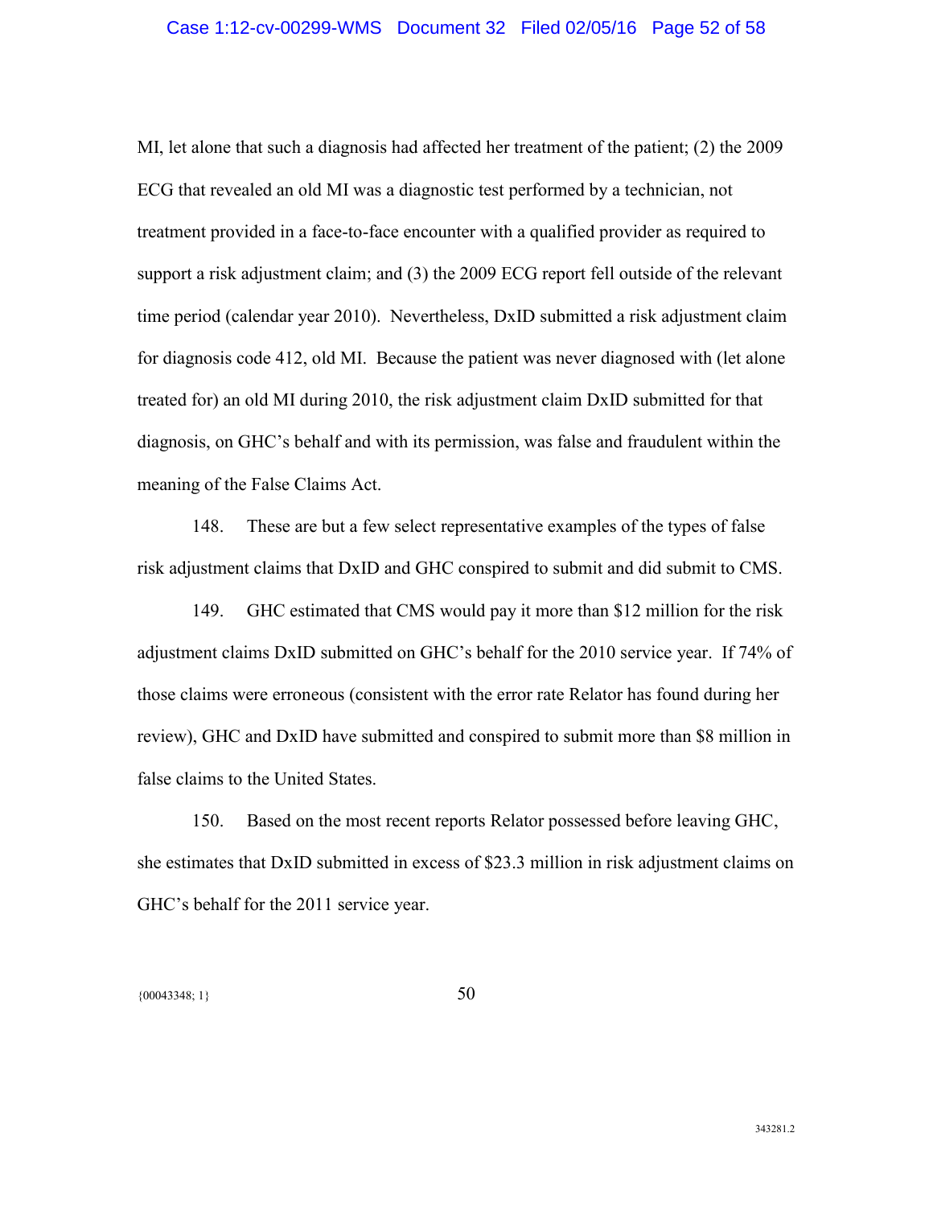MI, let alone that such a diagnosis had affected her treatment of the patient; (2) the 2009 ECG that revealed an old MI was a diagnostic test performed by a technician, not treatment provided in a face-to-face encounter with a qualified provider as required to support a risk adjustment claim; and (3) the 2009 ECG report fell outside of the relevant time period (calendar year 2010). Nevertheless, DxID submitted a risk adjustment claim for diagnosis code 412, old MI. Because the patient was never diagnosed with (let alone treated for) an old MI during 2010, the risk adjustment claim DxID submitted for that diagnosis, on GHC's behalf and with its permission, was false and fraudulent within the meaning of the False Claims Act.

148. These are but a few select representative examples of the types of false risk adjustment claims that DxID and GHC conspired to submit and did submit to CMS.

149. GHC estimated that CMS would pay it more than $12 million for the risk adjustment claims DxID submitted on GHC's behalf for the 2010 service year. If 74% of those claims were erroneous (consistent with the error rate Relator has found during her review), GHC and DxID have submitted and conspired to submit more than $8 million in false claims to the United States.

150. Based on the most recent reports Relator possessed before leaving GHC, she estimates that DxID submitted in excess of $23.3 million in risk adjustment claims on GHC's behalf for the 2011 service year.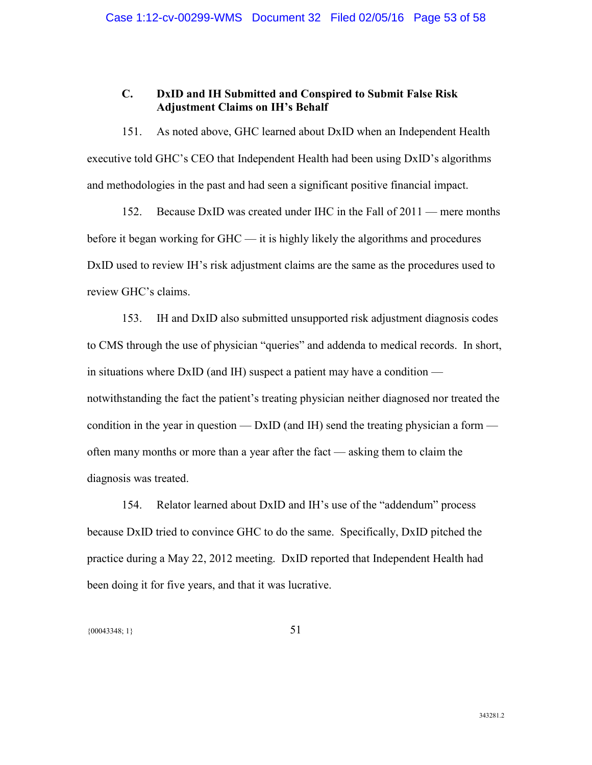### C. DxID and IH Submitted and Conspired to Submit False Risk Adjustment Claims on IH's Behalf

151. As noted above, GHC learned about DxID when an Independent Health executive told GHC's CEO that Independent Health had been using DxID's algorithms and methodologies in the past and had seen a significant positive financial impact.

152. Because DxID was created under IHC in the Fall of 2011 — mere months before it began working for GHC — it is highly likely the algorithms and procedures DxID used to review IH's risk adjustment claims are the same as the procedures used to review GHC's claims.

153. IH and DxID also submitted unsupported risk adjustment diagnosis codes to CMS through the use of physician "queries" and addenda to medical records. In short, in situations where DxID (and IH) suspect a patient may have a condition — notwithstanding the fact the patient's treating physician neither diagnosed nor treated the condition in the year in question — DxID (and IH) send the treating physician a form — often many months or more than a year after the fact — asking them to claim the diagnosis was treated.

154. Relator learned about DxID and IH's use of the "addendum" process because DxID tried to convince GHC to do the same. Specifically, DxID pitched the practice during a May 22, 2012 meeting. DxID reported that Independent Health had been doing it for five years, and that it was lucrative.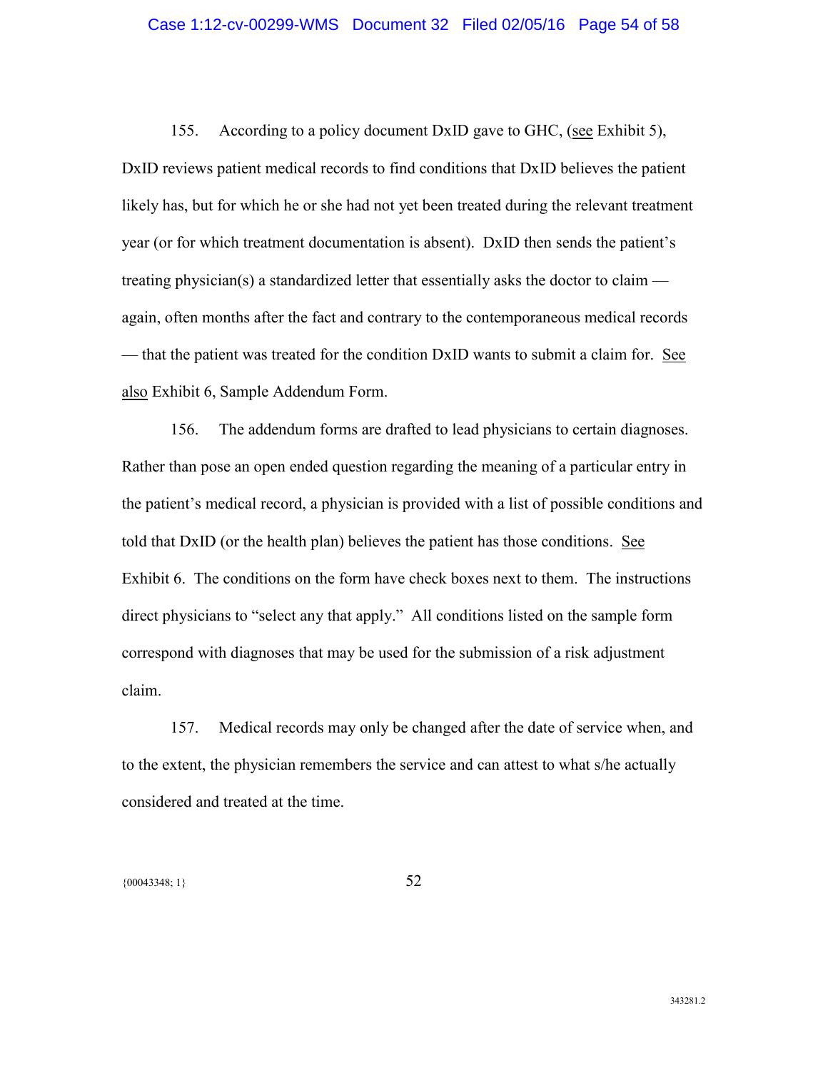155. According to a policy document DxID gave to GHC, (see Exhibit 5), DxID reviews patient medical records to find conditions that DxID believes the patient likely has, but for which he or she had not yet been treated during the relevant treatment year (or for which treatment documentation is absent). DxID then sends the patient's treating physician(s) a standardized letter that essentially asks the doctor to claim — again, often months after the fact and contrary to the contemporaneous medical records — that the patient was treated for the condition DxID wants to submit a claim for. See also Exhibit 6, Sample Addendum Form.

156. The addendum forms are drafted to lead physicians to certain diagnoses. Rather than pose an open ended question regarding the meaning of a particular entry in the patient's medical record, a physician is provided with a list of possible conditions and told that DxID (or the health plan) believes the patient has those conditions. See Exhibit 6. The conditions on the form have check boxes next to them. The instructions direct physicians to "select any that apply." All conditions listed on the sample form correspond with diagnoses that may be used for the submission of a risk adjustment claim.

157. Medical records may only be changed after the date of service when, and to the extent, the physician remembers the service and can attest to what s/he actually considered and treated at the time.

{00043348; 1}

343281.2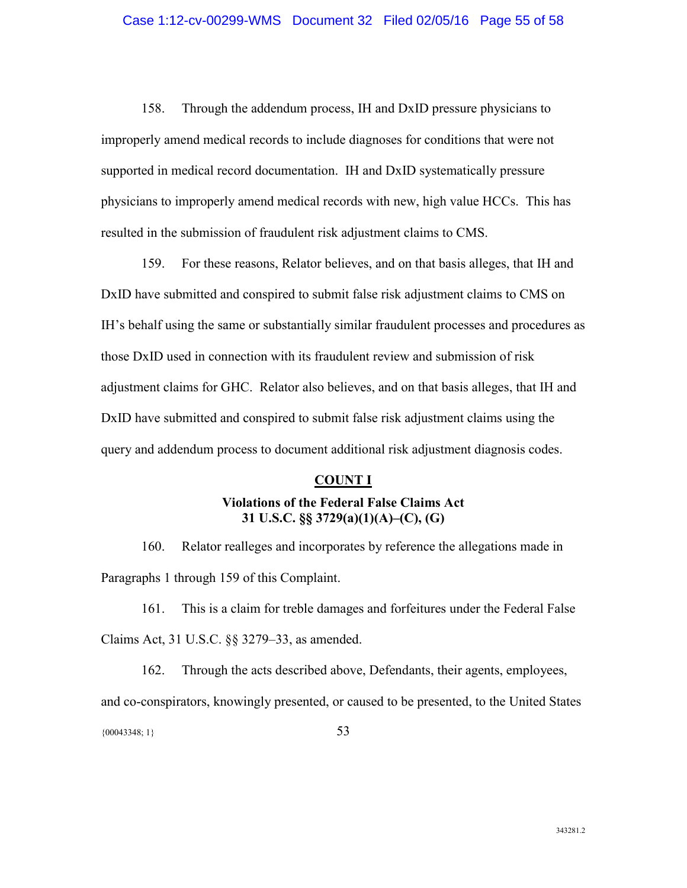158. Through the addendum process, IH and DxID pressure physicians to improperly amend medical records to include diagnoses for conditions that were not supported in medical record documentation. IH and DxID systematically pressure physicians to improperly amend medical records with new, high value HCCs. This has resulted in the submission of fraudulent risk adjustment claims to CMS.

159. For these reasons, Relator believes, and on that basis alleges, that IH and DxID have submitted and conspired to submit false risk adjustment claims to CMS on IH's behalf using the same or substantially similar fraudulent processes and procedures as those DxID used in connection with its fraudulent review and submission of risk adjustment claims for GHC. Relator also believes, and on that basis alleges, that IH and DxID have submitted and conspired to submit false risk adjustment claims using the query and addendum process to document additional risk adjustment diagnosis codes.

## COUNT I

### Violations of the Federal False Claims Act
### 31 U.S.C. §§ 3729(a)(1)(A)–(C), (G)

160. Relator realleges and incorporates by reference the allegations made in Paragraphs 1 through 159 of this Complaint.

161. This is a claim for treble damages and forfeitures under the Federal False Claims Act, 31 U.S.C. §§ 3279–33, as amended.

162. Through the acts described above, Defendants, their agents, employees, and co-conspirators, knowingly presented, or caused to be presented, to the United States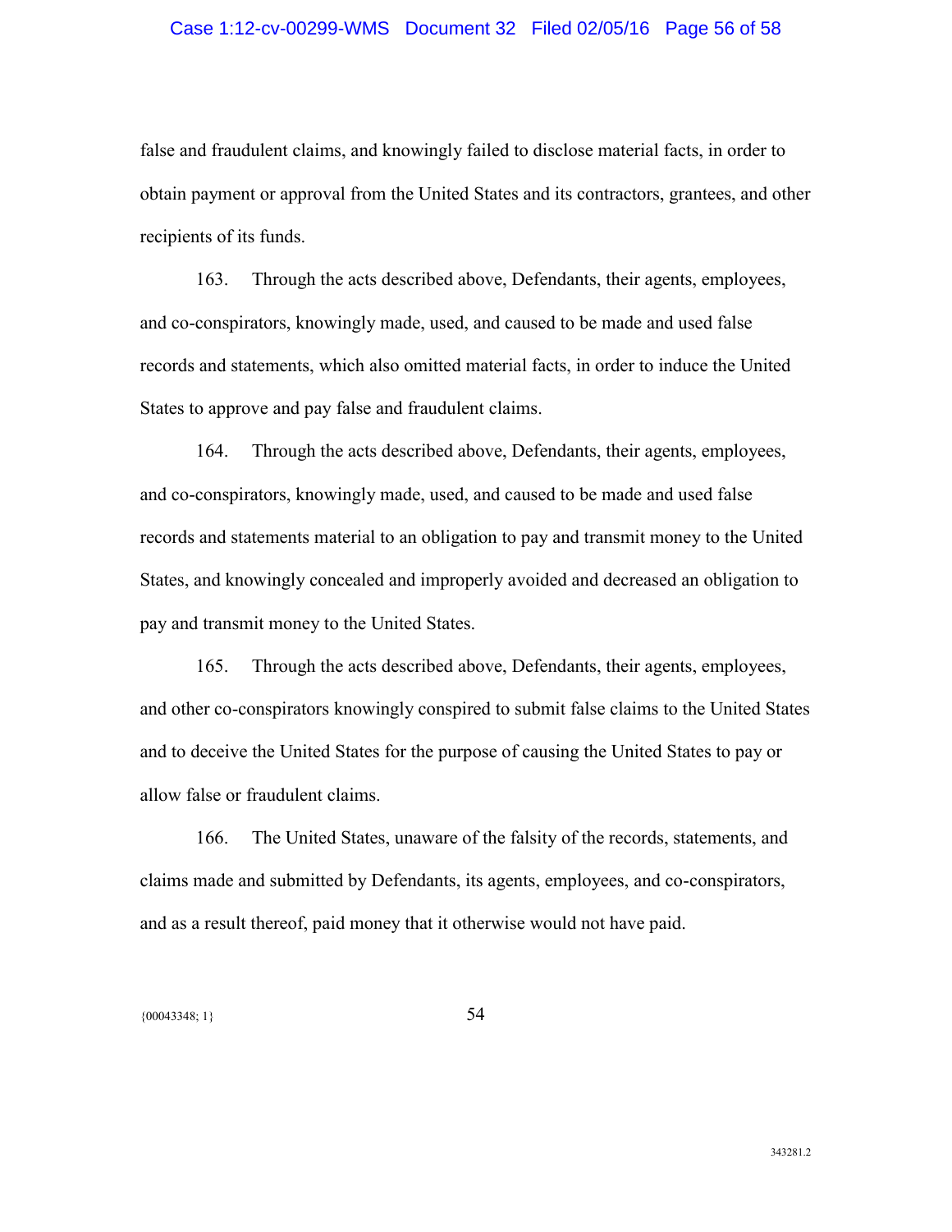false and fraudulent claims, and knowingly failed to disclose material facts, in order to obtain payment or approval from the United States and its contractors, grantees, and other recipients of its funds.

163. Through the acts described above, Defendants, their agents, employees, and co-conspirators, knowingly made, used, and caused to be made and used false records and statements, which also omitted material facts, in order to induce the United States to approve and pay false and fraudulent claims.

164. Through the acts described above, Defendants, their agents, employees, and co-conspirators, knowingly made, used, and caused to be made and used false records and statements material to an obligation to pay and transmit money to the United States, and knowingly concealed and improperly avoided and decreased an obligation to pay and transmit money to the United States.

165. Through the acts described above, Defendants, their agents, employees, and other co-conspirators knowingly conspired to submit false claims to the United States and to deceive the United States for the purpose of causing the United States to pay or allow false or fraudulent claims.

166. The United States, unaware of the falsity of the records, statements, and claims made and submitted by Defendants, its agents, employees, and co-conspirators, and as a result thereof, paid money that it otherwise would not have paid.

{00043348; 1}

343281.2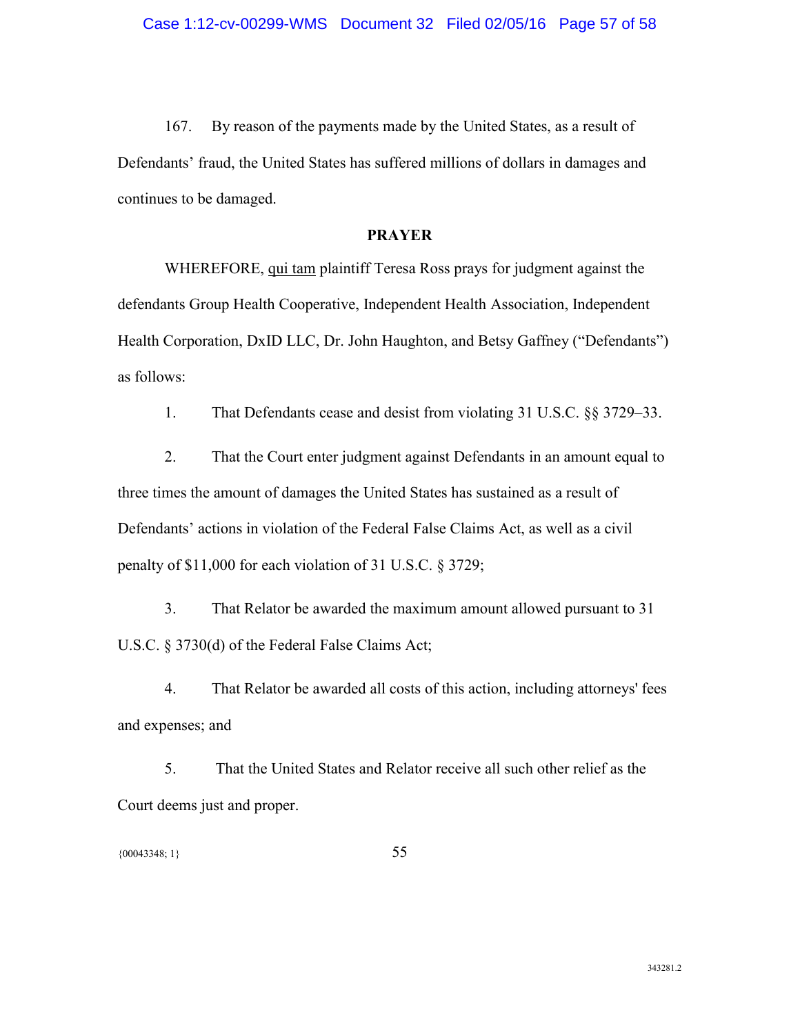167. By reason of the payments made by the United States, as a result of Defendants' fraud, the United States has suffered millions of dollars in damages and continues to be damaged.

## PRAYER

WHEREFORE, qui tam plaintiff Teresa Ross prays for judgment against the defendants Group Health Cooperative, Independent Health Association, Independent Health Corporation, DxID LLC, Dr. John Haughton, and Betsy Gaffney ("Defendants") as follows:

1. That Defendants cease and desist from violating 31 U.S.C. §§ 3729–33.

2. That the Court enter judgment against Defendants in an amount equal to three times the amount of damages the United States has sustained as a result of Defendants' actions in violation of the Federal False Claims Act, as well as a civil penalty of $11,000 for each violation of 31 U.S.C. § 3729;

3. That Relator be awarded the maximum amount allowed pursuant to 31 U.S.C. § 3730(d) of the Federal False Claims Act;

4. That Relator be awarded all costs of this action, including attorneys' fees and expenses; and

5. That the United States and Relator receive all such other relief as the Court deems just and proper.

{00043348; 1}

343281.2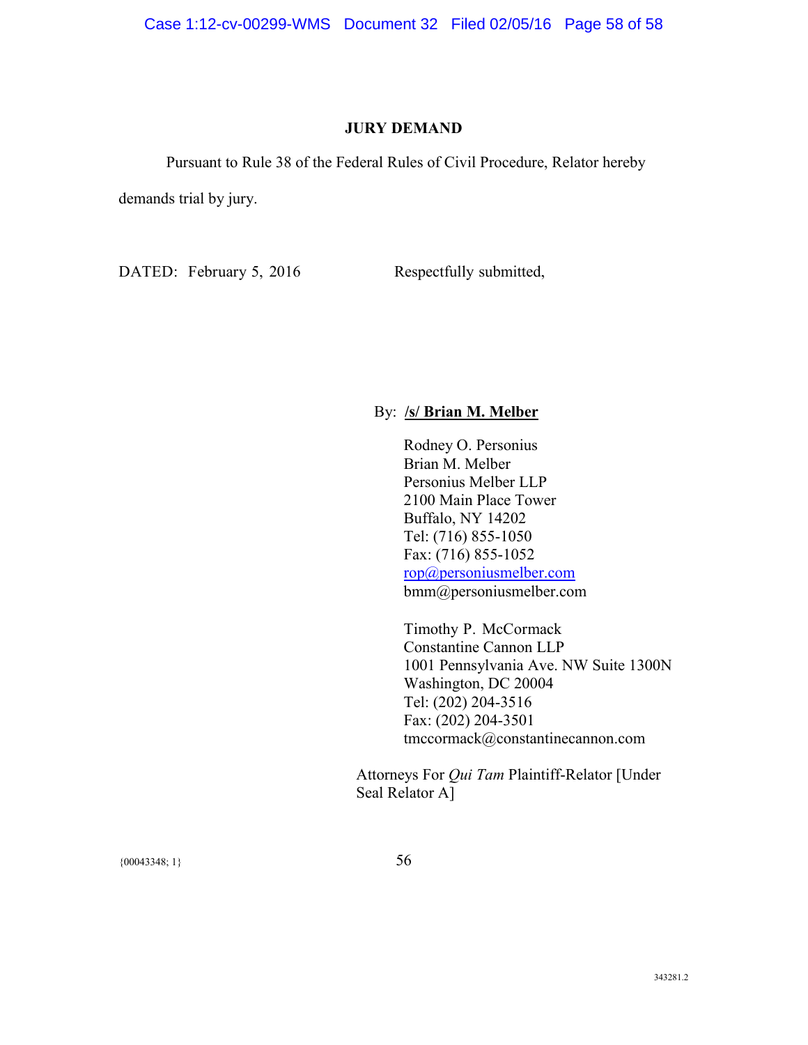## JURY DEMAND

Pursuant to Rule 38 of the Federal Rules of Civil Procedure, Relator hereby demands trial by jury.

DATED: February 5, 2016

Respectfully submitted,

By: **/s/ Brian M. Melber**

Rodney O. Personius
Brian M. Melber
Personius Melber LLP
2100 Main Place Tower
Buffalo, NY 14202
Tel: (716) 855-1050
Fax: (716) 855-1052
rop@personiusmelber.com
bmm@personiusmelber.com

Timothy P. McCormack
Constantine Cannon LLP
1001 Pennsylvania Ave. NW Suite 1300N
Washington, DC 20004
Tel: (202) 204-3516
Fax: (202) 204-3501
tmccormack@constantinecannon.com

Attorneys For *Qui Tam* Plaintiff-Relator [Under Seal Relator A]

{00043348; 1}

343281.2